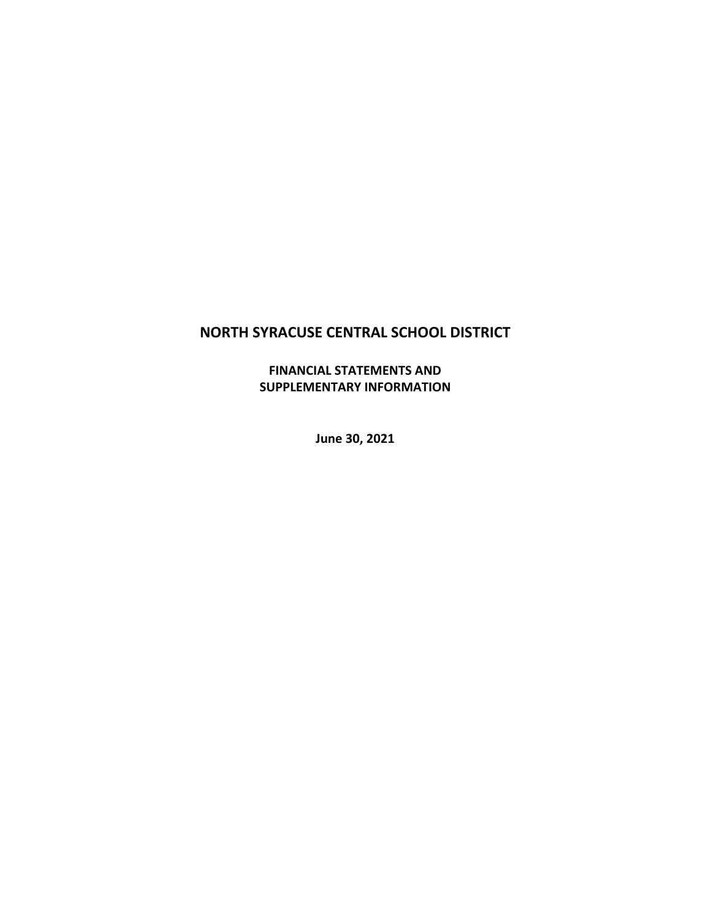# NORTH SYRACUSE CENTRAL SCHOOL DISTRICT

**FINANCIAL STATEMENTS AND**
**SUPPLEMENTARY INFORMATION**

**June 30, 2021**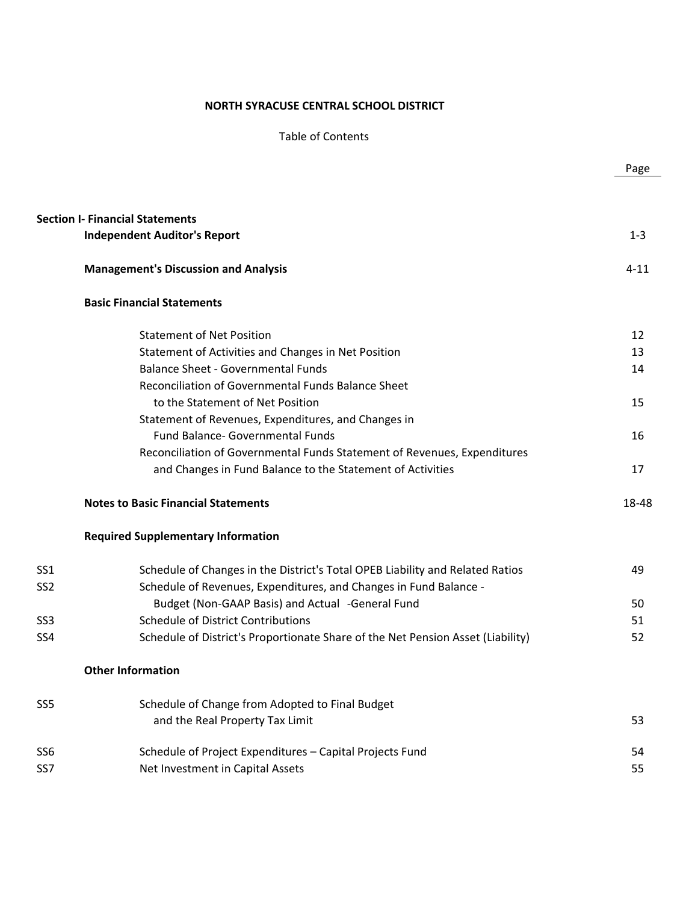# NORTH SYRACUSE CENTRAL SCHOOL DISTRICT

Table of Contents

| | | Page |
|---|---|---|
| **Section I- Financial Statements** | | |
| | **Independent Auditor's Report** | 1-3 |
| | **Management's Discussion and Analysis** | 4-11 |
| | **Basic Financial Statements** | |
| | Statement of Net Position | 12 |
| | Statement of Activities and Changes in Net Position | 13 |
| | Balance Sheet - Governmental Funds | 14 |
| | Reconciliation of Governmental Funds Balance Sheet to the Statement of Net Position | 15 |
| | Statement of Revenues, Expenditures, and Changes in Fund Balance- Governmental Funds | 16 |
| | Reconciliation of Governmental Funds Statement of Revenues, Expenditures and Changes in Fund Balance to the Statement of Activities | 17 |
| | **Notes to Basic Financial Statements** | 18-48 |
| | **Required Supplementary Information** | |
| SS1 | Schedule of Changes in the District's Total OPEB Liability and Related Ratios | 49 |
| SS2 | Schedule of Revenues, Expenditures, and Changes in Fund Balance - Budget (Non-GAAP Basis) and Actual -General Fund | 50 |
| SS3 | Schedule of District Contributions | 51 |
| SS4 | Schedule of District's Proportionate Share of the Net Pension Asset (Liability) | 52 |
| | **Other Information** | |
| SS5 | Schedule of Change from Adopted to Final Budget and the Real Property Tax Limit | 53 |
| SS6 | Schedule of Project Expenditures – Capital Projects Fund | 54 |
| SS7 | Net Investment in Capital Assets | 55 |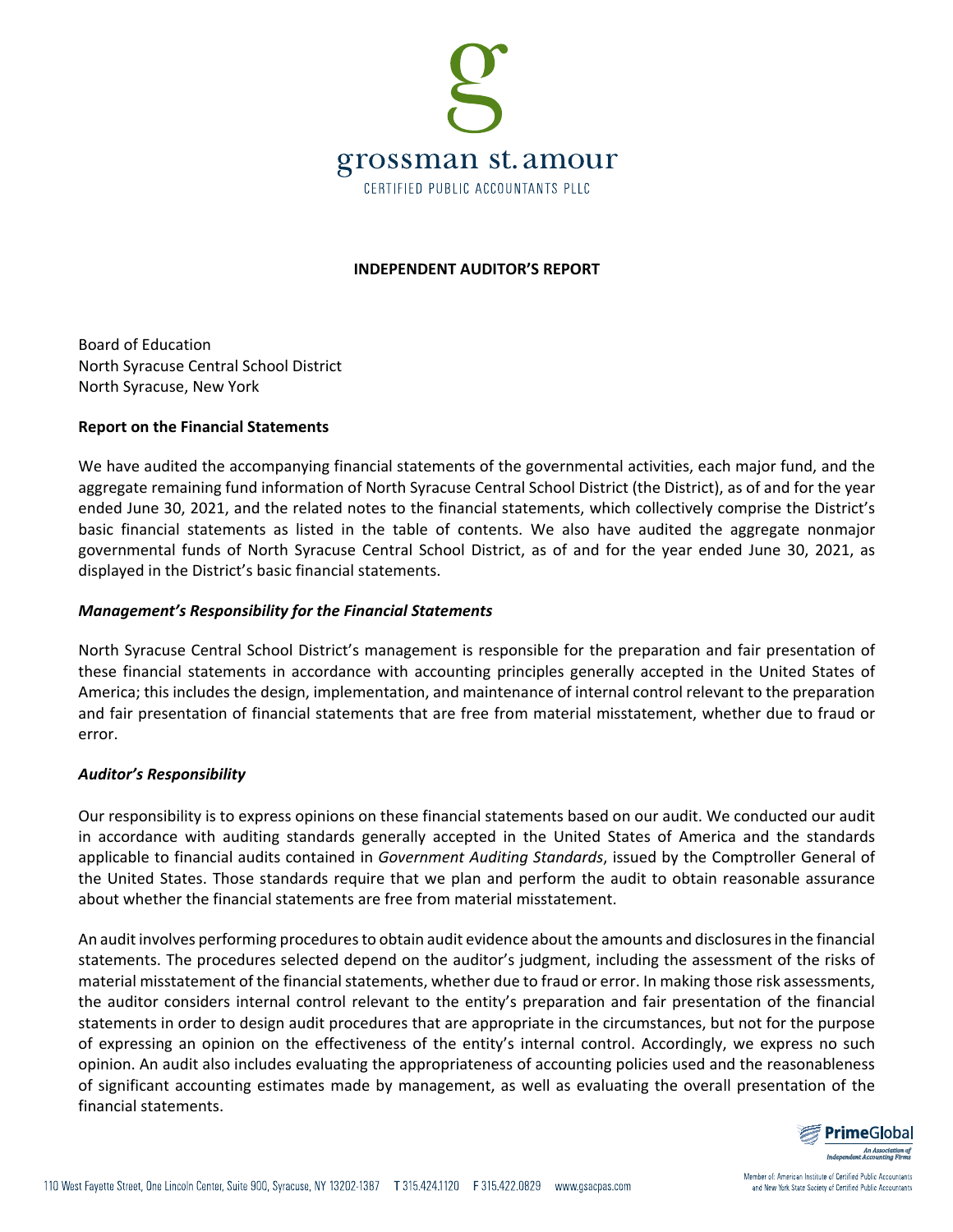# INDEPENDENT AUDITOR'S REPORT

Board of Education
North Syracuse Central School District
North Syracuse, New York

**Report on the Financial Statements**

We have audited the accompanying financial statements of the governmental activities, each major fund, and the aggregate remaining fund information of North Syracuse Central School District (the District), as of and for the year ended June 30, 2021, and the related notes to the financial statements, which collectively comprise the District's basic financial statements as listed in the table of contents. We also have audited the aggregate nonmajor governmental funds of North Syracuse Central School District, as of and for the year ended June 30, 2021, as displayed in the District's basic financial statements.

***Management's Responsibility for the Financial Statements***

North Syracuse Central School District's management is responsible for the preparation and fair presentation of these financial statements in accordance with accounting principles generally accepted in the United States of America; this includes the design, implementation, and maintenance of internal control relevant to the preparation and fair presentation of financial statements that are free from material misstatement, whether due to fraud or error.

***Auditor's Responsibility***

Our responsibility is to express opinions on these financial statements based on our audit. We conducted our audit in accordance with auditing standards generally accepted in the United States of America and the standards applicable to financial audits contained in *Government Auditing Standards*, issued by the Comptroller General of the United States. Those standards require that we plan and perform the audit to obtain reasonable assurance about whether the financial statements are free from material misstatement.

An audit involves performing procedures to obtain audit evidence about the amounts and disclosures in the financial statements. The procedures selected depend on the auditor's judgment, including the assessment of the risks of material misstatement of the financial statements, whether due to fraud or error. In making those risk assessments, the auditor considers internal control relevant to the entity's preparation and fair presentation of the financial statements in order to design audit procedures that are appropriate in the circumstances, but not for the purpose of expressing an opinion on the effectiveness of the entity's internal control. Accordingly, we express no such opinion. An audit also includes evaluating the appropriateness of accounting policies used and the reasonableness of significant accounting estimates made by management, as well as evaluating the overall presentation of the financial statements.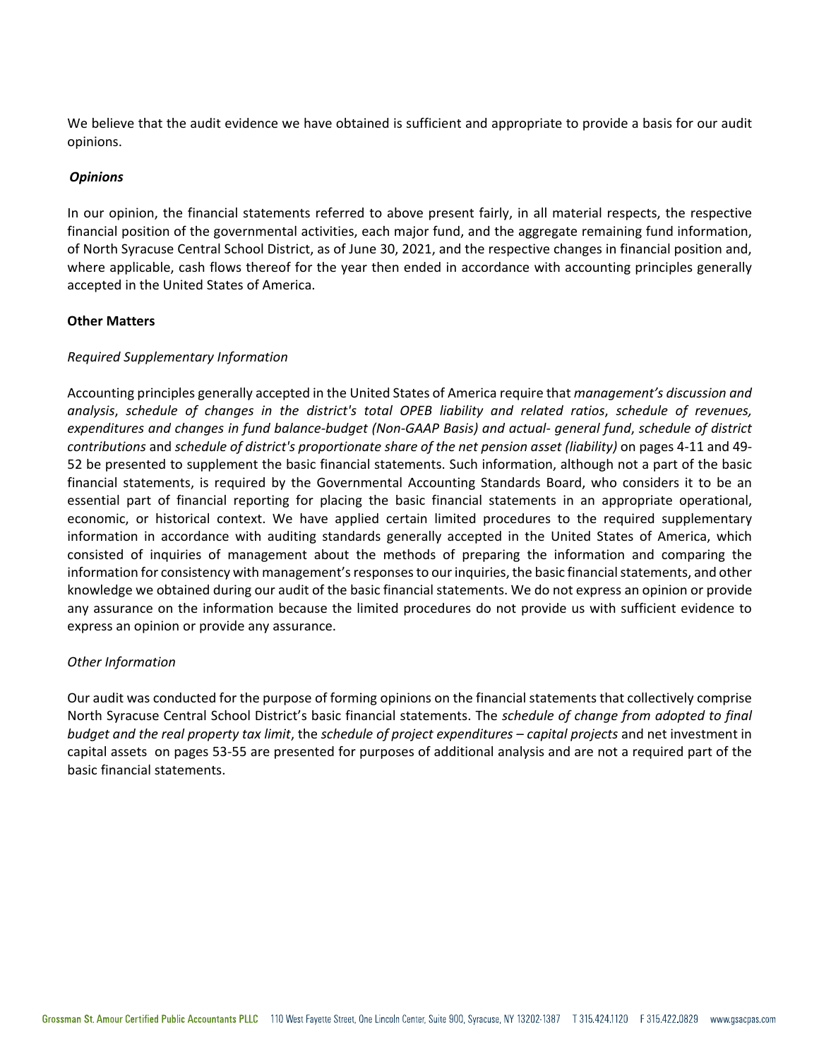We believe that the audit evidence we have obtained is sufficient and appropriate to provide a basis for our audit opinions.

***Opinions***

In our opinion, the financial statements referred to above present fairly, in all material respects, the respective financial position of the governmental activities, each major fund, and the aggregate remaining fund information, of North Syracuse Central School District, as of June 30, 2021, and the respective changes in financial position and, where applicable, cash flows thereof for the year then ended in accordance with accounting principles generally accepted in the United States of America.

**Other Matters**

*Required Supplementary Information*

Accounting principles generally accepted in the United States of America require that *management's discussion and analysis*, *schedule of changes in the district's total OPEB liability and related ratios*, *schedule of revenues, expenditures and changes in fund balance-budget (Non-GAAP Basis) and actual- general fund*, *schedule of district contributions* and *schedule of district's proportionate share of the net pension asset (liability)* on pages 4-11 and 49-52 be presented to supplement the basic financial statements. Such information, although not a part of the basic financial statements, is required by the Governmental Accounting Standards Board, who considers it to be an essential part of financial reporting for placing the basic financial statements in an appropriate operational, economic, or historical context. We have applied certain limited procedures to the required supplementary information in accordance with auditing standards generally accepted in the United States of America, which consisted of inquiries of management about the methods of preparing the information and comparing the information for consistency with management's responses to our inquiries, the basic financial statements, and other knowledge we obtained during our audit of the basic financial statements. We do not express an opinion or provide any assurance on the information because the limited procedures do not provide us with sufficient evidence to express an opinion or provide any assurance.

*Other Information*

Our audit was conducted for the purpose of forming opinions on the financial statements that collectively comprise North Syracuse Central School District's basic financial statements. The *schedule of change from adopted to final budget and the real property tax limit*, the *schedule of project expenditures – capital projects* and net investment in capital assets on pages 53-55 are presented for purposes of additional analysis and are not a required part of the basic financial statements.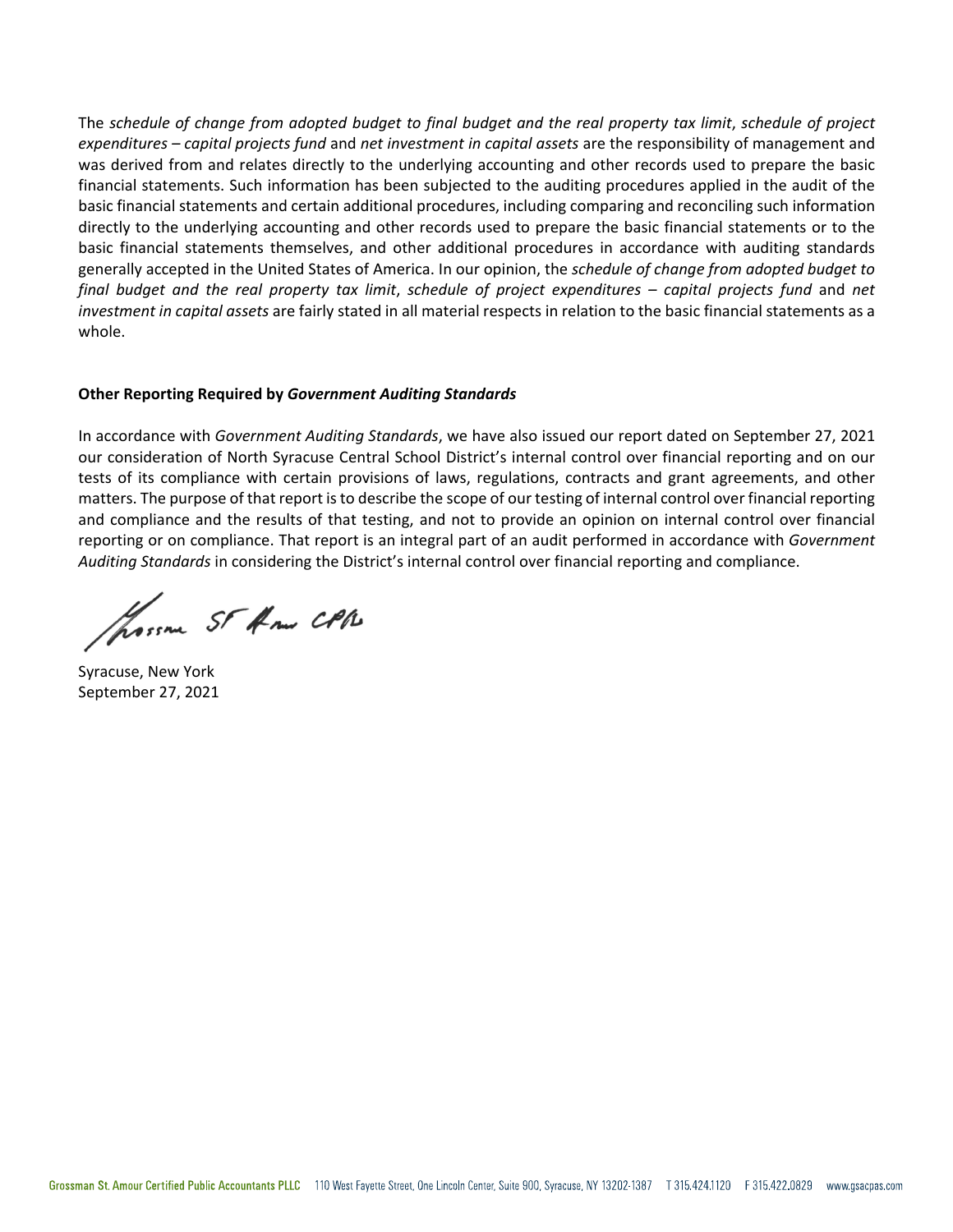The *schedule of change from adopted budget to final budget and the real property tax limit*, *schedule of project expenditures – capital projects fund* and *net investment in capital assets* are the responsibility of management and was derived from and relates directly to the underlying accounting and other records used to prepare the basic financial statements. Such information has been subjected to the auditing procedures applied in the audit of the basic financial statements and certain additional procedures, including comparing and reconciling such information directly to the underlying accounting and other records used to prepare the basic financial statements or to the basic financial statements themselves, and other additional procedures in accordance with auditing standards generally accepted in the United States of America. In our opinion, the *schedule of change from adopted budget to final budget and the real property tax limit*, *schedule of project expenditures – capital projects fund* and *net investment in capital assets* are fairly stated in all material respects in relation to the basic financial statements as a whole.

**Other Reporting Required by *Government Auditing Standards***

In accordance with *Government Auditing Standards*, we have also issued our report dated on September 27, 2021 our consideration of North Syracuse Central School District's internal control over financial reporting and on our tests of its compliance with certain provisions of laws, regulations, contracts and grant agreements, and other matters. The purpose of that report is to describe the scope of our testing of internal control over financial reporting and compliance and the results of that testing, and not to provide an opinion on internal control over financial reporting or on compliance. That report is an integral part of an audit performed in accordance with *Government Auditing Standards* in considering the District's internal control over financial reporting and compliance.

Grossman St Amour CPAs

Syracuse, New York
September 27, 2021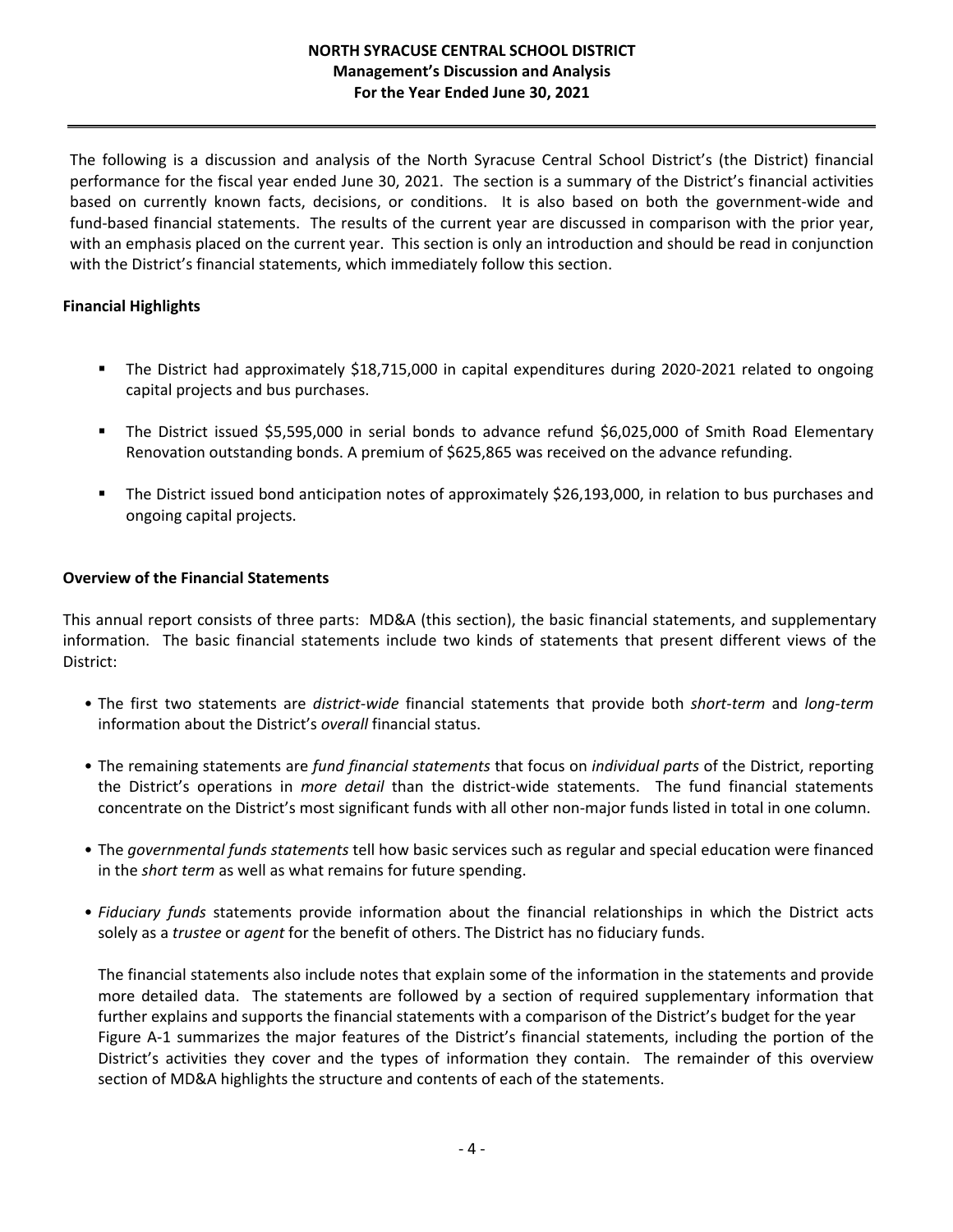# NORTH SYRACUSE CENTRAL SCHOOL DISTRICT
## Management's Discussion and Analysis
## For the Year Ended June 30, 2021

The following is a discussion and analysis of the North Syracuse Central School District's (the District) financial performance for the fiscal year ended June 30, 2021. The section is a summary of the District's financial activities based on currently known facts, decisions, or conditions. It is also based on both the government-wide and fund-based financial statements. The results of the current year are discussed in comparison with the prior year, with an emphasis placed on the current year. This section is only an introduction and should be read in conjunction with the District's financial statements, which immediately follow this section.

**Financial Highlights**

- The District had approximately $18,715,000 in capital expenditures during 2020-2021 related to ongoing capital projects and bus purchases.
- The District issued $5,595,000 in serial bonds to advance refund $6,025,000 of Smith Road Elementary Renovation outstanding bonds. A premium of $625,865 was received on the advance refunding.
- The District issued bond anticipation notes of approximately $26,193,000, in relation to bus purchases and ongoing capital projects.

**Overview of the Financial Statements**

This annual report consists of three parts: MD&A (this section), the basic financial statements, and supplementary information. The basic financial statements include two kinds of statements that present different views of the District:

- The first two statements are *district-wide* financial statements that provide both *short-term* and *long-term* information about the District's *overall* financial status.
- The remaining statements are *fund financial statements* that focus on *individual parts* of the District, reporting the District's operations in *more detail* than the district-wide statements. The fund financial statements concentrate on the District's most significant funds with all other non-major funds listed in total in one column.
- The *governmental funds statements* tell how basic services such as regular and special education were financed in the *short term* as well as what remains for future spending.
- *Fiduciary funds* statements provide information about the financial relationships in which the District acts solely as a *trustee* or *agent* for the benefit of others. The District has no fiduciary funds.

The financial statements also include notes that explain some of the information in the statements and provide more detailed data. The statements are followed by a section of required supplementary information that further explains and supports the financial statements with a comparison of the District's budget for the year Figure A-1 summarizes the major features of the District's financial statements, including the portion of the District's activities they cover and the types of information they contain. The remainder of this overview section of MD&A highlights the structure and contents of each of the statements.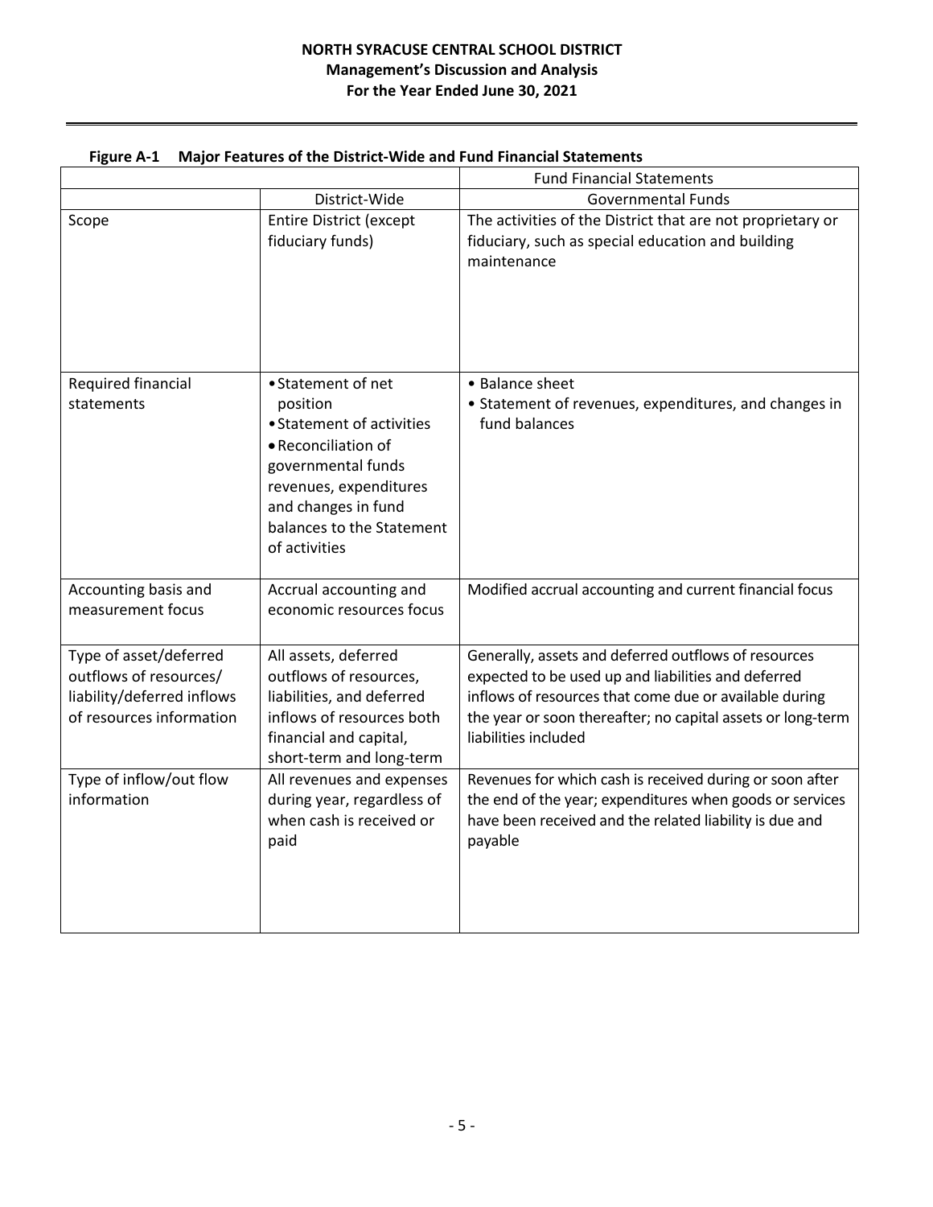**Figure A-1 Major Features of the District-Wide and Fund Financial Statements**

| | | Fund Financial Statements |
|---|---|---|
| | District-Wide | Governmental Funds |
| Scope | Entire District (except fiduciary funds) | The activities of the District that are not proprietary or fiduciary, such as special education and building maintenance |
| Required financial statements | • Statement of net position<br>• Statement of activities<br>• Reconciliation of governmental funds revenues, expenditures and changes in fund balances to the Statement of activities | • Balance sheet<br>• Statement of revenues, expenditures, and changes in fund balances |
| Accounting basis and measurement focus | Accrual accounting and economic resources focus | Modified accrual accounting and current financial focus |
| Type of asset/deferred outflows of resources/ liability/deferred inflows of resources information | All assets, deferred outflows of resources, liabilities, and deferred inflows of resources both financial and capital, short-term and long-term | Generally, assets and deferred outflows of resources expected to be used up and liabilities and deferred inflows of resources that come due or available during the year or soon thereafter; no capital assets or long-term liabilities included |
| Type of inflow/out flow information | All revenues and expenses during year, regardless of when cash is received or paid | Revenues for which cash is received during or soon after the end of the year; expenditures when goods or services have been received and the related liability is due and payable |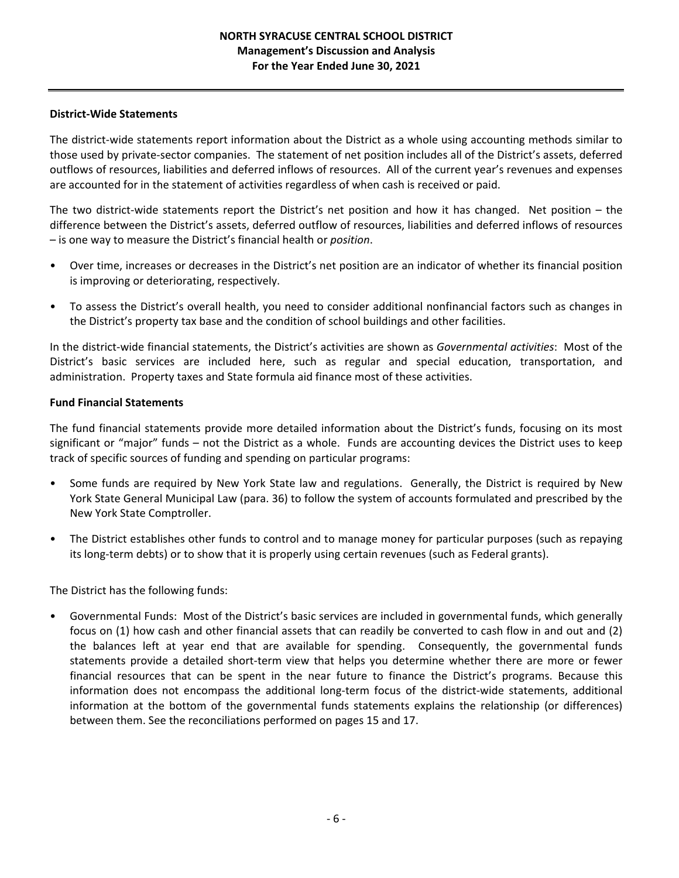### District-Wide Statements

The district-wide statements report information about the District as a whole using accounting methods similar to those used by private-sector companies. The statement of net position includes all of the District's assets, deferred outflows of resources, liabilities and deferred inflows of resources. All of the current year's revenues and expenses are accounted for in the statement of activities regardless of when cash is received or paid.

The two district-wide statements report the District's net position and how it has changed. Net position – the difference between the District's assets, deferred outflow of resources, liabilities and deferred inflows of resources – is one way to measure the District's financial health or *position*.

- Over time, increases or decreases in the District's net position are an indicator of whether its financial position is improving or deteriorating, respectively.
- To assess the District's overall health, you need to consider additional nonfinancial factors such as changes in the District's property tax base and the condition of school buildings and other facilities.

In the district-wide financial statements, the District's activities are shown as *Governmental activities*: Most of the District's basic services are included here, such as regular and special education, transportation, and administration. Property taxes and State formula aid finance most of these activities.

### Fund Financial Statements

The fund financial statements provide more detailed information about the District's funds, focusing on its most significant or "major" funds – not the District as a whole. Funds are accounting devices the District uses to keep track of specific sources of funding and spending on particular programs:

- Some funds are required by New York State law and regulations. Generally, the District is required by New York State General Municipal Law (para. 36) to follow the system of accounts formulated and prescribed by the New York State Comptroller.
- The District establishes other funds to control and to manage money for particular purposes (such as repaying its long-term debts) or to show that it is properly using certain revenues (such as Federal grants).

The District has the following funds:

- Governmental Funds: Most of the District's basic services are included in governmental funds, which generally focus on (1) how cash and other financial assets that can readily be converted to cash flow in and out and (2) the balances left at year end that are available for spending. Consequently, the governmental funds statements provide a detailed short-term view that helps you determine whether there are more or fewer financial resources that can be spent in the near future to finance the District's programs. Because this information does not encompass the additional long-term focus of the district-wide statements, additional information at the bottom of the governmental funds statements explains the relationship (or differences) between them. See the reconciliations performed on pages 15 and 17.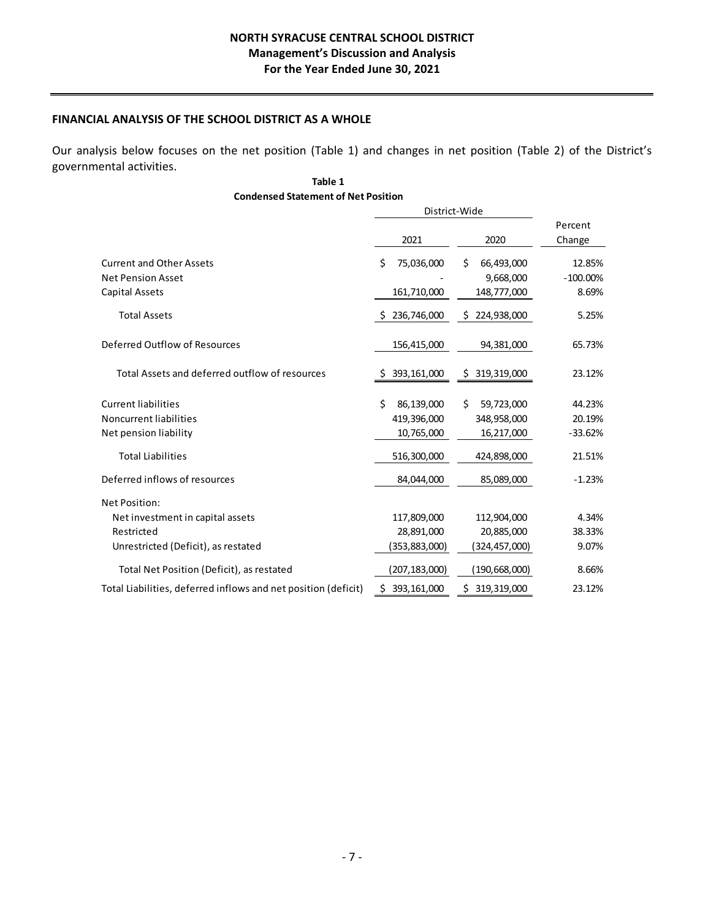## FINANCIAL ANALYSIS OF THE SCHOOL DISTRICT AS A WHOLE

Our analysis below focuses on the net position (Table 1) and changes in net position (Table 2) of the District's governmental activities.

**Table 1**
**Condensed Statement of Net Position**

| | District-Wide | | |
|---|---|---|---|
| | 2021 | 2020 | Percent Change |
| Current and Other Assets | $ 75,036,000 | $ 66,493,000 | 12.85% |
| Net Pension Asset | - | 9,668,000 | -100.00% |
| Capital Assets | 161,710,000 | 148,777,000 | 8.69% |
| Total Assets | $ 236,746,000 | $ 224,938,000 | 5.25% |
| Deferred Outflow of Resources | 156,415,000 | 94,381,000 | 65.73% |
| Total Assets and deferred outflow of resources | $ 393,161,000 | $ 319,319,000 | 23.12% |
| Current liabilities | $ 86,139,000 | $ 59,723,000 | 44.23% |
| Noncurrent liabilities | 419,396,000 | 348,958,000 | 20.19% |
| Net pension liability | 10,765,000 | 16,217,000 | -33.62% |
| Total Liabilities | 516,300,000 | 424,898,000 | 21.51% |
| Deferred inflows of resources | 84,044,000 | 85,089,000 | -1.23% |
| Net Position: | | | |
| Net investment in capital assets | 117,809,000 | 112,904,000 | 4.34% |
| Restricted | 28,891,000 | 20,885,000 | 38.33% |
| Unrestricted (Deficit), as restated | (353,883,000) | (324,457,000) | 9.07% |
| Total Net Position (Deficit), as restated | (207,183,000) | (190,668,000) | 8.66% |
| Total Liabilities, deferred inflows and net position (deficit) | $ 393,161,000 | $ 319,319,000 | 23.12% |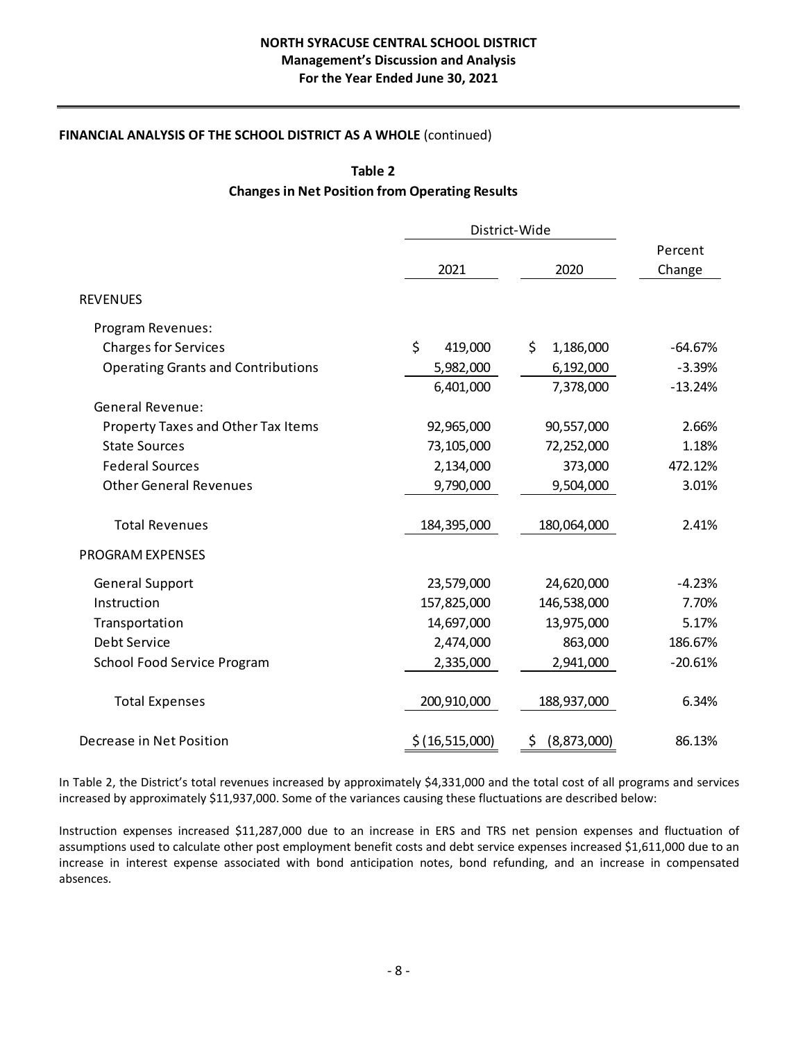**FINANCIAL ANALYSIS OF THE SCHOOL DISTRICT AS A WHOLE** (continued)

**Table 2**
**Changes in Net Position from Operating Results**

| | District-Wide | | |
|---|---|---|---|
| | 2021 | 2020 | Percent Change |
| REVENUES | | | |
| Program Revenues: | | | |
| Charges for Services | $ 419,000 | $ 1,186,000 | -64.67% |
| Operating Grants and Contributions | 5,982,000 | 6,192,000 | -3.39% |
| | 6,401,000 | 7,378,000 | -13.24% |
| General Revenue: | | | |
| Property Taxes and Other Tax Items | 92,965,000 | 90,557,000 | 2.66% |
| State Sources | 73,105,000 | 72,252,000 | 1.18% |
| Federal Sources | 2,134,000 | 373,000 | 472.12% |
| Other General Revenues | 9,790,000 | 9,504,000 | 3.01% |
| Total Revenues | 184,395,000 | 180,064,000 | 2.41% |
| PROGRAM EXPENSES | | | |
| General Support | 23,579,000 | 24,620,000 | -4.23% |
| Instruction | 157,825,000 | 146,538,000 | 7.70% |
| Transportation | 14,697,000 | 13,975,000 | 5.17% |
| Debt Service | 2,474,000 | 863,000 | 186.67% |
| School Food Service Program | 2,335,000 | 2,941,000 | -20.61% |
| Total Expenses | 200,910,000 | 188,937,000 | 6.34% |
| Decrease in Net Position | $ (16,515,000) | $ (8,873,000) | 86.13% |

In Table 2, the District's total revenues increased by approximately $4,331,000 and the total cost of all programs and services increased by approximately $11,937,000. Some of the variances causing these fluctuations are described below:

Instruction expenses increased $11,287,000 due to an increase in ERS and TRS net pension expenses and fluctuation of assumptions used to calculate other post employment benefit costs and debt service expenses increased $1,611,000 due to an increase in interest expense associated with bond anticipation notes, bond refunding, and an increase in compensated absences.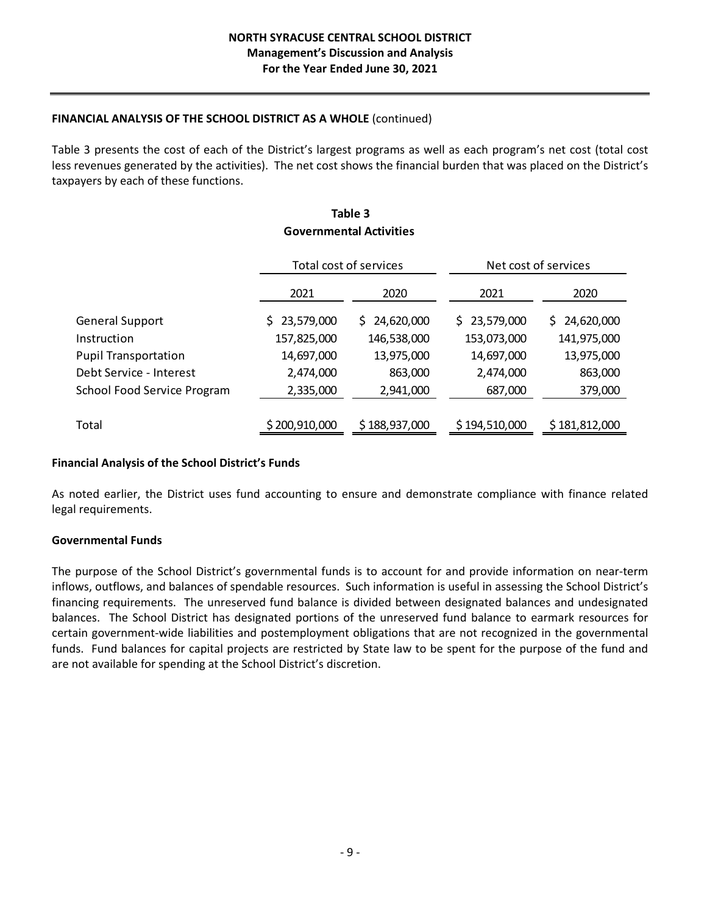**FINANCIAL ANALYSIS OF THE SCHOOL DISTRICT AS A WHOLE** (continued)

Table 3 presents the cost of each of the District's largest programs as well as each program's net cost (total cost less revenues generated by the activities). The net cost shows the financial burden that was placed on the District's taxpayers by each of these functions.

**Table 3**
**Governmental Activities**

| | Total cost of services | | Net cost of services | |
|---|---|---|---|---|
| | 2021 | 2020 | 2021 | 2020 |
| General Support | $ 23,579,000 | $ 24,620,000 | $ 23,579,000 | $ 24,620,000 |
| Instruction | 157,825,000 | 146,538,000 | 153,073,000 | 141,975,000 |
| Pupil Transportation | 14,697,000 | 13,975,000 | 14,697,000 | 13,975,000 |
| Debt Service - Interest | 2,474,000 | 863,000 | 2,474,000 | 863,000 |
| School Food Service Program | 2,335,000 | 2,941,000 | 687,000 | 379,000 |
| Total | $ 200,910,000 | $ 188,937,000 | $ 194,510,000 | $ 181,812,000 |

**Financial Analysis of the School District's Funds**

As noted earlier, the District uses fund accounting to ensure and demonstrate compliance with finance related legal requirements.

**Governmental Funds**

The purpose of the School District's governmental funds is to account for and provide information on near-term inflows, outflows, and balances of spendable resources. Such information is useful in assessing the School District's financing requirements. The unreserved fund balance is divided between designated balances and undesignated balances. The School District has designated portions of the unreserved fund balance to earmark resources for certain government-wide liabilities and postemployment obligations that are not recognized in the governmental funds. Fund balances for capital projects are restricted by State law to be spent for the purpose of the fund and are not available for spending at the School District's discretion.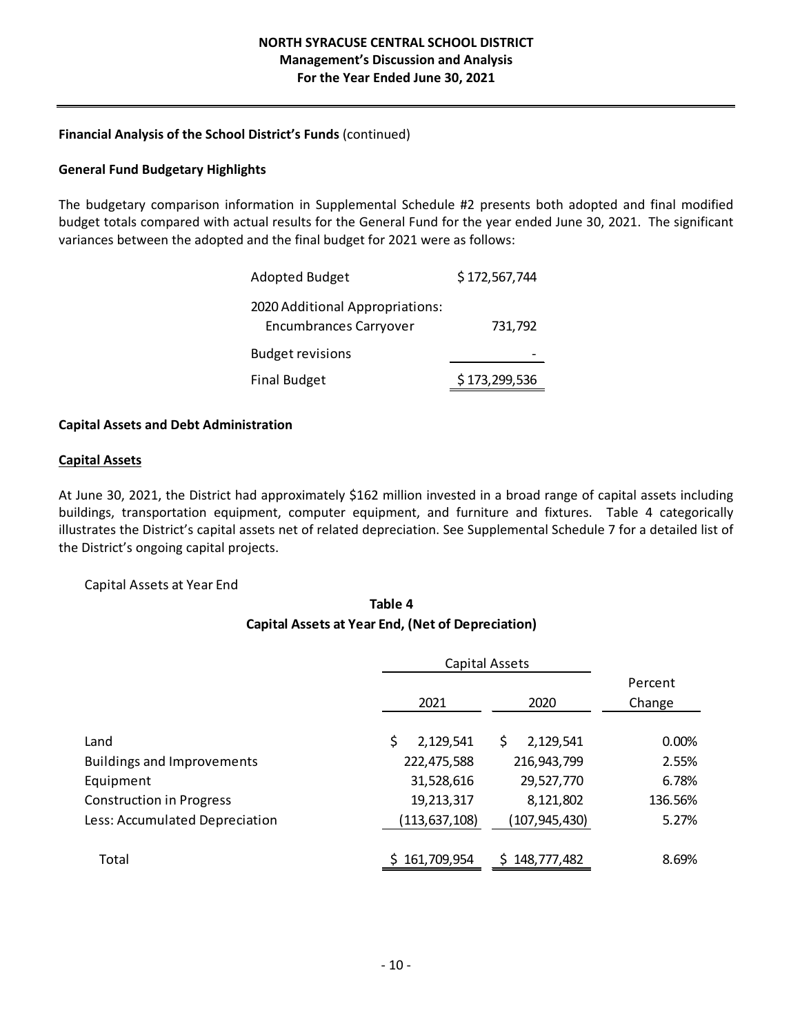**Financial Analysis of the School District's Funds** (continued)

**General Fund Budgetary Highlights**

The budgetary comparison information in Supplemental Schedule #2 presents both adopted and final modified budget totals compared with actual results for the General Fund for the year ended June 30, 2021. The significant variances between the adopted and the final budget for 2021 were as follows:

| | |
|---|---|
| Adopted Budget | $ 172,567,744 |
| 2020 Additional Appropriations: | |
| Encumbrances Carryover | 731,792 |
| Budget revisions | - |
| Final Budget | $ 173,299,536 |

**Capital Assets and Debt Administration**

**Capital Assets**

At June 30, 2021, the District had approximately $162 million invested in a broad range of capital assets including buildings, transportation equipment, computer equipment, and furniture and fixtures. Table 4 categorically illustrates the District's capital assets net of related depreciation. See Supplemental Schedule 7 for a detailed list of the District's ongoing capital projects.

Capital Assets at Year End

**Table 4**
**Capital Assets at Year End, (Net of Depreciation)**

| | Capital Assets | | |
|---|---|---|---|
| | 2021 | 2020 | Percent Change |
| Land | $ 2,129,541 | $ 2,129,541 | 0.00% |
| Buildings and Improvements | 222,475,588 | 216,943,799 | 2.55% |
| Equipment | 31,528,616 | 29,527,770 | 6.78% |
| Construction in Progress | 19,213,317 | 8,121,802 | 136.56% |
| Less: Accumulated Depreciation | (113,637,108) | (107,945,430) | 5.27% |
| Total | $ 161,709,954 | $ 148,777,482 | 8.69% |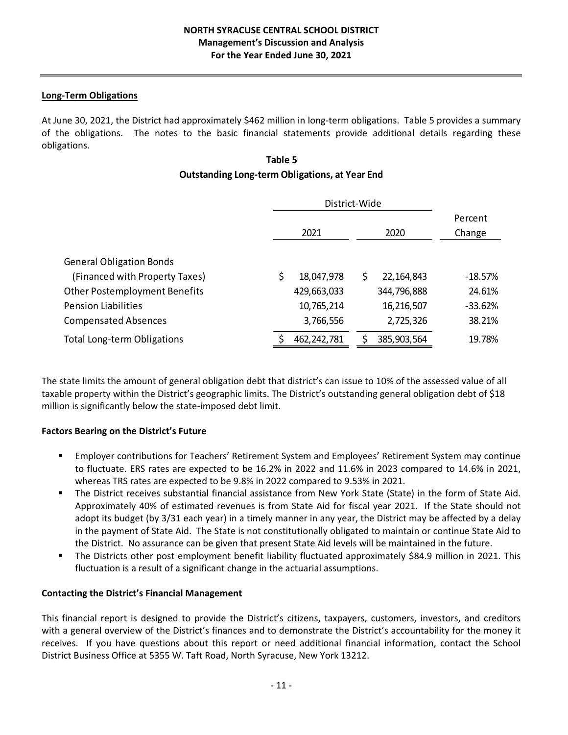## Long-Term Obligations

At June 30, 2021, the District had approximately $462 million in long-term obligations. Table 5 provides a summary of the obligations. The notes to the basic financial statements provide additional details regarding these obligations.

**Table 5**
**Outstanding Long-term Obligations, at Year End**

| | District-Wide | | Percent |
|---|---|---|---|
| | 2021 | 2020 | Change |
| General Obligation Bonds | | | |
| (Financed with Property Taxes) | $ 18,047,978 | $ 22,164,843 | -18.57% |
| Other Postemployment Benefits | 429,663,033 | 344,796,888 | 24.61% |
| Pension Liabilities | 10,765,214 | 16,216,507 | -33.62% |
| Compensated Absences | 3,766,556 | 2,725,326 | 38.21% |
| Total Long-term Obligations | $ 462,242,781 | $ 385,903,564 | 19.78% |

The state limits the amount of general obligation debt that district's can issue to 10% of the assessed value of all taxable property within the District's geographic limits. The District's outstanding general obligation debt of $18 million is significantly below the state-imposed debt limit.

### Factors Bearing on the District's Future

- Employer contributions for Teachers' Retirement System and Employees' Retirement System may continue to fluctuate. ERS rates are expected to be 16.2% in 2022 and 11.6% in 2023 compared to 14.6% in 2021, whereas TRS rates are expected to be 9.8% in 2022 compared to 9.53% in 2021.
- The District receives substantial financial assistance from New York State (State) in the form of State Aid. Approximately 40% of estimated revenues is from State Aid for fiscal year 2021. If the State should not adopt its budget (by 3/31 each year) in a timely manner in any year, the District may be affected by a delay in the payment of State Aid. The State is not constitutionally obligated to maintain or continue State Aid to the District. No assurance can be given that present State Aid levels will be maintained in the future.
- The Districts other post employment benefit liability fluctuated approximately $84.9 million in 2021. This fluctuation is a result of a significant change in the actuarial assumptions.

### Contacting the District's Financial Management

This financial report is designed to provide the District's citizens, taxpayers, customers, investors, and creditors with a general overview of the District's finances and to demonstrate the District's accountability for the money it receives. If you have questions about this report or need additional financial information, contact the School District Business Office at 5355 W. Taft Road, North Syracuse, New York 13212.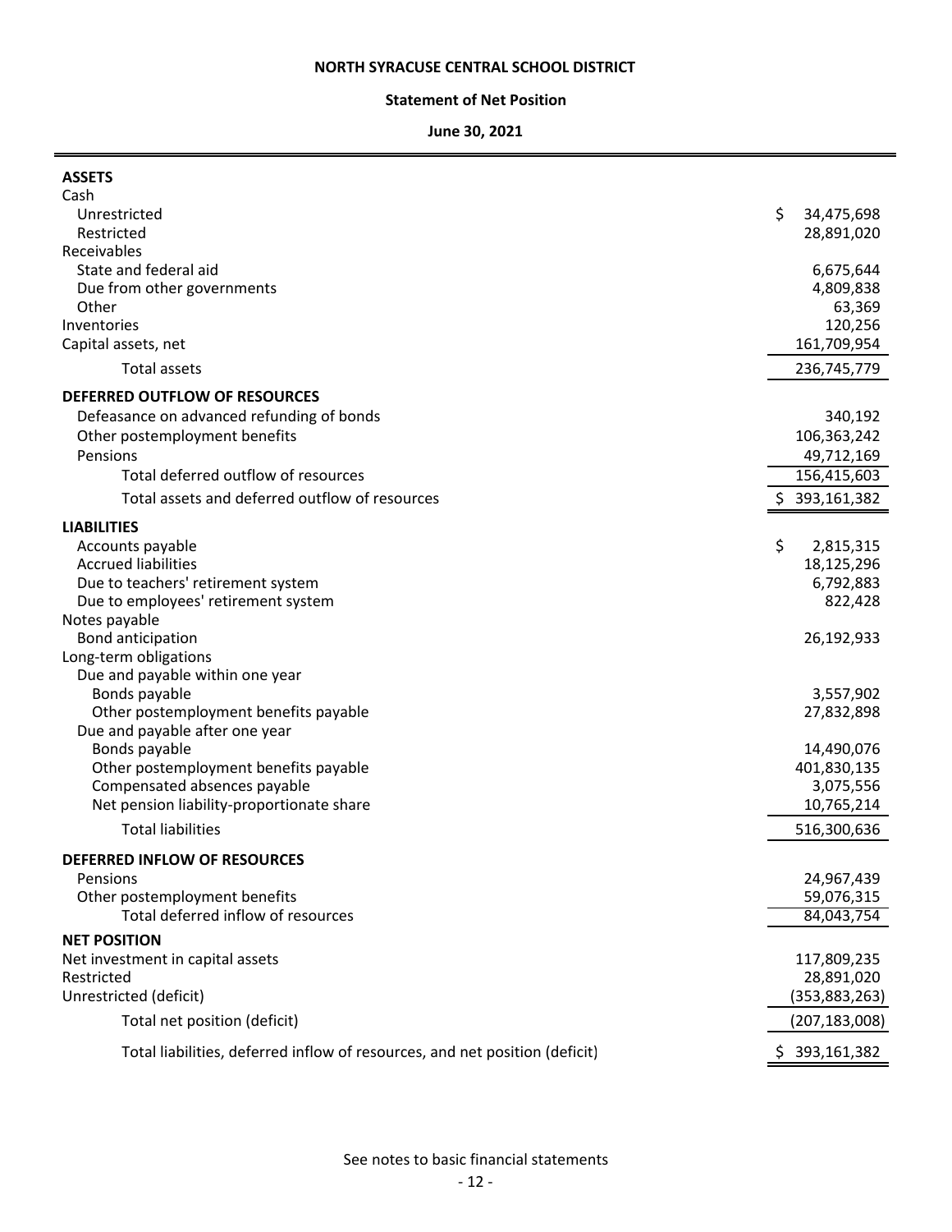**NORTH SYRACUSE CENTRAL SCHOOL DISTRICT**

**Statement of Net Position**

**June 30, 2021**

| | |
|---|---|
| **ASSETS** | |
| Cash | |
| Unrestricted | $ 34,475,698 |
| Restricted | 28,891,020 |
| Receivables | |
| State and federal aid | 6,675,644 |
| Due from other governments | 4,809,838 |
| Other | 63,369 |
| Inventories | 120,256 |
| Capital assets, net | 161,709,954 |
| Total assets | 236,745,779 |
| **DEFERRED OUTFLOW OF RESOURCES** | |
| Defeasance on advanced refunding of bonds | 340,192 |
| Other postemployment benefits | 106,363,242 |
| Pensions | 49,712,169 |
| Total deferred outflow of resources | 156,415,603 |
| Total assets and deferred outflow of resources | $ 393,161,382 |
| **LIABILITIES** | |
| Accounts payable | $ 2,815,315 |
| Accrued liabilities | 18,125,296 |
| Due to teachers' retirement system | 6,792,883 |
| Due to employees' retirement system | 822,428 |
| Notes payable | |
| Bond anticipation | 26,192,933 |
| Long-term obligations | |
| Due and payable within one year | |
| Bonds payable | 3,557,902 |
| Other postemployment benefits payable | 27,832,898 |
| Due and payable after one year | |
| Bonds payable | 14,490,076 |
| Other postemployment benefits payable | 401,830,135 |
| Compensated absences payable | 3,075,556 |
| Net pension liability-proportionate share | 10,765,214 |
| Total liabilities | 516,300,636 |
| **DEFERRED INFLOW OF RESOURCES** | |
| Pensions | 24,967,439 |
| Other postemployment benefits | 59,076,315 |
| Total deferred inflow of resources | 84,043,754 |
| **NET POSITION** | |
| Net investment in capital assets | 117,809,235 |
| Restricted | 28,891,020 |
| Unrestricted (deficit) | (353,883,263) |
| Total net position (deficit) | (207,183,008) |
| Total liabilities, deferred inflow of resources, and net position (deficit) | $ 393,161,382 |

See notes to basic financial statements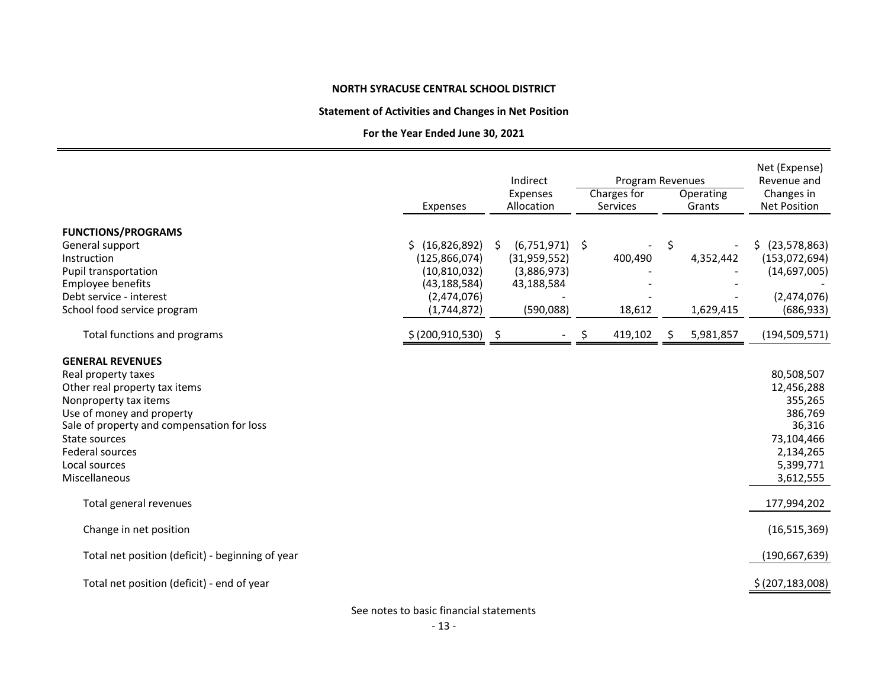**NORTH SYRACUSE CENTRAL SCHOOL DISTRICT**

**Statement of Activities and Changes in Net Position**

**For the Year Ended June 30, 2021**

| | Expenses | Indirect Expenses Allocation | Program Revenues | | Net (Expense) Revenue and Changes in Net Position |
|---|---|---|---|---|---|
| | | | Charges for Services | Operating Grants | |
| **FUNCTIONS/PROGRAMS** | | | | | |
| General support | $ (16,826,892) | $ (6,751,971) | $ - | $ - | $ (23,578,863) |
| Instruction | (125,866,074) | (31,959,552) | 400,490 | 4,352,442 | (153,072,694) |
| Pupil transportation | (10,810,032) | (3,886,973) | - | - | (14,697,005) |
| Employee benefits | (43,188,584) | 43,188,584 | - | - | - |
| Debt service - interest | (2,474,076) | - | - | - | (2,474,076) |
| School food service program | (1,744,872) | (590,088) | 18,612 | 1,629,415 | (686,933) |
| Total functions and programs | $ (200,910,530) | $ - | $ 419,102 | $ 5,981,857 | (194,509,571) |
| **GENERAL REVENUES** | | | | | |
| Real property taxes | | | | | 80,508,507 |
| Other real property tax items | | | | | 12,456,288 |
| Nonproperty tax items | | | | | 355,265 |
| Use of money and property | | | | | 386,769 |
| Sale of property and compensation for loss | | | | | 36,316 |
| State sources | | | | | 73,104,466 |
| Federal sources | | | | | 2,134,265 |
| Local sources | | | | | 5,399,771 |
| Miscellaneous | | | | | 3,612,555 |
| Total general revenues | | | | | 177,994,202 |
| Change in net position | | | | | (16,515,369) |
| Total net position (deficit) - beginning of year | | | | | (190,667,639) |
| Total net position (deficit) - end of year | | | | | $ (207,183,008) |

See notes to basic financial statements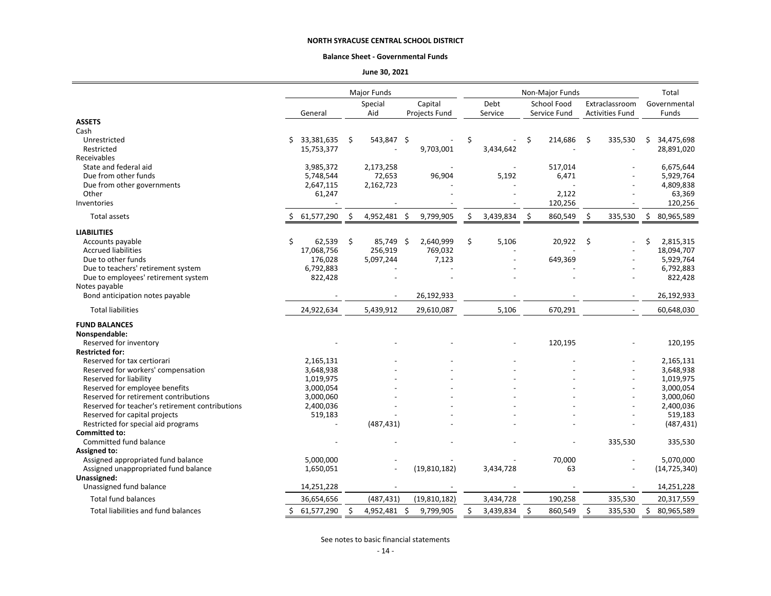**NORTH SYRACUSE CENTRAL SCHOOL DISTRICT**

**Balance Sheet - Governmental Funds**

**June 30, 2021**

| | Major Funds | | | Non-Major Funds | | | Total |
|---|---|---|---|---|---|---|---|
| | General | Special Aid | Capital Projects Fund | Debt Service | School Food Service Fund | Extraclassroom Activities Fund | Governmental Funds |
| **ASSETS** | | | | | | | |
| Cash | | | | | | | |
| Unrestricted | $ 33,381,635 | $ 543,847 | $ - | $ - | $ 214,686 | $ 335,530 | $ 34,475,698 |
| Restricted | 15,753,377 | - | 9,703,001 | 3,434,642 | - | - | 28,891,020 |
| Receivables | | | | | | | |
| State and federal aid | 3,985,372 | 2,173,258 | - | - | 517,014 | - | 6,675,644 |
| Due from other funds | 5,748,544 | 72,653 | 96,904 | 5,192 | 6,471 | - | 5,929,764 |
| Due from other governments | 2,647,115 | 2,162,723 | - | - | - | - | 4,809,838 |
| Other | 61,247 | | - | - | 2,122 | - | 63,369 |
| Inventories | - | - | - | - | 120,256 | - | 120,256 |
| Total assets | $ 61,577,290 | $ 4,952,481 | $ 9,799,905 | $ 3,439,834 | $ 860,549 | $ 335,530 | $ 80,965,589 |
| **LIABILITIES** | | | | | | | |
| Accounts payable | $ 62,539 | $ 85,749 | $ 2,640,999 | $ 5,106 | 20,922 | $ - | $ 2,815,315 |
| Accrued liabilities | 17,068,756 | 256,919 | 769,032 | - | - | - | 18,094,707 |
| Due to other funds | 176,028 | 5,097,244 | 7,123 | - | 649,369 | - | 5,929,764 |
| Due to teachers' retirement system | 6,792,883 | - | - | - | - | - | 6,792,883 |
| Due to employees' retirement system | 822,428 | - | - | - | - | - | 822,428 |
| Notes payable | | | | | | | |
| Bond anticipation notes payable | - | - | 26,192,933 | - | - | - | 26,192,933 |
| Total liabilities | 24,922,634 | 5,439,912 | 29,610,087 | 5,106 | 670,291 | - | 60,648,030 |
| **FUND BALANCES** | | | | | | | |
| **Nonspendable:** | | | | | | | |
| Reserved for inventory | - | - | - | - | 120,195 | - | 120,195 |
| **Restricted for:** | | | | | | | |
| Reserved for tax certiorari | 2,165,131 | - | - | - | - | - | 2,165,131 |
| Reserved for workers' compensation | 3,648,938 | - | - | - | - | - | 3,648,938 |
| Reserved for liability | 1,019,975 | - | - | - | - | - | 1,019,975 |
| Reserved for employee benefits | 3,000,054 | - | - | - | - | - | 3,000,054 |
| Reserved for retirement contributions | 3,000,060 | - | - | - | - | - | 3,000,060 |
| Reserved for teacher's retirement contributions | 2,400,036 | - | - | - | - | - | 2,400,036 |
| Reserved for capital projects | 519,183 | | - | - | - | - | 519,183 |
| Restricted for special aid programs | - | (487,431) | - | - | - | - | (487,431) |
| **Committed to:** | | | | | | | |
| Committed fund balance | - | - | - | - | - | 335,530 | 335,530 |
| **Assigned to:** | | | | | | | |
| Assigned appropriated fund balance | 5,000,000 | - | - | - | 70,000 | - | 5,070,000 |
| Assigned unappropriated fund balance | 1,650,051 | - | (19,810,182) | 3,434,728 | 63 | - | (14,725,340) |
| **Unassigned:** | | | | | | | |
| Unassigned fund balance | 14,251,228 | - | - | - | - | - | 14,251,228 |
| Total fund balances | 36,654,656 | (487,431) | (19,810,182) | 3,434,728 | 190,258 | 335,530 | 20,317,559 |
| Total liabilities and fund balances | $ 61,577,290 | $ 4,952,481 | $ 9,799,905 | $ 3,439,834 | $ 860,549 | $ 335,530 | $ 80,965,589 |

See notes to basic financial statements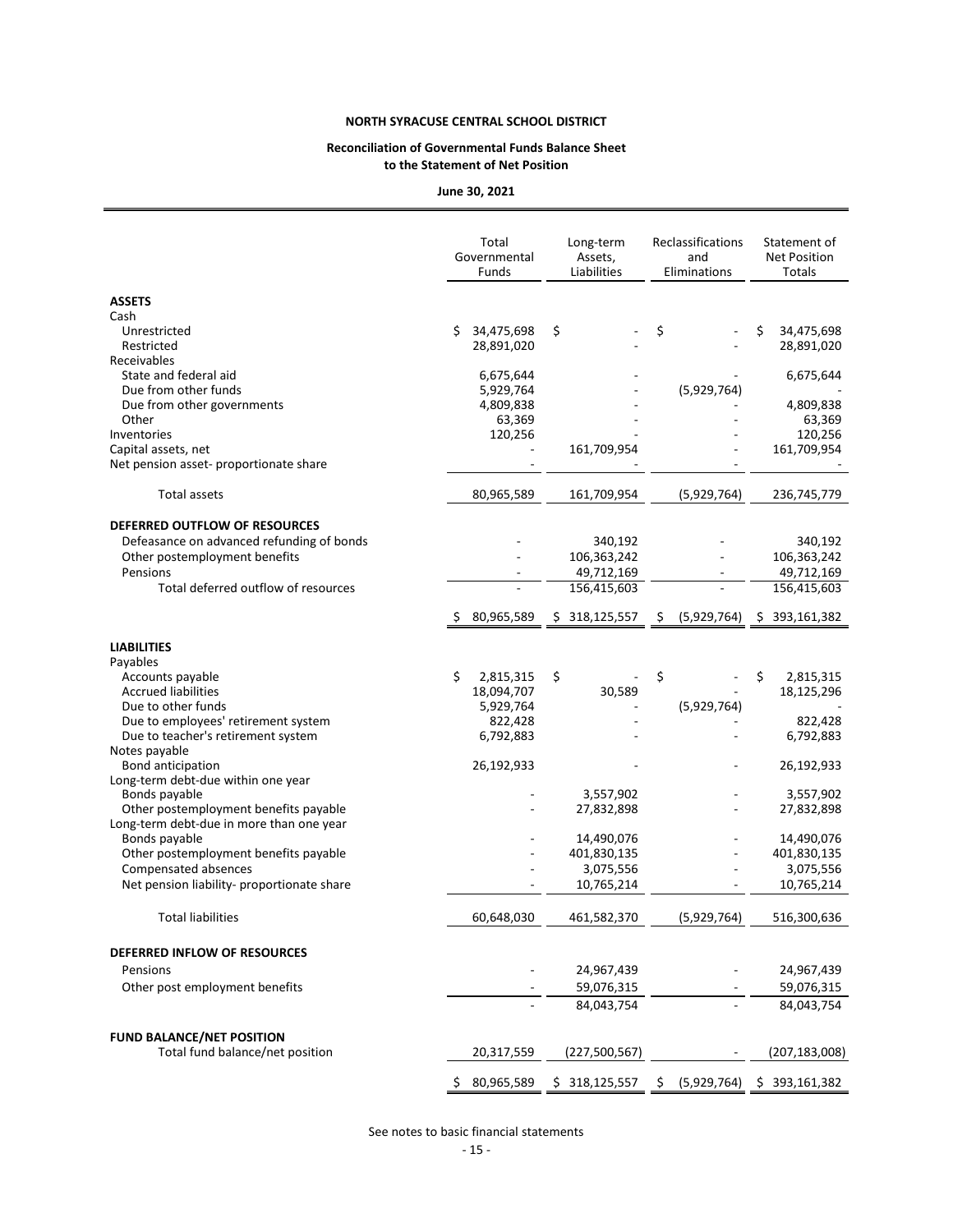**NORTH SYRACUSE CENTRAL SCHOOL DISTRICT**

**Reconciliation of Governmental Funds Balance Sheet to the Statement of Net Position**

**June 30, 2021**

| | Total Governmental Funds | Long-term Assets, Liabilities | Reclassifications and Eliminations | Statement of Net Position Totals |
|---|---|---|---|---|
| **ASSETS** | | | | |
| Cash | | | | |
| Unrestricted | $ 34,475,698 | $ - | $ - | $ 34,475,698 |
| Restricted | 28,891,020 | - | - | 28,891,020 |
| Receivables | | | | |
| State and federal aid | 6,675,644 | - | - | 6,675,644 |
| Due from other funds | 5,929,764 | - | (5,929,764) | - |
| Due from other governments | 4,809,838 | - | - | 4,809,838 |
| Other | 63,369 | - | - | 63,369 |
| Inventories | 120,256 | - | - | 120,256 |
| Capital assets, net | - | 161,709,954 | - | 161,709,954 |
| Net pension asset- proportionate share | - | - | - | - |
| Total assets | 80,965,589 | 161,709,954 | (5,929,764) | 236,745,779 |
| **DEFERRED OUTFLOW OF RESOURCES** | | | | |
| Defeasance on advanced refunding of bonds | - | 340,192 | - | 340,192 |
| Other postemployment benefits | - | 106,363,242 | - | 106,363,242 |
| Pensions | - | 49,712,169 | - | 49,712,169 |
| Total deferred outflow of resources | - | 156,415,603 | - | 156,415,603 |
| | $ 80,965,589 | $ 318,125,557 | $ (5,929,764) | $ 393,161,382 |
| **LIABILITIES** | | | | |
| Payables | | | | |
| Accounts payable | $ 2,815,315 | $ - | $ - | $ 2,815,315 |
| Accrued liabilities | 18,094,707 | 30,589 | - | 18,125,296 |
| Due to other funds | 5,929,764 | - | (5,929,764) | - |
| Due to employees' retirement system | 822,428 | - | - | 822,428 |
| Due to teacher's retirement system | 6,792,883 | - | - | 6,792,883 |
| Notes payable | | | | |
| Bond anticipation | 26,192,933 | - | - | 26,192,933 |
| Long-term debt-due within one year | | | | |
| Bonds payable | - | 3,557,902 | - | 3,557,902 |
| Other postemployment benefits payable | - | 27,832,898 | - | 27,832,898 |
| Long-term debt-due in more than one year | | | | |
| Bonds payable | - | 14,490,076 | - | 14,490,076 |
| Other postemployment benefits payable | - | 401,830,135 | - | 401,830,135 |
| Compensated absences | - | 3,075,556 | - | 3,075,556 |
| Net pension liability- proportionate share | - | 10,765,214 | - | 10,765,214 |
| Total liabilities | 60,648,030 | 461,582,370 | (5,929,764) | 516,300,636 |
| **DEFERRED INFLOW OF RESOURCES** | | | | |
| Pensions | - | 24,967,439 | - | 24,967,439 |
| Other post employment benefits | - | 59,076,315 | - | 59,076,315 |
| | - | 84,043,754 | - | 84,043,754 |
| **FUND BALANCE/NET POSITION** | | | | |
| Total fund balance/net position | 20,317,559 | (227,500,567) | - | (207,183,008) |
| | $ 80,965,589 | $ 318,125,557 | $ (5,929,764) | $ 393,161,382 |

See notes to basic financial statements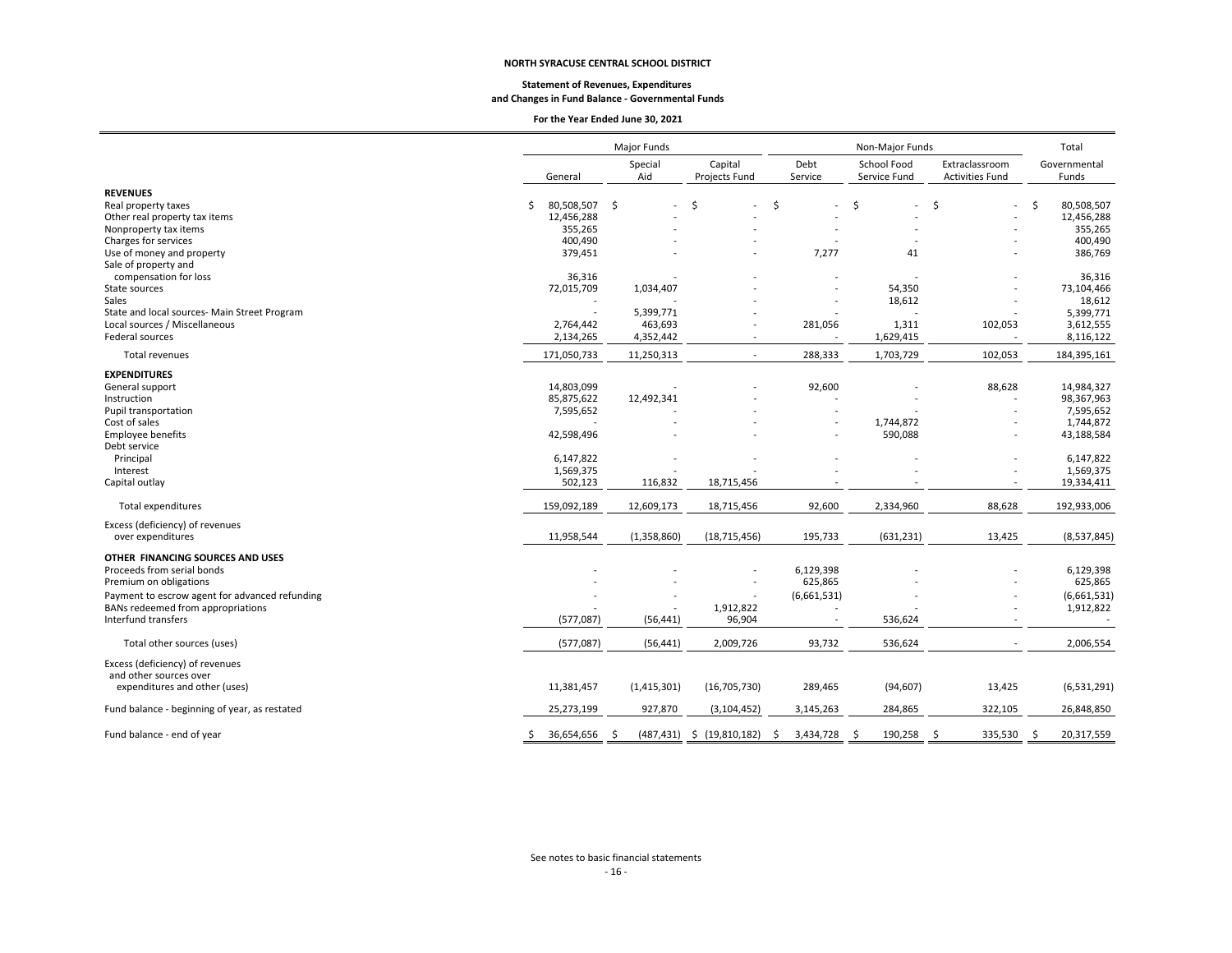**NORTH SYRACUSE CENTRAL SCHOOL DISTRICT**

**Statement of Revenues, Expenditures and Changes in Fund Balance - Governmental Funds**

**For the Year Ended June 30, 2021**

| | Major Funds | | | Non-Major Funds | | | Total |
|---|---|---|---|---|---|---|---|
| | General | Special Aid | Capital Projects Fund | Debt Service | School Food Service Fund | Extraclassroom Activities Fund | Governmental Funds |
| **REVENUES** | | | | | | | |
| Real property taxes | $ 80,508,507 | $ - | $ - | $ - | $ - | $ - | $ 80,508,507 |
| Other real property tax items | 12,456,288 | - | - | - | - | - | 12,456,288 |
| Nonproperty tax items | 355,265 | - | - | - | - | - | 355,265 |
| Charges for services | 400,490 | - | - | - | - | - | 400,490 |
| Use of money and property | 379,451 | - | - | 7,277 | 41 | - | 386,769 |
| Sale of property and compensation for loss | 36,316 | - | - | - | - | - | 36,316 |
| State sources | 72,015,709 | 1,034,407 | - | - | 54,350 | - | 73,104,466 |
| Sales | - | - | - | - | 18,612 | - | 18,612 |
| State and local sources- Main Street Program | - | 5,399,771 | - | - | - | - | 5,399,771 |
| Local sources / Miscellaneous | 2,764,442 | 463,693 | - | 281,056 | 1,311 | 102,053 | 3,612,555 |
| Federal sources | 2,134,265 | 4,352,442 | - | - | 1,629,415 | - | 8,116,122 |
| Total revenues | 171,050,733 | 11,250,313 | - | 288,333 | 1,703,729 | 102,053 | 184,395,161 |
| **EXPENDITURES** | | | | | | | |
| General support | 14,803,099 | - | - | 92,600 | - | 88,628 | 14,984,327 |
| Instruction | 85,875,622 | 12,492,341 | - | - | - | - | 98,367,963 |
| Pupil transportation | 7,595,652 | - | - | - | - | - | 7,595,652 |
| Cost of sales | - | - | - | - | 1,744,872 | - | 1,744,872 |
| Employee benefits | 42,598,496 | - | - | - | 590,088 | - | 43,188,584 |
| Debt service | | | | | | | |
| Principal | 6,147,822 | - | - | - | - | - | 6,147,822 |
| Interest | 1,569,375 | - | - | - | - | - | 1,569,375 |
| Capital outlay | 502,123 | 116,832 | 18,715,456 | - | - | - | 19,334,411 |
| Total expenditures | 159,092,189 | 12,609,173 | 18,715,456 | 92,600 | 2,334,960 | 88,628 | 192,933,006 |
| Excess (deficiency) of revenues over expenditures | 11,958,544 | (1,358,860) | (18,715,456) | 195,733 | (631,231) | 13,425 | (8,537,845) |
| **OTHER FINANCING SOURCES AND USES** | | | | | | | |
| Proceeds from serial bonds | - | - | - | 6,129,398 | - | - | 6,129,398 |
| Premium on obligations | - | - | - | 625,865 | - | - | 625,865 |
| Payment to escrow agent for advanced refunding | - | - | - | (6,661,531) | - | - | (6,661,531) |
| BANs redeemed from appropriations | - | - | 1,912,822 | - | - | - | 1,912,822 |
| Interfund transfers | (577,087) | (56,441) | 96,904 | - | 536,624 | - | - |
| Total other sources (uses) | (577,087) | (56,441) | 2,009,726 | 93,732 | 536,624 | - | 2,006,554 |
| Excess (deficiency) of revenues and other sources over expenditures and other (uses) | 11,381,457 | (1,415,301) | (16,705,730) | 289,465 | (94,607) | 13,425 | (6,531,291) |
| Fund balance - beginning of year, as restated | 25,273,199 | 927,870 | (3,104,452) | 3,145,263 | 284,865 | 322,105 | 26,848,850 |
| Fund balance - end of year | $ 36,654,656 | $ (487,431) | $ (19,810,182) | $ 3,434,728 | $ 190,258 | $ 335,530 | $ 20,317,559 |

See notes to basic financial statements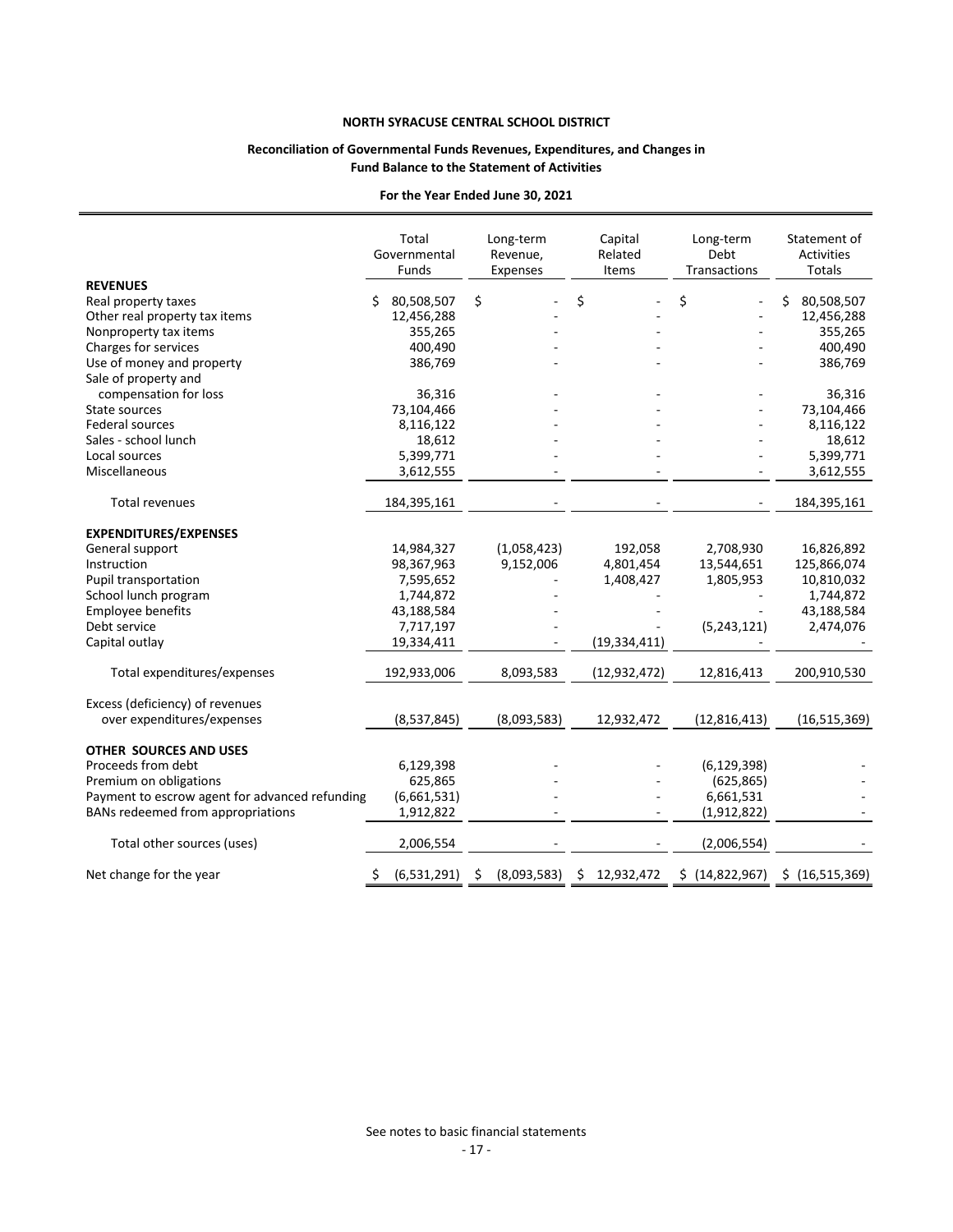**NORTH SYRACUSE CENTRAL SCHOOL DISTRICT**

**Reconciliation of Governmental Funds Revenues, Expenditures, and Changes in Fund Balance to the Statement of Activities**

**For the Year Ended June 30, 2021**

| | Total Governmental Funds | Long-term Revenue, Expenses | Capital Related Items | Long-term Debt Transactions | Statement of Activities Totals |
|---|---|---|---|---|---|
| **REVENUES** | | | | | |
| Real property taxes | $ 80,508,507 | $ - | $ - | $ - | $ 80,508,507 |
| Other real property tax items | 12,456,288 | - | - | - | 12,456,288 |
| Nonproperty tax items | 355,265 | - | - | - | 355,265 |
| Charges for services | 400,490 | - | - | - | 400,490 |
| Use of money and property | 386,769 | - | - | - | 386,769 |
| Sale of property and compensation for loss | 36,316 | - | - | - | 36,316 |
| State sources | 73,104,466 | - | - | - | 73,104,466 |
| Federal sources | 8,116,122 | - | - | - | 8,116,122 |
| Sales - school lunch | 18,612 | - | - | - | 18,612 |
| Local sources | 5,399,771 | - | - | - | 5,399,771 |
| Miscellaneous | 3,612,555 | - | - | - | 3,612,555 |
| Total revenues | 184,395,161 | - | - | - | 184,395,161 |
| **EXPENDITURES/EXPENSES** | | | | | |
| General support | 14,984,327 | (1,058,423) | 192,058 | 2,708,930 | 16,826,892 |
| Instruction | 98,367,963 | 9,152,006 | 4,801,454 | 13,544,651 | 125,866,074 |
| Pupil transportation | 7,595,652 | - | 1,408,427 | 1,805,953 | 10,810,032 |
| School lunch program | 1,744,872 | - | - | - | 1,744,872 |
| Employee benefits | 43,188,584 | - | - | - | 43,188,584 |
| Debt service | 7,717,197 | - | - | (5,243,121) | 2,474,076 |
| Capital outlay | 19,334,411 | - | (19,334,411) | - | - |
| Total expenditures/expenses | 192,933,006 | 8,093,583 | (12,932,472) | 12,816,413 | 200,910,530 |
| Excess (deficiency) of revenues over expenditures/expenses | (8,537,845) | (8,093,583) | 12,932,472 | (12,816,413) | (16,515,369) |
| **OTHER SOURCES AND USES** | | | | | |
| Proceeds from debt | 6,129,398 | - | - | (6,129,398) | - |
| Premium on obligations | 625,865 | - | - | (625,865) | - |
| Payment to escrow agent for advanced refunding | (6,661,531) | - | - | 6,661,531 | - |
| BANs redeemed from appropriations | 1,912,822 | - | - | (1,912,822) | - |
| Total other sources (uses) | 2,006,554 | - | - | (2,006,554) | - |
| Net change for the year | $ (6,531,291) | $ (8,093,583) | $ 12,932,472 | $ (14,822,967) | $ (16,515,369) |

See notes to basic financial statements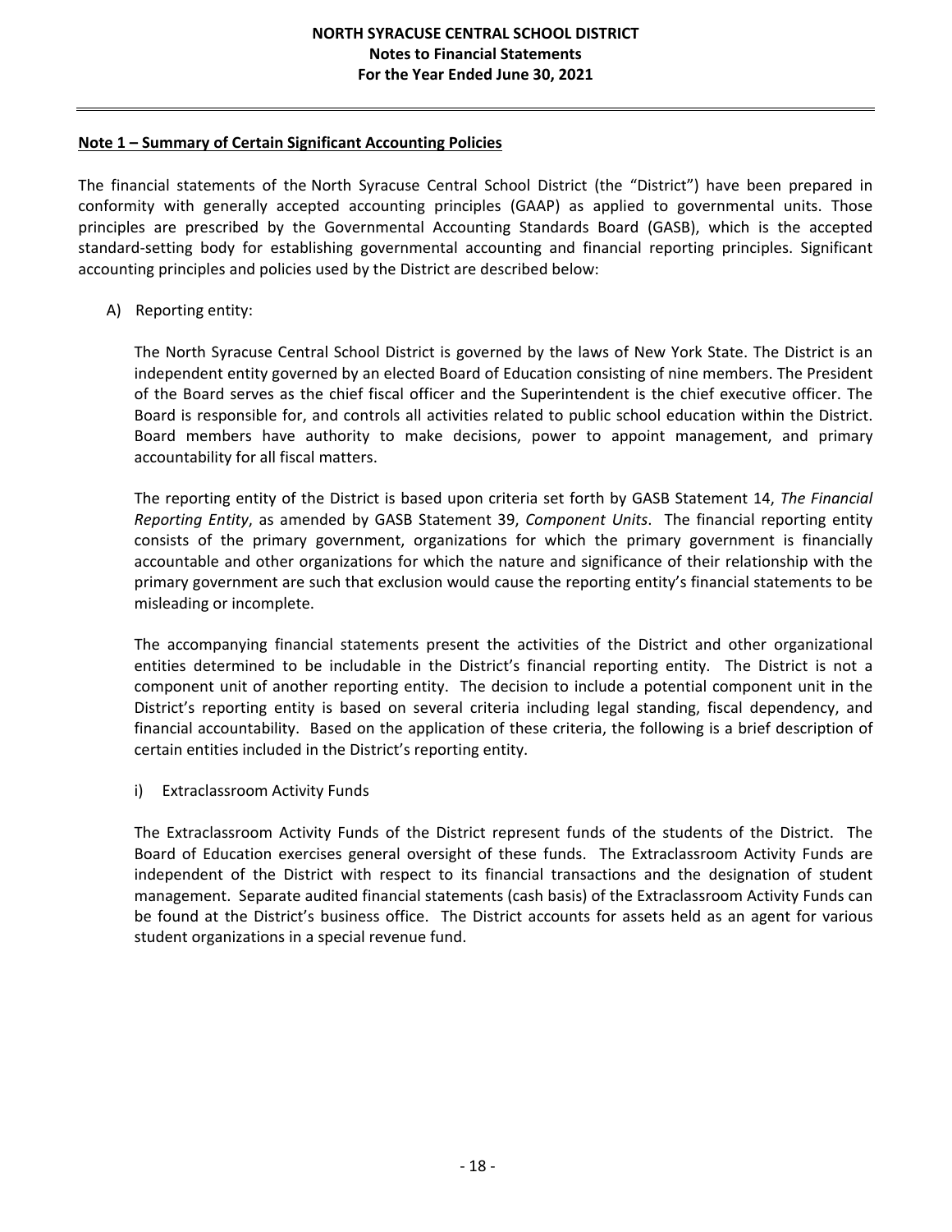## Note 1 – Summary of Certain Significant Accounting Policies

The financial statements of the North Syracuse Central School District (the "District") have been prepared in conformity with generally accepted accounting principles (GAAP) as applied to governmental units. Those principles are prescribed by the Governmental Accounting Standards Board (GASB), which is the accepted standard-setting body for establishing governmental accounting and financial reporting principles. Significant accounting principles and policies used by the District are described below:

A) Reporting entity:

The North Syracuse Central School District is governed by the laws of New York State. The District is an independent entity governed by an elected Board of Education consisting of nine members. The President of the Board serves as the chief fiscal officer and the Superintendent is the chief executive officer. The Board is responsible for, and controls all activities related to public school education within the District. Board members have authority to make decisions, power to appoint management, and primary accountability for all fiscal matters.

The reporting entity of the District is based upon criteria set forth by GASB Statement 14, *The Financial Reporting Entity*, as amended by GASB Statement 39, *Component Units*. The financial reporting entity consists of the primary government, organizations for which the primary government is financially accountable and other organizations for which the nature and significance of their relationship with the primary government are such that exclusion would cause the reporting entity's financial statements to be misleading or incomplete.

The accompanying financial statements present the activities of the District and other organizational entities determined to be includable in the District's financial reporting entity. The District is not a component unit of another reporting entity. The decision to include a potential component unit in the District's reporting entity is based on several criteria including legal standing, fiscal dependency, and financial accountability. Based on the application of these criteria, the following is a brief description of certain entities included in the District's reporting entity.

i) Extraclassroom Activity Funds

The Extraclassroom Activity Funds of the District represent funds of the students of the District. The Board of Education exercises general oversight of these funds. The Extraclassroom Activity Funds are independent of the District with respect to its financial transactions and the designation of student management. Separate audited financial statements (cash basis) of the Extraclassroom Activity Funds can be found at the District's business office. The District accounts for assets held as an agent for various student organizations in a special revenue fund.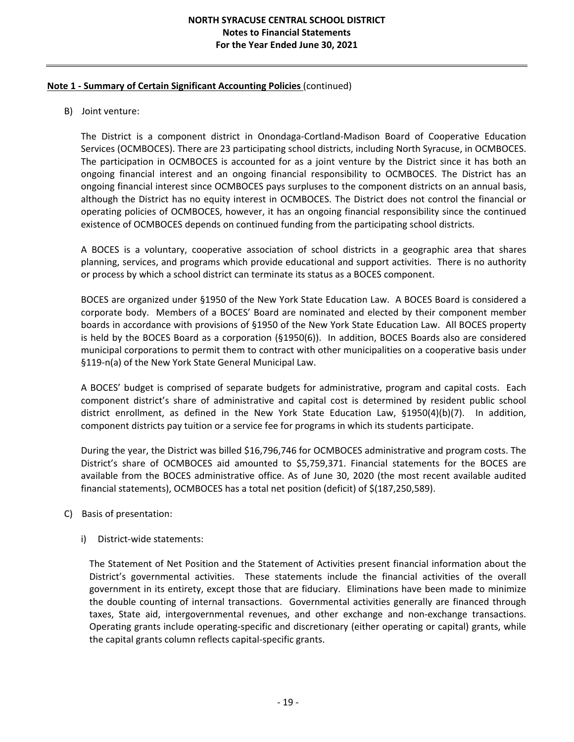**Note 1 - Summary of Certain Significant Accounting Policies** (continued)

B) Joint venture:

The District is a component district in Onondaga-Cortland-Madison Board of Cooperative Education Services (OCMBOCES). There are 23 participating school districts, including North Syracuse, in OCMBOCES. The participation in OCMBOCES is accounted for as a joint venture by the District since it has both an ongoing financial interest and an ongoing financial responsibility to OCMBOCES. The District has an ongoing financial interest since OCMBOCES pays surpluses to the component districts on an annual basis, although the District has no equity interest in OCMBOCES. The District does not control the financial or operating policies of OCMBOCES, however, it has an ongoing financial responsibility since the continued existence of OCMBOCES depends on continued funding from the participating school districts.

A BOCES is a voluntary, cooperative association of school districts in a geographic area that shares planning, services, and programs which provide educational and support activities. There is no authority or process by which a school district can terminate its status as a BOCES component.

BOCES are organized under §1950 of the New York State Education Law. A BOCES Board is considered a corporate body. Members of a BOCES' Board are nominated and elected by their component member boards in accordance with provisions of §1950 of the New York State Education Law. All BOCES property is held by the BOCES Board as a corporation (§1950(6)). In addition, BOCES Boards also are considered municipal corporations to permit them to contract with other municipalities on a cooperative basis under §119-n(a) of the New York State General Municipal Law.

A BOCES' budget is comprised of separate budgets for administrative, program and capital costs. Each component district's share of administrative and capital cost is determined by resident public school district enrollment, as defined in the New York State Education Law, §1950(4)(b)(7). In addition, component districts pay tuition or a service fee for programs in which its students participate.

During the year, the District was billed $16,796,746 for OCMBOCES administrative and program costs. The District's share of OCMBOCES aid amounted to $5,759,371. Financial statements for the BOCES are available from the BOCES administrative office. As of June 30, 2020 (the most recent available audited financial statements), OCMBOCES has a total net position (deficit) of $(187,250,589).

C) Basis of presentation:

i) District-wide statements:

The Statement of Net Position and the Statement of Activities present financial information about the District's governmental activities. These statements include the financial activities of the overall government in its entirety, except those that are fiduciary. Eliminations have been made to minimize the double counting of internal transactions. Governmental activities generally are financed through taxes, State aid, intergovernmental revenues, and other exchange and non-exchange transactions. Operating grants include operating-specific and discretionary (either operating or capital) grants, while the capital grants column reflects capital-specific grants.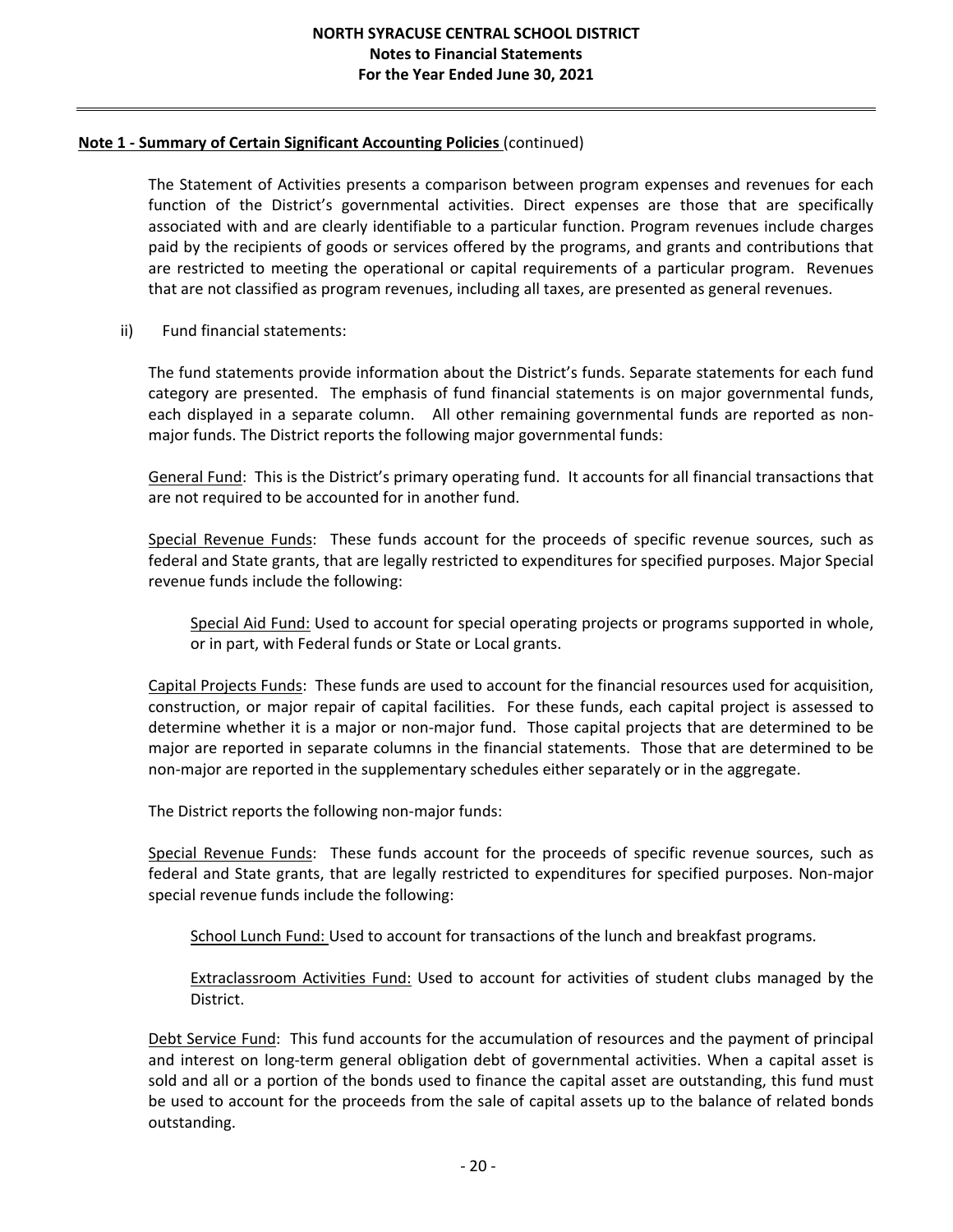**Note 1 - Summary of Certain Significant Accounting Policies** (continued)

The Statement of Activities presents a comparison between program expenses and revenues for each function of the District's governmental activities. Direct expenses are those that are specifically associated with and are clearly identifiable to a particular function. Program revenues include charges paid by the recipients of goods or services offered by the programs, and grants and contributions that are restricted to meeting the operational or capital requirements of a particular program. Revenues that are not classified as program revenues, including all taxes, are presented as general revenues.

ii) Fund financial statements:

The fund statements provide information about the District's funds. Separate statements for each fund category are presented. The emphasis of fund financial statements is on major governmental funds, each displayed in a separate column. All other remaining governmental funds are reported as non-major funds. The District reports the following major governmental funds:

General Fund: This is the District's primary operating fund. It accounts for all financial transactions that are not required to be accounted for in another fund.

Special Revenue Funds: These funds account for the proceeds of specific revenue sources, such as federal and State grants, that are legally restricted to expenditures for specified purposes. Major Special revenue funds include the following:

Special Aid Fund: Used to account for special operating projects or programs supported in whole, or in part, with Federal funds or State or Local grants.

Capital Projects Funds: These funds are used to account for the financial resources used for acquisition, construction, or major repair of capital facilities. For these funds, each capital project is assessed to determine whether it is a major or non-major fund. Those capital projects that are determined to be major are reported in separate columns in the financial statements. Those that are determined to be non-major are reported in the supplementary schedules either separately or in the aggregate.

The District reports the following non-major funds:

Special Revenue Funds: These funds account for the proceeds of specific revenue sources, such as federal and State grants, that are legally restricted to expenditures for specified purposes. Non-major special revenue funds include the following:

School Lunch Fund: Used to account for transactions of the lunch and breakfast programs.

Extraclassroom Activities Fund: Used to account for activities of student clubs managed by the District.

Debt Service Fund: This fund accounts for the accumulation of resources and the payment of principal and interest on long-term general obligation debt of governmental activities. When a capital asset is sold and all or a portion of the bonds used to finance the capital asset are outstanding, this fund must be used to account for the proceeds from the sale of capital assets up to the balance of related bonds outstanding.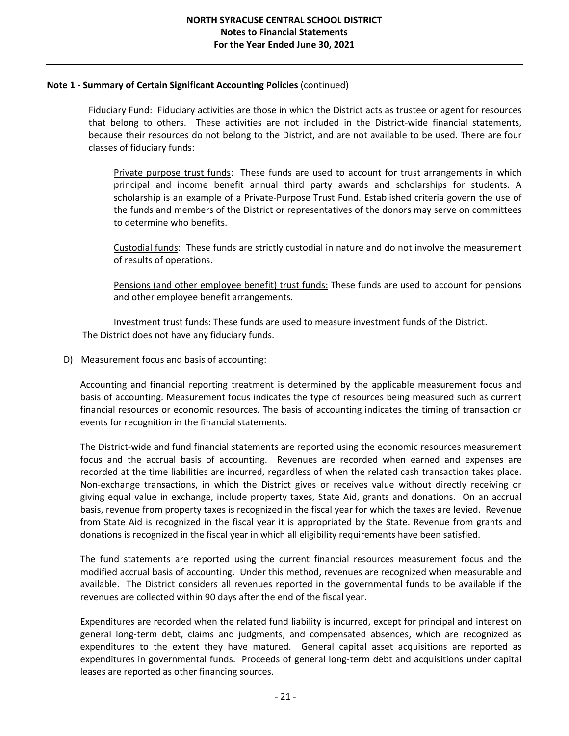**Note 1 - Summary of Certain Significant Accounting Policies** (continued)

Fiduciary Fund: Fiduciary activities are those in which the District acts as trustee or agent for resources that belong to others. These activities are not included in the District-wide financial statements, because their resources do not belong to the District, and are not available to be used. There are four classes of fiduciary funds:

Private purpose trust funds: These funds are used to account for trust arrangements in which principal and income benefit annual third party awards and scholarships for students. A scholarship is an example of a Private-Purpose Trust Fund. Established criteria govern the use of the funds and members of the District or representatives of the donors may serve on committees to determine who benefits.

Custodial funds: These funds are strictly custodial in nature and do not involve the measurement of results of operations.

Pensions (and other employee benefit) trust funds: These funds are used to account for pensions and other employee benefit arrangements.

Investment trust funds: These funds are used to measure investment funds of the District.

The District does not have any fiduciary funds.

D) Measurement focus and basis of accounting:

Accounting and financial reporting treatment is determined by the applicable measurement focus and basis of accounting. Measurement focus indicates the type of resources being measured such as current financial resources or economic resources. The basis of accounting indicates the timing of transaction or events for recognition in the financial statements.

The District-wide and fund financial statements are reported using the economic resources measurement focus and the accrual basis of accounting. Revenues are recorded when earned and expenses are recorded at the time liabilities are incurred, regardless of when the related cash transaction takes place. Non-exchange transactions, in which the District gives or receives value without directly receiving or giving equal value in exchange, include property taxes, State Aid, grants and donations. On an accrual basis, revenue from property taxes is recognized in the fiscal year for which the taxes are levied. Revenue from State Aid is recognized in the fiscal year it is appropriated by the State. Revenue from grants and donations is recognized in the fiscal year in which all eligibility requirements have been satisfied.

The fund statements are reported using the current financial resources measurement focus and the modified accrual basis of accounting. Under this method, revenues are recognized when measurable and available. The District considers all revenues reported in the governmental funds to be available if the revenues are collected within 90 days after the end of the fiscal year.

Expenditures are recorded when the related fund liability is incurred, except for principal and interest on general long-term debt, claims and judgments, and compensated absences, which are recognized as expenditures to the extent they have matured. General capital asset acquisitions are reported as expenditures in governmental funds. Proceeds of general long-term debt and acquisitions under capital leases are reported as other financing sources.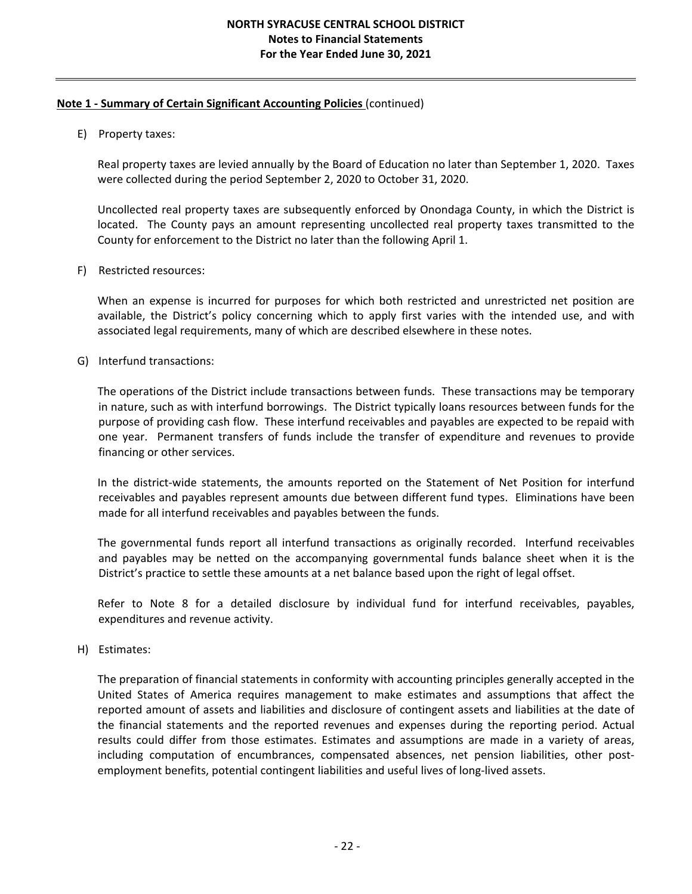**Note 1 - Summary of Certain Significant Accounting Policies** (continued)

E) Property taxes:

Real property taxes are levied annually by the Board of Education no later than September 1, 2020. Taxes were collected during the period September 2, 2020 to October 31, 2020.

Uncollected real property taxes are subsequently enforced by Onondaga County, in which the District is located. The County pays an amount representing uncollected real property taxes transmitted to the County for enforcement to the District no later than the following April 1.

F) Restricted resources:

When an expense is incurred for purposes for which both restricted and unrestricted net position are available, the District's policy concerning which to apply first varies with the intended use, and with associated legal requirements, many of which are described elsewhere in these notes.

G) Interfund transactions:

The operations of the District include transactions between funds. These transactions may be temporary in nature, such as with interfund borrowings. The District typically loans resources between funds for the purpose of providing cash flow. These interfund receivables and payables are expected to be repaid with one year. Permanent transfers of funds include the transfer of expenditure and revenues to provide financing or other services.

In the district-wide statements, the amounts reported on the Statement of Net Position for interfund receivables and payables represent amounts due between different fund types. Eliminations have been made for all interfund receivables and payables between the funds.

The governmental funds report all interfund transactions as originally recorded. Interfund receivables and payables may be netted on the accompanying governmental funds balance sheet when it is the District's practice to settle these amounts at a net balance based upon the right of legal offset.

Refer to Note 8 for a detailed disclosure by individual fund for interfund receivables, payables, expenditures and revenue activity.

H) Estimates:

The preparation of financial statements in conformity with accounting principles generally accepted in the United States of America requires management to make estimates and assumptions that affect the reported amount of assets and liabilities and disclosure of contingent assets and liabilities at the date of the financial statements and the reported revenues and expenses during the reporting period. Actual results could differ from those estimates. Estimates and assumptions are made in a variety of areas, including computation of encumbrances, compensated absences, net pension liabilities, other post-employment benefits, potential contingent liabilities and useful lives of long-lived assets.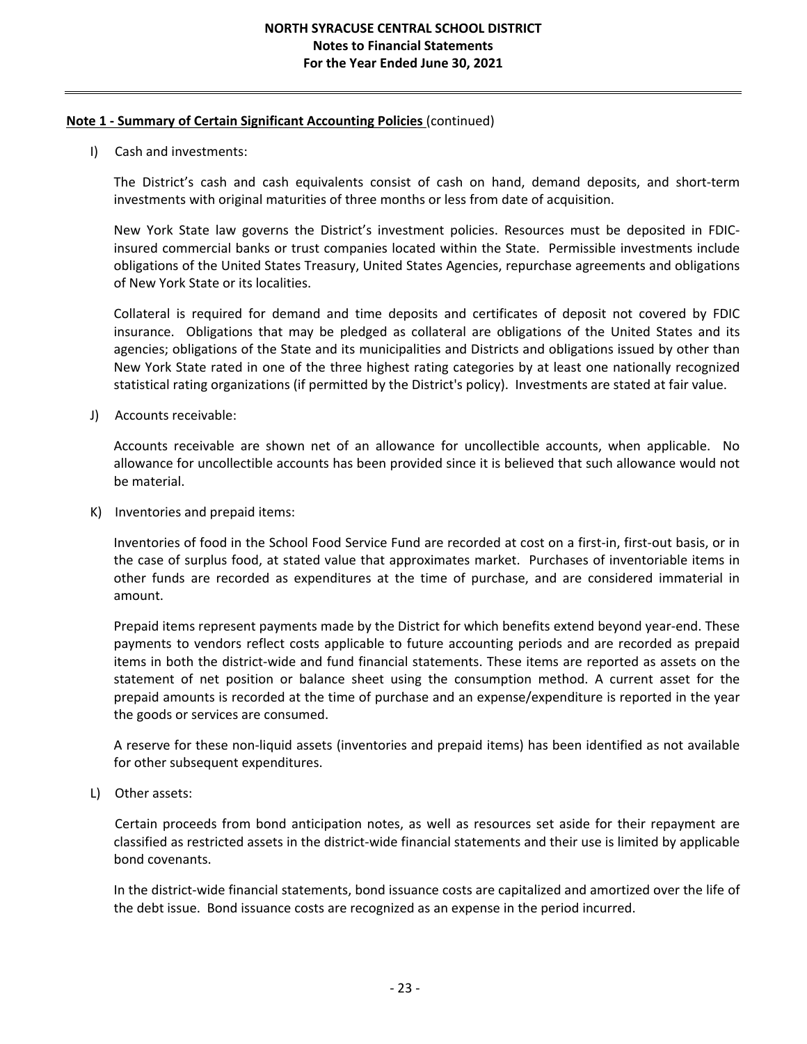**Note 1 - Summary of Certain Significant Accounting Policies** (continued)

I) Cash and investments:

The District's cash and cash equivalents consist of cash on hand, demand deposits, and short-term investments with original maturities of three months or less from date of acquisition.

New York State law governs the District's investment policies. Resources must be deposited in FDIC-insured commercial banks or trust companies located within the State. Permissible investments include obligations of the United States Treasury, United States Agencies, repurchase agreements and obligations of New York State or its localities.

Collateral is required for demand and time deposits and certificates of deposit not covered by FDIC insurance. Obligations that may be pledged as collateral are obligations of the United States and its agencies; obligations of the State and its municipalities and Districts and obligations issued by other than New York State rated in one of the three highest rating categories by at least one nationally recognized statistical rating organizations (if permitted by the District's policy). Investments are stated at fair value.

J) Accounts receivable:

Accounts receivable are shown net of an allowance for uncollectible accounts, when applicable. No allowance for uncollectible accounts has been provided since it is believed that such allowance would not be material.

K) Inventories and prepaid items:

Inventories of food in the School Food Service Fund are recorded at cost on a first-in, first-out basis, or in the case of surplus food, at stated value that approximates market. Purchases of inventoriable items in other funds are recorded as expenditures at the time of purchase, and are considered immaterial in amount.

Prepaid items represent payments made by the District for which benefits extend beyond year-end. These payments to vendors reflect costs applicable to future accounting periods and are recorded as prepaid items in both the district-wide and fund financial statements. These items are reported as assets on the statement of net position or balance sheet using the consumption method. A current asset for the prepaid amounts is recorded at the time of purchase and an expense/expenditure is reported in the year the goods or services are consumed.

A reserve for these non-liquid assets (inventories and prepaid items) has been identified as not available for other subsequent expenditures.

L) Other assets:

Certain proceeds from bond anticipation notes, as well as resources set aside for their repayment are classified as restricted assets in the district-wide financial statements and their use is limited by applicable bond covenants.

In the district-wide financial statements, bond issuance costs are capitalized and amortized over the life of the debt issue. Bond issuance costs are recognized as an expense in the period incurred.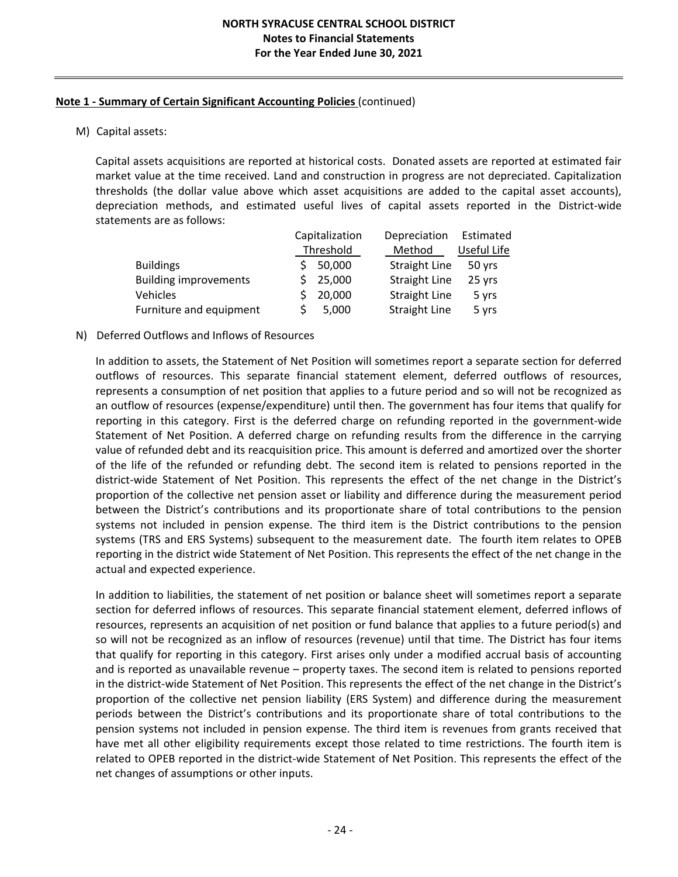**Note 1 - Summary of Certain Significant Accounting Policies** (continued)

M) Capital assets:

Capital assets acquisitions are reported at historical costs. Donated assets are reported at estimated fair market value at the time received. Land and construction in progress are not depreciated. Capitalization thresholds (the dollar value above which asset acquisitions are added to the capital asset accounts), depreciation methods, and estimated useful lives of capital assets reported in the District-wide statements are as follows:

| | Capitalization Threshold | Depreciation Method | Estimated Useful Life |
|---|---|---|---|
| Buildings | $ 50,000 | Straight Line | 50 yrs |
| Building improvements | $ 25,000 | Straight Line | 25 yrs |
| Vehicles | $ 20,000 | Straight Line | 5 yrs |
| Furniture and equipment | $ 5,000 | Straight Line | 5 yrs |

N) Deferred Outflows and Inflows of Resources

In addition to assets, the Statement of Net Position will sometimes report a separate section for deferred outflows of resources. This separate financial statement element, deferred outflows of resources, represents a consumption of net position that applies to a future period and so will not be recognized as an outflow of resources (expense/expenditure) until then. The government has four items that qualify for reporting in this category. First is the deferred charge on refunding reported in the government-wide Statement of Net Position. A deferred charge on refunding results from the difference in the carrying value of refunded debt and its reacquisition price. This amount is deferred and amortized over the shorter of the life of the refunded or refunding debt. The second item is related to pensions reported in the district-wide Statement of Net Position. This represents the effect of the net change in the District's proportion of the collective net pension asset or liability and difference during the measurement period between the District's contributions and its proportionate share of total contributions to the pension systems not included in pension expense. The third item is the District contributions to the pension systems (TRS and ERS Systems) subsequent to the measurement date. The fourth item relates to OPEB reporting in the district wide Statement of Net Position. This represents the effect of the net change in the actual and expected experience.

In addition to liabilities, the statement of net position or balance sheet will sometimes report a separate section for deferred inflows of resources. This separate financial statement element, deferred inflows of resources, represents an acquisition of net position or fund balance that applies to a future period(s) and so will not be recognized as an inflow of resources (revenue) until that time. The District has four items that qualify for reporting in this category. First arises only under a modified accrual basis of accounting and is reported as unavailable revenue – property taxes. The second item is related to pensions reported in the district-wide Statement of Net Position. This represents the effect of the net change in the District's proportion of the collective net pension liability (ERS System) and difference during the measurement periods between the District's contributions and its proportionate share of total contributions to the pension systems not included in pension expense. The third item is revenues from grants received that have met all other eligibility requirements except those related to time restrictions. The fourth item is related to OPEB reported in the district-wide Statement of Net Position. This represents the effect of the net changes of assumptions or other inputs.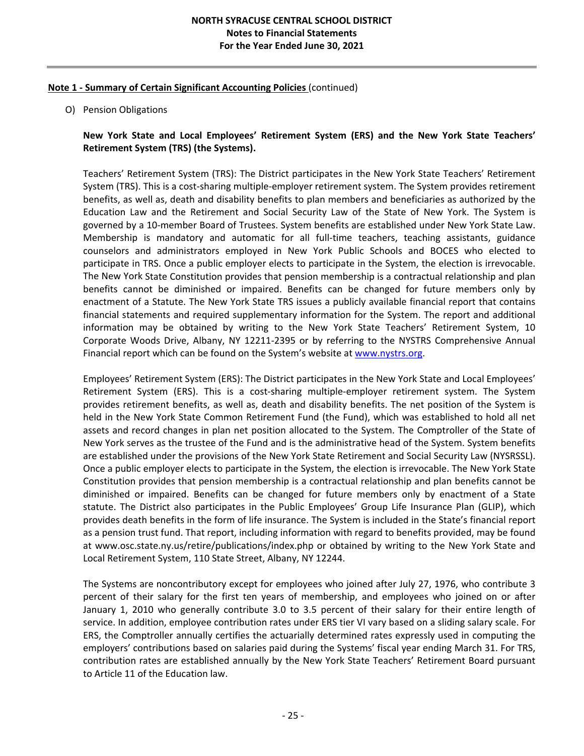**Note 1 - Summary of Certain Significant Accounting Policies** (continued)

O) Pension Obligations

**New York State and Local Employees' Retirement System (ERS) and the New York State Teachers' Retirement System (TRS) (the Systems).**

Teachers' Retirement System (TRS): The District participates in the New York State Teachers' Retirement System (TRS). This is a cost-sharing multiple-employer retirement system. The System provides retirement benefits, as well as, death and disability benefits to plan members and beneficiaries as authorized by the Education Law and the Retirement and Social Security Law of the State of New York. The System is governed by a 10-member Board of Trustees. System benefits are established under New York State Law. Membership is mandatory and automatic for all full-time teachers, teaching assistants, guidance counselors and administrators employed in New York Public Schools and BOCES who elected to participate in TRS. Once a public employer elects to participate in the System, the election is irrevocable. The New York State Constitution provides that pension membership is a contractual relationship and plan benefits cannot be diminished or impaired. Benefits can be changed for future members only by enactment of a Statute. The New York State TRS issues a publicly available financial report that contains financial statements and required supplementary information for the System. The report and additional information may be obtained by writing to the New York State Teachers' Retirement System, 10 Corporate Woods Drive, Albany, NY 12211-2395 or by referring to the NYSTRS Comprehensive Annual Financial report which can be found on the System's website at www.nystrs.org.

Employees' Retirement System (ERS): The District participates in the New York State and Local Employees' Retirement System (ERS). This is a cost-sharing multiple-employer retirement system. The System provides retirement benefits, as well as, death and disability benefits. The net position of the System is held in the New York State Common Retirement Fund (the Fund), which was established to hold all net assets and record changes in plan net position allocated to the System. The Comptroller of the State of New York serves as the trustee of the Fund and is the administrative head of the System. System benefits are established under the provisions of the New York State Retirement and Social Security Law (NYSRSSL). Once a public employer elects to participate in the System, the election is irrevocable. The New York State Constitution provides that pension membership is a contractual relationship and plan benefits cannot be diminished or impaired. Benefits can be changed for future members only by enactment of a State statute. The District also participates in the Public Employees' Group Life Insurance Plan (GLIP), which provides death benefits in the form of life insurance. The System is included in the State's financial report as a pension trust fund. That report, including information with regard to benefits provided, may be found at www.osc.state.ny.us/retire/publications/index.php or obtained by writing to the New York State and Local Retirement System, 110 State Street, Albany, NY 12244.

The Systems are noncontributory except for employees who joined after July 27, 1976, who contribute 3 percent of their salary for the first ten years of membership, and employees who joined on or after January 1, 2010 who generally contribute 3.0 to 3.5 percent of their salary for their entire length of service. In addition, employee contribution rates under ERS tier VI vary based on a sliding salary scale. For ERS, the Comptroller annually certifies the actuarially determined rates expressly used in computing the employers' contributions based on salaries paid during the Systems' fiscal year ending March 31. For TRS, contribution rates are established annually by the New York State Teachers' Retirement Board pursuant to Article 11 of the Education law.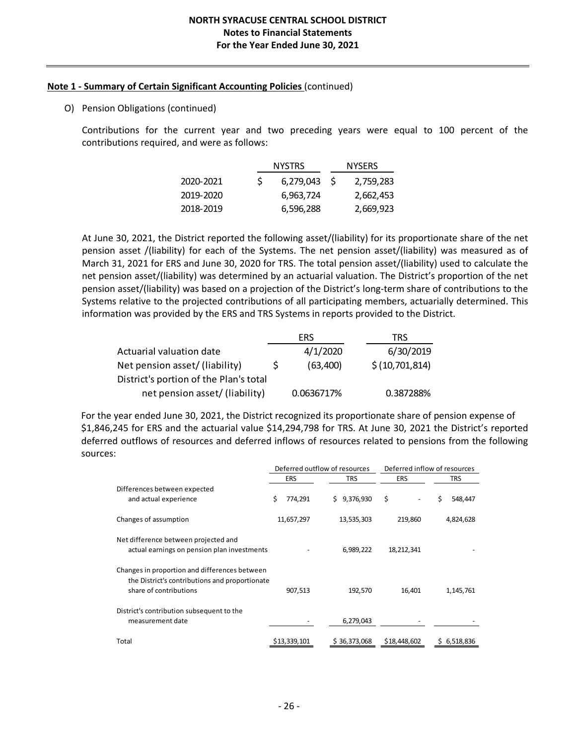**Note 1 - Summary of Certain Significant Accounting Policies** (continued)

O) Pension Obligations (continued)

Contributions for the current year and two preceding years were equal to 100 percent of the contributions required, and were as follows:

| | NYSTRS | NYSERS |
|---|---|---|
| 2020-2021 | $ 6,279,043 | $ 2,759,283 |
| 2019-2020 | 6,963,724 | 2,662,453 |
| 2018-2019 | 6,596,288 | 2,669,923 |

At June 30, 2021, the District reported the following asset/(liability) for its proportionate share of the net pension asset /(liability) for each of the Systems. The net pension asset/(liability) was measured as of March 31, 2021 for ERS and June 30, 2020 for TRS. The total pension asset/(liability) used to calculate the net pension asset/(liability) was determined by an actuarial valuation. The District's proportion of the net pension asset/(liability) was based on a projection of the District's long-term share of contributions to the Systems relative to the projected contributions of all participating members, actuarially determined. This information was provided by the ERS and TRS Systems in reports provided to the District.

| | ERS | TRS |
|---|---|---|
| Actuarial valuation date | 4/1/2020 | 6/30/2019 |
| Net pension asset/ (liability) | $ (63,400) | $ (10,701,814) |
| District's portion of the Plan's total net pension asset/ (liability) | 0.0636717% | 0.387288% |

For the year ended June 30, 2021, the District recognized its proportionate share of pension expense of $1,846,245 for ERS and the actuarial value $14,294,798 for TRS. At June 30, 2021 the District's reported deferred outflows of resources and deferred inflows of resources related to pensions from the following sources:

| | Deferred outflow of resources | | Deferred inflow of resources | |
|---|---|---|---|---|
| | ERS | TRS | ERS | TRS |
| Differences between expected and actual experience | $ 774,291 | $ 9,376,930 | $ - | $ 548,447 |
| Changes of assumption | 11,657,297 | 13,535,303 | 219,860 | 4,824,628 |
| Net difference between projected and actual earnings on pension plan investments | - | 6,989,222 | 18,212,341 | - |
| Changes in proportion and differences between the District's contributions and proportionate share of contributions | 907,513 | 192,570 | 16,401 | 1,145,761 |
| District's contribution subsequent to the measurement date | - | 6,279,043 | - | - |
| Total | $13,339,101 | $ 36,373,068 | $18,448,602 | $ 6,518,836 |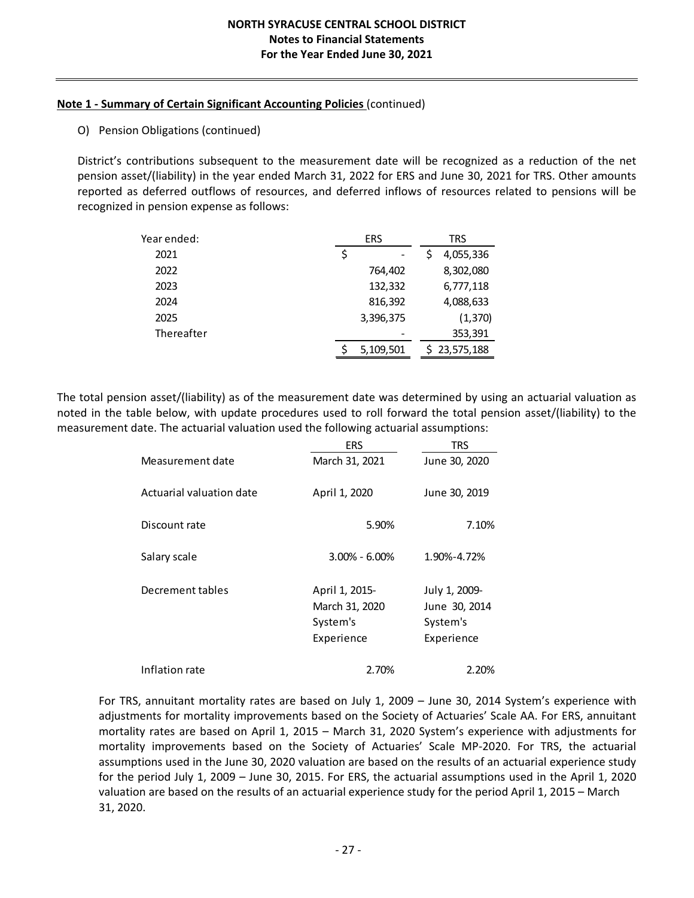**Note 1 - Summary of Certain Significant Accounting Policies** (continued)

O) Pension Obligations (continued)

District's contributions subsequent to the measurement date will be recognized as a reduction of the net pension asset/(liability) in the year ended March 31, 2022 for ERS and June 30, 2021 for TRS. Other amounts reported as deferred outflows of resources, and deferred inflows of resources related to pensions will be recognized in pension expense as follows:

| Year ended: | ERS | TRS |
|---|---|---|
| 2021 | $ - | $ 4,055,336 |
| 2022 | 764,402 | 8,302,080 |
| 2023 | 132,332 | 6,777,118 |
| 2024 | 816,392 | 4,088,633 |
| 2025 | 3,396,375 | (1,370) |
| Thereafter | - | 353,391 |
| | $ 5,109,501 | $ 23,575,188 |

The total pension asset/(liability) as of the measurement date was determined by using an actuarial valuation as noted in the table below, with update procedures used to roll forward the total pension asset/(liability) to the measurement date. The actuarial valuation used the following actuarial assumptions:

| | ERS | TRS |
|---|---|---|
| Measurement date | March 31, 2021 | June 30, 2020 |
| Actuarial valuation date | April 1, 2020 | June 30, 2019 |
| Discount rate | 5.90% | 7.10% |
| Salary scale | 3.00% - 6.00% | 1.90%-4.72% |
| Decrement tables | April 1, 2015-March 31, 2020 System's Experience | July 1, 2009-June 30, 2014 System's Experience |
| Inflation rate | 2.70% | 2.20% |

For TRS, annuitant mortality rates are based on July 1, 2009 – June 30, 2014 System's experience with adjustments for mortality improvements based on the Society of Actuaries' Scale AA. For ERS, annuitant mortality rates are based on April 1, 2015 – March 31, 2020 System's experience with adjustments for mortality improvements based on the Society of Actuaries' Scale MP-2020. For TRS, the actuarial assumptions used in the June 30, 2020 valuation are based on the results of an actuarial experience study for the period July 1, 2009 – June 30, 2015. For ERS, the actuarial assumptions used in the April 1, 2020 valuation are based on the results of an actuarial experience study for the period April 1, 2015 – March 31, 2020.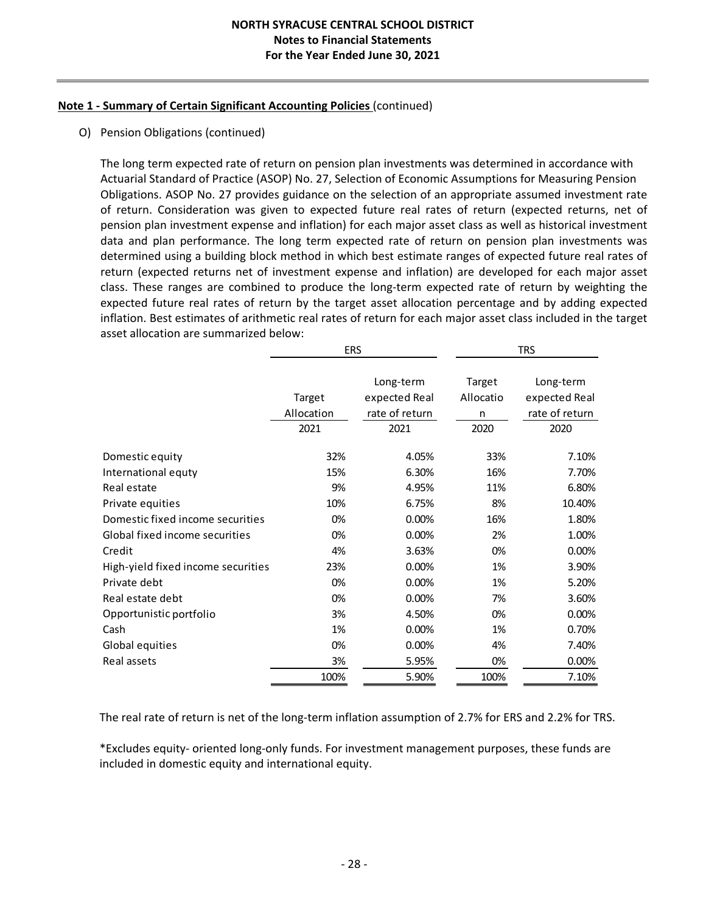**Note 1 - Summary of Certain Significant Accounting Policies** (continued)

O) Pension Obligations (continued)

The long term expected rate of return on pension plan investments was determined in accordance with Actuarial Standard of Practice (ASOP) No. 27, Selection of Economic Assumptions for Measuring Pension Obligations. ASOP No. 27 provides guidance on the selection of an appropriate assumed investment rate of return. Consideration was given to expected future real rates of return (expected returns, net of pension plan investment expense and inflation) for each major asset class as well as historical investment data and plan performance. The long term expected rate of return on pension plan investments was determined using a building block method in which best estimate ranges of expected future real rates of return (expected returns net of investment expense and inflation) are developed for each major asset class. These ranges are combined to produce the long-term expected rate of return by weighting the expected future real rates of return by the target asset allocation percentage and by adding expected inflation. Best estimates of arithmetic real rates of return for each major asset class included in the target asset allocation are summarized below:

| | ERS | | TRS | |
|---|---|---|---|---|
| | Target Allocation 2021 | Long-term expected Real rate of return 2021 | Target Allocation 2020 | Long-term expected Real rate of return 2020 |
| Domestic equity | 32% | 4.05% | 33% | 7.10% |
| International equty | 15% | 6.30% | 16% | 7.70% |
| Real estate | 9% | 4.95% | 11% | 6.80% |
| Private equities | 10% | 6.75% | 8% | 10.40% |
| Domestic fixed income securities | 0% | 0.00% | 16% | 1.80% |
| Global fixed income securities | 0% | 0.00% | 2% | 1.00% |
| Credit | 4% | 3.63% | 0% | 0.00% |
| High-yield fixed income securities | 23% | 0.00% | 1% | 3.90% |
| Private debt | 0% | 0.00% | 1% | 5.20% |
| Real estate debt | 0% | 0.00% | 7% | 3.60% |
| Opportunistic portfolio | 3% | 4.50% | 0% | 0.00% |
| Cash | 1% | 0.00% | 1% | 0.70% |
| Global equities | 0% | 0.00% | 4% | 7.40% |
| Real assets | 3% | 5.95% | 0% | 0.00% |
| | 100% | 5.90% | 100% | 7.10% |

The real rate of return is net of the long-term inflation assumption of 2.7% for ERS and 2.2% for TRS.

*Excludes equity- oriented long-only funds. For investment management purposes, these funds are included in domestic equity and international equity.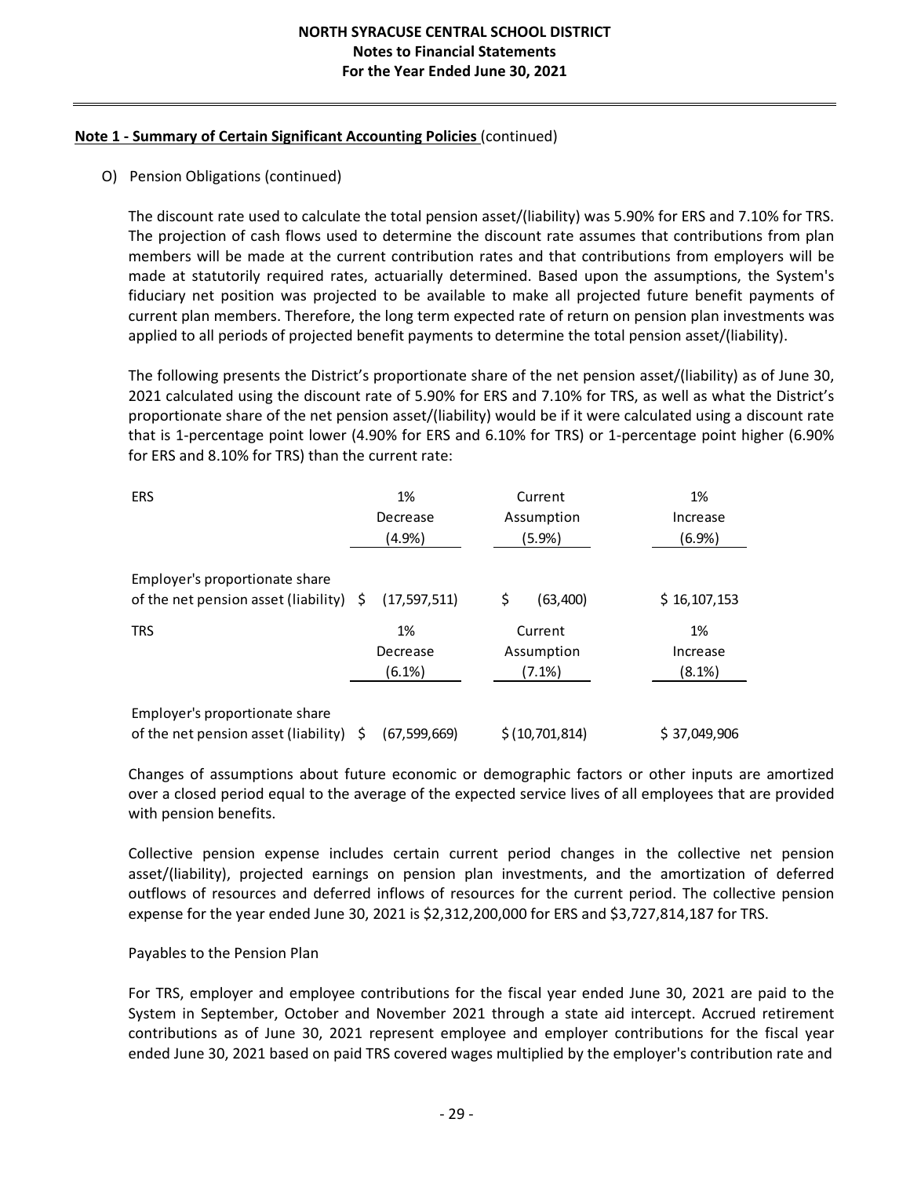**Note 1 - Summary of Certain Significant Accounting Policies** (continued)

O) Pension Obligations (continued)

The discount rate used to calculate the total pension asset/(liability) was 5.90% for ERS and 7.10% for TRS. The projection of cash flows used to determine the discount rate assumes that contributions from plan members will be made at the current contribution rates and that contributions from employers will be made at statutorily required rates, actuarially determined. Based upon the assumptions, the System's fiduciary net position was projected to be available to make all projected future benefit payments of current plan members. Therefore, the long term expected rate of return on pension plan investments was applied to all periods of projected benefit payments to determine the total pension asset/(liability).

The following presents the District's proportionate share of the net pension asset/(liability) as of June 30, 2021 calculated using the discount rate of 5.90% for ERS and 7.10% for TRS, as well as what the District's proportionate share of the net pension asset/(liability) would be if it were calculated using a discount rate that is 1-percentage point lower (4.90% for ERS and 6.10% for TRS) or 1-percentage point higher (6.90% for ERS and 8.10% for TRS) than the current rate:

| ERS | 1% Decrease (4.9%) | Current Assumption (5.9%) | 1% Increase (6.9%) |
|---|---|---|---|
| Employer's proportionate share of the net pension asset (liability) | $ (17,597,511) | $ (63,400) | $ 16,107,153 |

| TRS | 1% Decrease (6.1%) | Current Assumption (7.1%) | 1% Increase (8.1%) |
|---|---|---|---|
| Employer's proportionate share of the net pension asset (liability) | $ (67,599,669) | $ (10,701,814) | $ 37,049,906 |

Changes of assumptions about future economic or demographic factors or other inputs are amortized over a closed period equal to the average of the expected service lives of all employees that are provided with pension benefits.

Collective pension expense includes certain current period changes in the collective net pension asset/(liability), projected earnings on pension plan investments, and the amortization of deferred outflows of resources and deferred inflows of resources for the current period. The collective pension expense for the year ended June 30, 2021 is $2,312,200,000 for ERS and $3,727,814,187 for TRS.

Payables to the Pension Plan

For TRS, employer and employee contributions for the fiscal year ended June 30, 2021 are paid to the System in September, October and November 2021 through a state aid intercept. Accrued retirement contributions as of June 30, 2021 represent employee and employer contributions for the fiscal year ended June 30, 2021 based on paid TRS covered wages multiplied by the employer's contribution rate and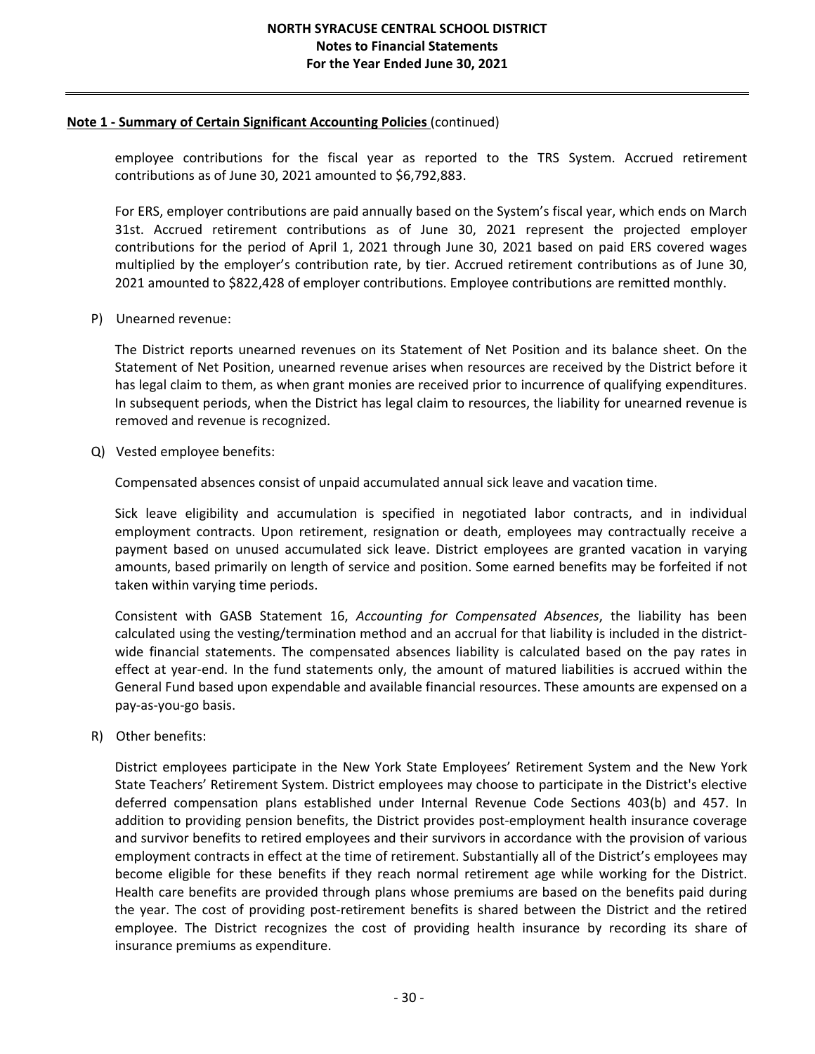**Note 1 - Summary of Certain Significant Accounting Policies** (continued)

employee contributions for the fiscal year as reported to the TRS System. Accrued retirement contributions as of June 30, 2021 amounted to $6,792,883.

For ERS, employer contributions are paid annually based on the System's fiscal year, which ends on March 31st. Accrued retirement contributions as of June 30, 2021 represent the projected employer contributions for the period of April 1, 2021 through June 30, 2021 based on paid ERS covered wages multiplied by the employer's contribution rate, by tier. Accrued retirement contributions as of June 30, 2021 amounted to $822,428 of employer contributions. Employee contributions are remitted monthly.

P) Unearned revenue:

The District reports unearned revenues on its Statement of Net Position and its balance sheet. On the Statement of Net Position, unearned revenue arises when resources are received by the District before it has legal claim to them, as when grant monies are received prior to incurrence of qualifying expenditures. In subsequent periods, when the District has legal claim to resources, the liability for unearned revenue is removed and revenue is recognized.

Q) Vested employee benefits:

Compensated absences consist of unpaid accumulated annual sick leave and vacation time.

Sick leave eligibility and accumulation is specified in negotiated labor contracts, and in individual employment contracts. Upon retirement, resignation or death, employees may contractually receive a payment based on unused accumulated sick leave. District employees are granted vacation in varying amounts, based primarily on length of service and position. Some earned benefits may be forfeited if not taken within varying time periods.

Consistent with GASB Statement 16, *Accounting for Compensated Absences*, the liability has been calculated using the vesting/termination method and an accrual for that liability is included in the district-wide financial statements. The compensated absences liability is calculated based on the pay rates in effect at year-end. In the fund statements only, the amount of matured liabilities is accrued within the General Fund based upon expendable and available financial resources. These amounts are expensed on a pay-as-you-go basis.

R) Other benefits:

District employees participate in the New York State Employees' Retirement System and the New York State Teachers' Retirement System. District employees may choose to participate in the District's elective deferred compensation plans established under Internal Revenue Code Sections 403(b) and 457. In addition to providing pension benefits, the District provides post-employment health insurance coverage and survivor benefits to retired employees and their survivors in accordance with the provision of various employment contracts in effect at the time of retirement. Substantially all of the District's employees may become eligible for these benefits if they reach normal retirement age while working for the District. Health care benefits are provided through plans whose premiums are based on the benefits paid during the year. The cost of providing post-retirement benefits is shared between the District and the retired employee. The District recognizes the cost of providing health insurance by recording its share of insurance premiums as expenditure.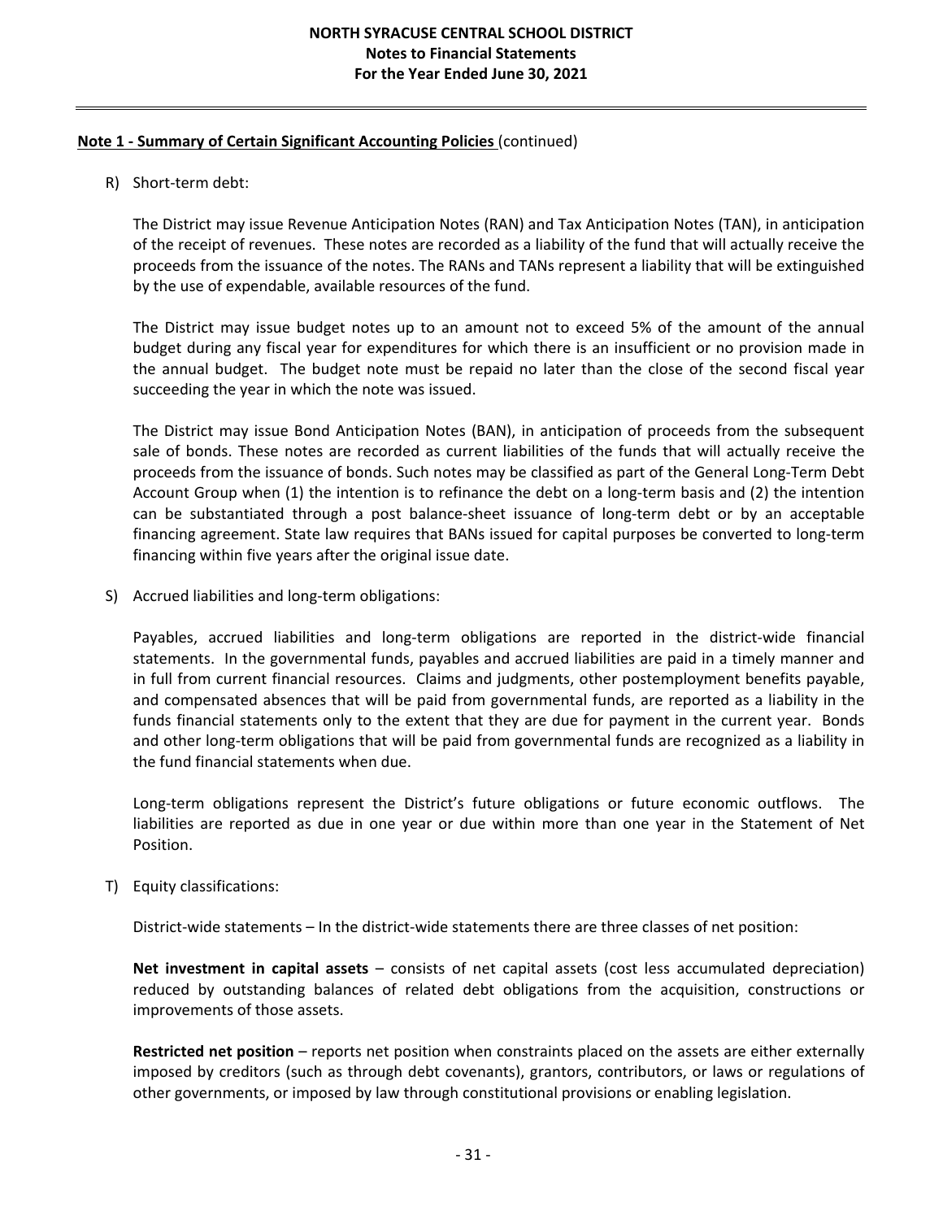**Note 1 - Summary of Certain Significant Accounting Policies** (continued)

R) Short-term debt:

The District may issue Revenue Anticipation Notes (RAN) and Tax Anticipation Notes (TAN), in anticipation of the receipt of revenues. These notes are recorded as a liability of the fund that will actually receive the proceeds from the issuance of the notes. The RANs and TANs represent a liability that will be extinguished by the use of expendable, available resources of the fund.

The District may issue budget notes up to an amount not to exceed 5% of the amount of the annual budget during any fiscal year for expenditures for which there is an insufficient or no provision made in the annual budget. The budget note must be repaid no later than the close of the second fiscal year succeeding the year in which the note was issued.

The District may issue Bond Anticipation Notes (BAN), in anticipation of proceeds from the subsequent sale of bonds. These notes are recorded as current liabilities of the funds that will actually receive the proceeds from the issuance of bonds. Such notes may be classified as part of the General Long-Term Debt Account Group when (1) the intention is to refinance the debt on a long-term basis and (2) the intention can be substantiated through a post balance-sheet issuance of long-term debt or by an acceptable financing agreement. State law requires that BANs issued for capital purposes be converted to long-term financing within five years after the original issue date.

S) Accrued liabilities and long-term obligations:

Payables, accrued liabilities and long-term obligations are reported in the district-wide financial statements. In the governmental funds, payables and accrued liabilities are paid in a timely manner and in full from current financial resources. Claims and judgments, other postemployment benefits payable, and compensated absences that will be paid from governmental funds, are reported as a liability in the funds financial statements only to the extent that they are due for payment in the current year. Bonds and other long-term obligations that will be paid from governmental funds are recognized as a liability in the fund financial statements when due.

Long-term obligations represent the District's future obligations or future economic outflows. The liabilities are reported as due in one year or due within more than one year in the Statement of Net Position.

T) Equity classifications:

District-wide statements – In the district-wide statements there are three classes of net position:

**Net investment in capital assets** – consists of net capital assets (cost less accumulated depreciation) reduced by outstanding balances of related debt obligations from the acquisition, constructions or improvements of those assets.

**Restricted net position** – reports net position when constraints placed on the assets are either externally imposed by creditors (such as through debt covenants), grantors, contributors, or laws or regulations of other governments, or imposed by law through constitutional provisions or enabling legislation.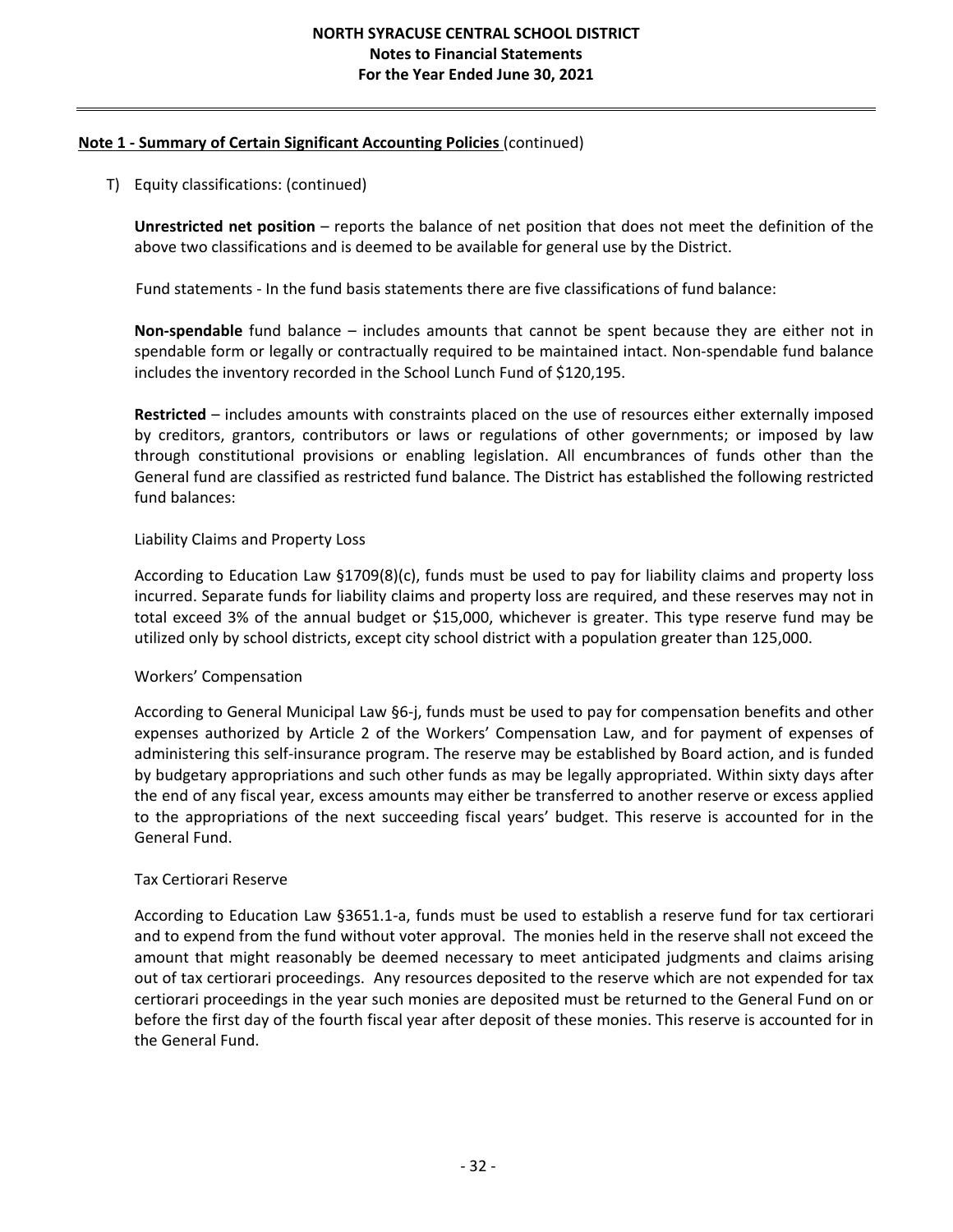**Note 1 - Summary of Certain Significant Accounting Policies** (continued)

T) Equity classifications: (continued)

**Unrestricted net position** – reports the balance of net position that does not meet the definition of the above two classifications and is deemed to be available for general use by the District.

Fund statements - In the fund basis statements there are five classifications of fund balance:

**Non-spendable** fund balance – includes amounts that cannot be spent because they are either not in spendable form or legally or contractually required to be maintained intact. Non-spendable fund balance includes the inventory recorded in the School Lunch Fund of $120,195.

**Restricted** – includes amounts with constraints placed on the use of resources either externally imposed by creditors, grantors, contributors or laws or regulations of other governments; or imposed by law through constitutional provisions or enabling legislation. All encumbrances of funds other than the General fund are classified as restricted fund balance. The District has established the following restricted fund balances:

Liability Claims and Property Loss

According to Education Law §1709(8)(c), funds must be used to pay for liability claims and property loss incurred. Separate funds for liability claims and property loss are required, and these reserves may not in total exceed 3% of the annual budget or $15,000, whichever is greater. This type reserve fund may be utilized only by school districts, except city school district with a population greater than 125,000.

Workers' Compensation

According to General Municipal Law §6-j, funds must be used to pay for compensation benefits and other expenses authorized by Article 2 of the Workers' Compensation Law, and for payment of expenses of administering this self-insurance program. The reserve may be established by Board action, and is funded by budgetary appropriations and such other funds as may be legally appropriated. Within sixty days after the end of any fiscal year, excess amounts may either be transferred to another reserve or excess applied to the appropriations of the next succeeding fiscal years' budget. This reserve is accounted for in the General Fund.

Tax Certiorari Reserve

According to Education Law §3651.1-a, funds must be used to establish a reserve fund for tax certiorari and to expend from the fund without voter approval. The monies held in the reserve shall not exceed the amount that might reasonably be deemed necessary to meet anticipated judgments and claims arising out of tax certiorari proceedings. Any resources deposited to the reserve which are not expended for tax certiorari proceedings in the year such monies are deposited must be returned to the General Fund on or before the first day of the fourth fiscal year after deposit of these monies. This reserve is accounted for in the General Fund.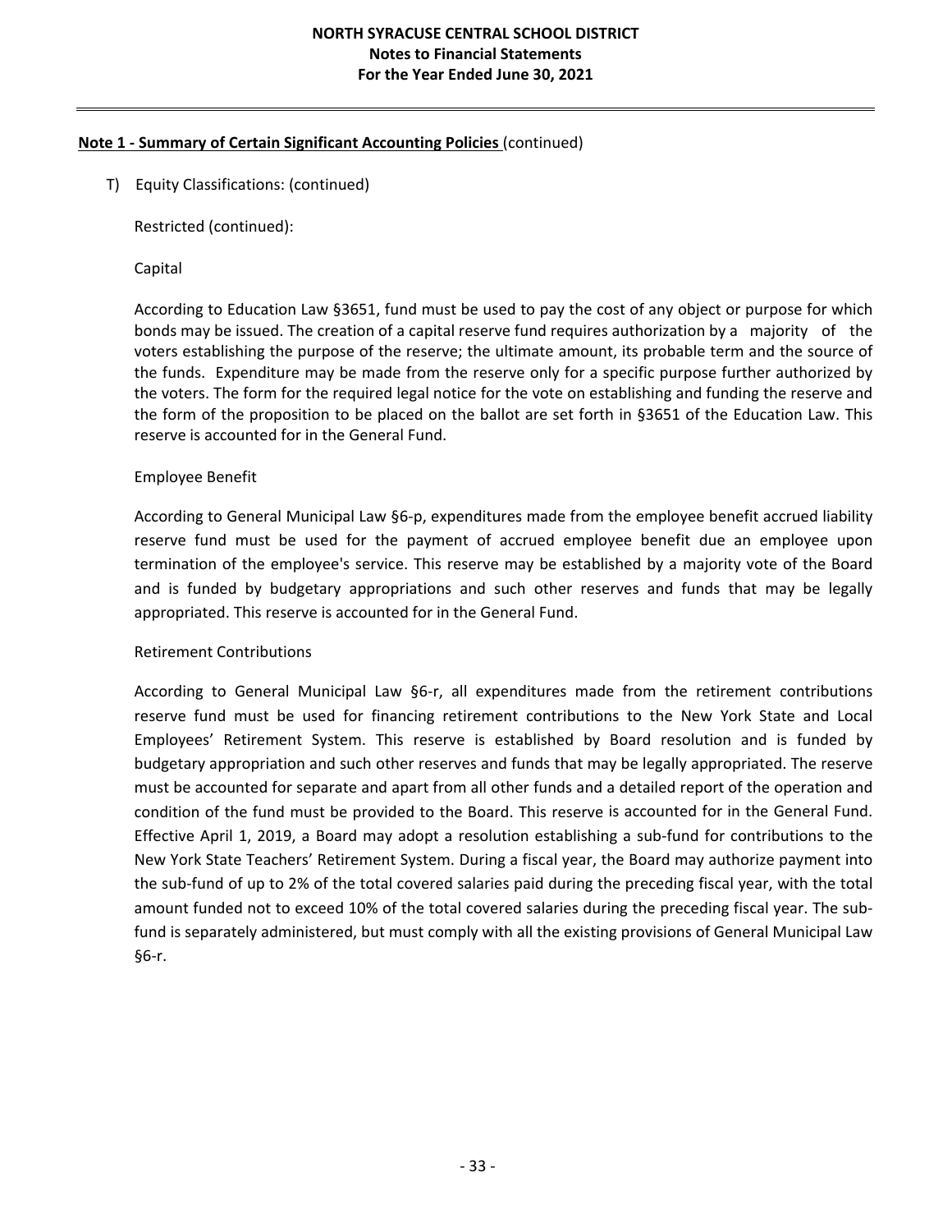**Note 1 - Summary of Certain Significant Accounting Policies** (continued)

T) Equity Classifications: (continued)

Restricted (continued):

Capital

According to Education Law §3651, fund must be used to pay the cost of any object or purpose for which bonds may be issued. The creation of a capital reserve fund requires authorization by a majority of the voters establishing the purpose of the reserve; the ultimate amount, its probable term and the source of the funds. Expenditure may be made from the reserve only for a specific purpose further authorized by the voters. The form for the required legal notice for the vote on establishing and funding the reserve and the form of the proposition to be placed on the ballot are set forth in §3651 of the Education Law. This reserve is accounted for in the General Fund.

Employee Benefit

According to General Municipal Law §6-p, expenditures made from the employee benefit accrued liability reserve fund must be used for the payment of accrued employee benefit due an employee upon termination of the employee's service. This reserve may be established by a majority vote of the Board and is funded by budgetary appropriations and such other reserves and funds that may be legally appropriated. This reserve is accounted for in the General Fund.

Retirement Contributions

According to General Municipal Law §6-r, all expenditures made from the retirement contributions reserve fund must be used for financing retirement contributions to the New York State and Local Employees' Retirement System. This reserve is established by Board resolution and is funded by budgetary appropriation and such other reserves and funds that may be legally appropriated. The reserve must be accounted for separate and apart from all other funds and a detailed report of the operation and condition of the fund must be provided to the Board. This reserve is accounted for in the General Fund. Effective April 1, 2019, a Board may adopt a resolution establishing a sub-fund for contributions to the New York State Teachers' Retirement System. During a fiscal year, the Board may authorize payment into the sub-fund of up to 2% of the total covered salaries paid during the preceding fiscal year, with the total amount funded not to exceed 10% of the total covered salaries during the preceding fiscal year. The sub-fund is separately administered, but must comply with all the existing provisions of General Municipal Law §6-r.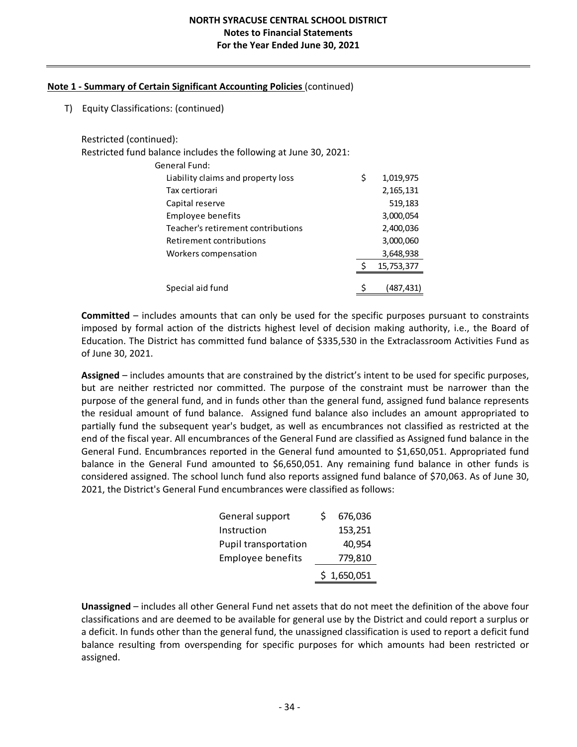### Note 1 - Summary of Certain Significant Accounting Policies (continued)

T) Equity Classifications: (continued)

Restricted (continued):

Restricted fund balance includes the following at June 30, 2021:

| | | |
|---|---|---|
| General Fund: | | |
| Liability claims and property loss | $ | 1,019,975 |
| Tax certiorari | | 2,165,131 |
| Capital reserve | | 519,183 |
| Employee benefits | | 3,000,054 |
| Teacher's retirement contributions | | 2,400,036 |
| Retirement contributions | | 3,000,060 |
| Workers compensation | | 3,648,938 |
| | $ | 15,753,377 |
| Special aid fund | $ | (487,431) |

**Committed** – includes amounts that can only be used for the specific purposes pursuant to constraints imposed by formal action of the districts highest level of decision making authority, i.e., the Board of Education. The District has committed fund balance of $335,530 in the Extraclassroom Activities Fund as of June 30, 2021.

**Assigned** – includes amounts that are constrained by the district's intent to be used for specific purposes, but are neither restricted nor committed. The purpose of the constraint must be narrower than the purpose of the general fund, and in funds other than the general fund, assigned fund balance represents the residual amount of fund balance. Assigned fund balance also includes an amount appropriated to partially fund the subsequent year's budget, as well as encumbrances not classified as restricted at the end of the fiscal year. All encumbrances of the General Fund are classified as Assigned fund balance in the General Fund. Encumbrances reported in the General fund amounted to $1,650,051. Appropriated fund balance in the General Fund amounted to $6,650,051. Any remaining fund balance in other funds is considered assigned. The school lunch fund also reports assigned fund balance of $70,063. As of June 30, 2021, the District's General Fund encumbrances were classified as follows:

| | | |
|---|---|---|
| General support | $ | 676,036 |
| Instruction | | 153,251 |
| Pupil transportation | | 40,954 |
| Employee benefits | | 779,810 |
| | $ | 1,650,051 |

**Unassigned** – includes all other General Fund net assets that do not meet the definition of the above four classifications and are deemed to be available for general use by the District and could report a surplus or a deficit. In funds other than the general fund, the unassigned classification is used to report a deficit fund balance resulting from overspending for specific purposes for which amounts had been restricted or assigned.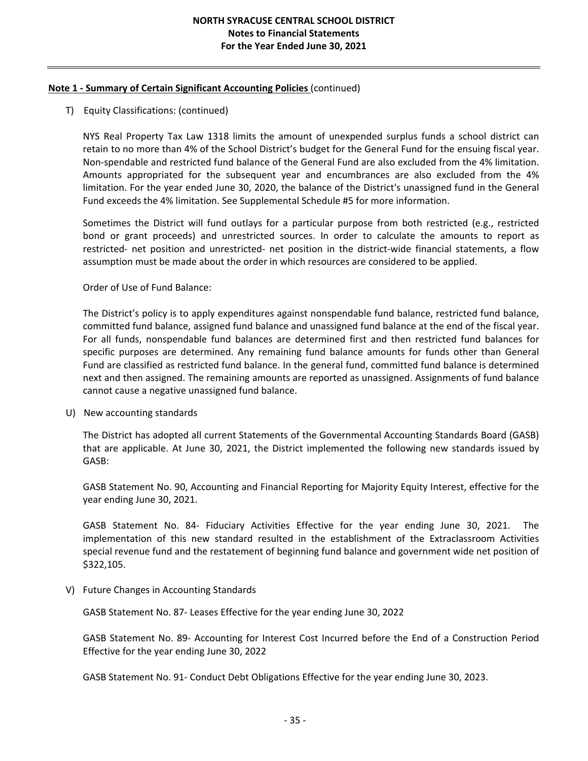**Note 1 - Summary of Certain Significant Accounting Policies** (continued)

T) Equity Classifications: (continued)

NYS Real Property Tax Law 1318 limits the amount of unexpended surplus funds a school district can retain to no more than 4% of the School District's budget for the General Fund for the ensuing fiscal year. Non-spendable and restricted fund balance of the General Fund are also excluded from the 4% limitation. Amounts appropriated for the subsequent year and encumbrances are also excluded from the 4% limitation. For the year ended June 30, 2020, the balance of the District's unassigned fund in the General Fund exceeds the 4% limitation. See Supplemental Schedule #5 for more information.

Sometimes the District will fund outlays for a particular purpose from both restricted (e.g., restricted bond or grant proceeds) and unrestricted sources. In order to calculate the amounts to report as restricted- net position and unrestricted- net position in the district-wide financial statements, a flow assumption must be made about the order in which resources are considered to be applied.

Order of Use of Fund Balance:

The District's policy is to apply expenditures against nonspendable fund balance, restricted fund balance, committed fund balance, assigned fund balance and unassigned fund balance at the end of the fiscal year. For all funds, nonspendable fund balances are determined first and then restricted fund balances for specific purposes are determined. Any remaining fund balance amounts for funds other than General Fund are classified as restricted fund balance. In the general fund, committed fund balance is determined next and then assigned. The remaining amounts are reported as unassigned. Assignments of fund balance cannot cause a negative unassigned fund balance.

U) New accounting standards

The District has adopted all current Statements of the Governmental Accounting Standards Board (GASB) that are applicable. At June 30, 2021, the District implemented the following new standards issued by GASB:

GASB Statement No. 90, Accounting and Financial Reporting for Majority Equity Interest, effective for the year ending June 30, 2021.

GASB Statement No. 84- Fiduciary Activities Effective for the year ending June 30, 2021. The implementation of this new standard resulted in the establishment of the Extraclassroom Activities special revenue fund and the restatement of beginning fund balance and government wide net position of $322,105.

V) Future Changes in Accounting Standards

GASB Statement No. 87- Leases Effective for the year ending June 30, 2022

GASB Statement No. 89- Accounting for Interest Cost Incurred before the End of a Construction Period Effective for the year ending June 30, 2022

GASB Statement No. 91- Conduct Debt Obligations Effective for the year ending June 30, 2023.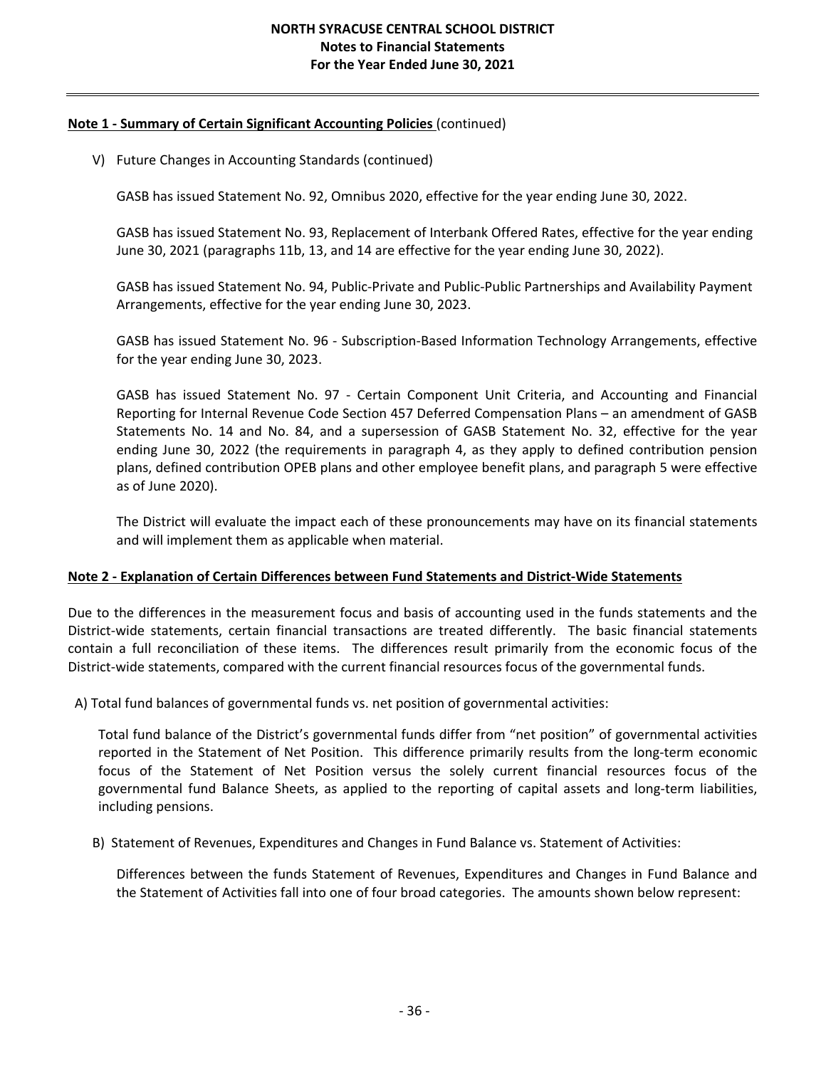**Note 1 - Summary of Certain Significant Accounting Policies** (continued)

V) Future Changes in Accounting Standards (continued)

GASB has issued Statement No. 92, Omnibus 2020, effective for the year ending June 30, 2022.

GASB has issued Statement No. 93, Replacement of Interbank Offered Rates, effective for the year ending June 30, 2021 (paragraphs 11b, 13, and 14 are effective for the year ending June 30, 2022).

GASB has issued Statement No. 94, Public-Private and Public-Public Partnerships and Availability Payment Arrangements, effective for the year ending June 30, 2023.

GASB has issued Statement No. 96 - Subscription-Based Information Technology Arrangements, effective for the year ending June 30, 2023.

GASB has issued Statement No. 97 - Certain Component Unit Criteria, and Accounting and Financial Reporting for Internal Revenue Code Section 457 Deferred Compensation Plans – an amendment of GASB Statements No. 14 and No. 84, and a supersession of GASB Statement No. 32, effective for the year ending June 30, 2022 (the requirements in paragraph 4, as they apply to defined contribution pension plans, defined contribution OPEB plans and other employee benefit plans, and paragraph 5 were effective as of June 2020).

The District will evaluate the impact each of these pronouncements may have on its financial statements and will implement them as applicable when material.

**Note 2 - Explanation of Certain Differences between Fund Statements and District-Wide Statements**

Due to the differences in the measurement focus and basis of accounting used in the funds statements and the District-wide statements, certain financial transactions are treated differently. The basic financial statements contain a full reconciliation of these items. The differences result primarily from the economic focus of the District-wide statements, compared with the current financial resources focus of the governmental funds.

A) Total fund balances of governmental funds vs. net position of governmental activities:

Total fund balance of the District's governmental funds differ from "net position" of governmental activities reported in the Statement of Net Position. This difference primarily results from the long-term economic focus of the Statement of Net Position versus the solely current financial resources focus of the governmental fund Balance Sheets, as applied to the reporting of capital assets and long-term liabilities, including pensions.

B) Statement of Revenues, Expenditures and Changes in Fund Balance vs. Statement of Activities:

Differences between the funds Statement of Revenues, Expenditures and Changes in Fund Balance and the Statement of Activities fall into one of four broad categories. The amounts shown below represent: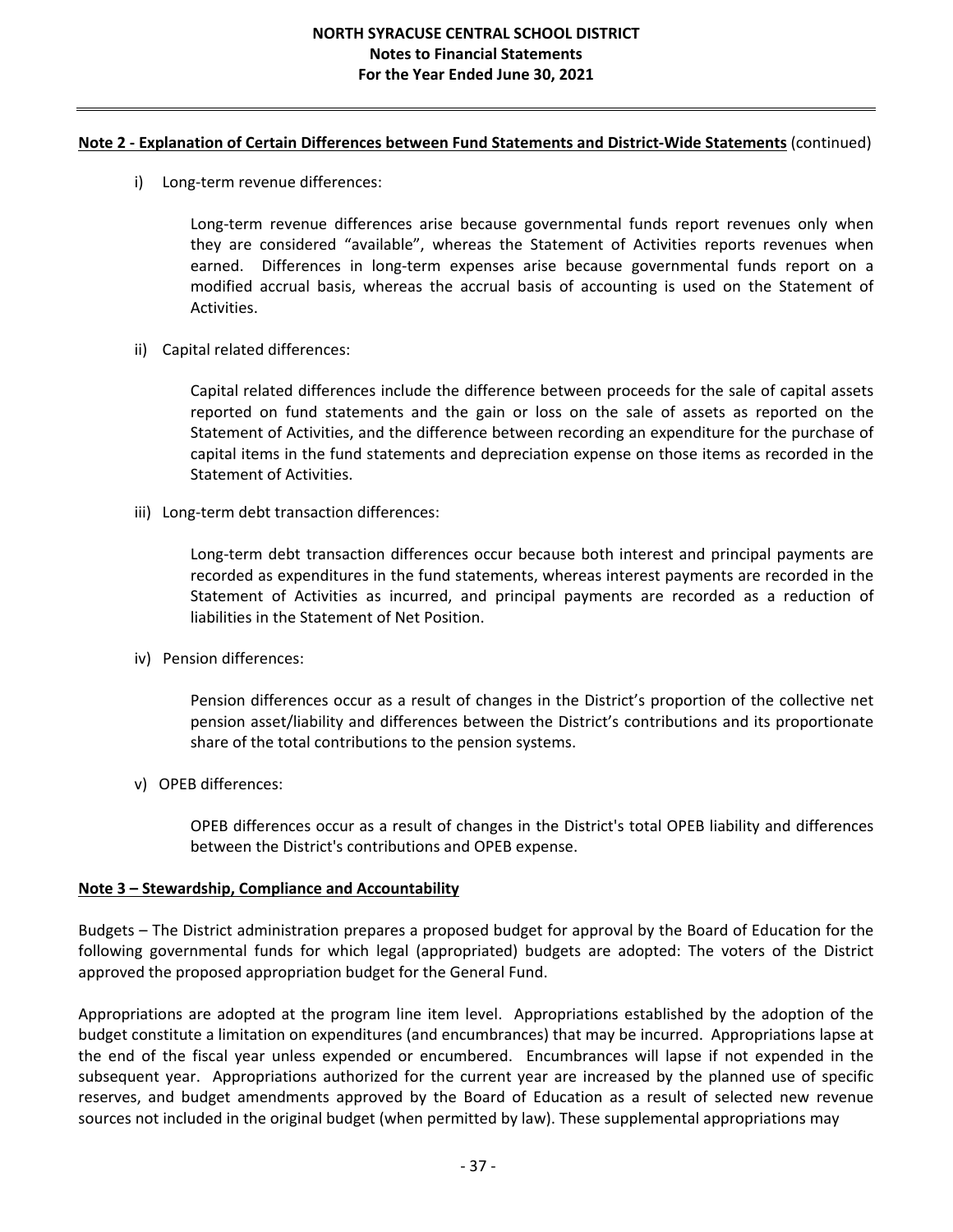**Note 2 - Explanation of Certain Differences between Fund Statements and District-Wide Statements** (continued)

i) Long-term revenue differences:

Long-term revenue differences arise because governmental funds report revenues only when they are considered "available", whereas the Statement of Activities reports revenues when earned. Differences in long-term expenses arise because governmental funds report on a modified accrual basis, whereas the accrual basis of accounting is used on the Statement of Activities.

ii) Capital related differences:

Capital related differences include the difference between proceeds for the sale of capital assets reported on fund statements and the gain or loss on the sale of assets as reported on the Statement of Activities, and the difference between recording an expenditure for the purchase of capital items in the fund statements and depreciation expense on those items as recorded in the Statement of Activities.

iii) Long-term debt transaction differences:

Long-term debt transaction differences occur because both interest and principal payments are recorded as expenditures in the fund statements, whereas interest payments are recorded in the Statement of Activities as incurred, and principal payments are recorded as a reduction of liabilities in the Statement of Net Position.

iv) Pension differences:

Pension differences occur as a result of changes in the District's proportion of the collective net pension asset/liability and differences between the District's contributions and its proportionate share of the total contributions to the pension systems.

v) OPEB differences:

OPEB differences occur as a result of changes in the District's total OPEB liability and differences between the District's contributions and OPEB expense.

**Note 3 – Stewardship, Compliance and Accountability**

Budgets – The District administration prepares a proposed budget for approval by the Board of Education for the following governmental funds for which legal (appropriated) budgets are adopted: The voters of the District approved the proposed appropriation budget for the General Fund.

Appropriations are adopted at the program line item level. Appropriations established by the adoption of the budget constitute a limitation on expenditures (and encumbrances) that may be incurred. Appropriations lapse at the end of the fiscal year unless expended or encumbered. Encumbrances will lapse if not expended in the subsequent year. Appropriations authorized for the current year are increased by the planned use of specific reserves, and budget amendments approved by the Board of Education as a result of selected new revenue sources not included in the original budget (when permitted by law). These supplemental appropriations may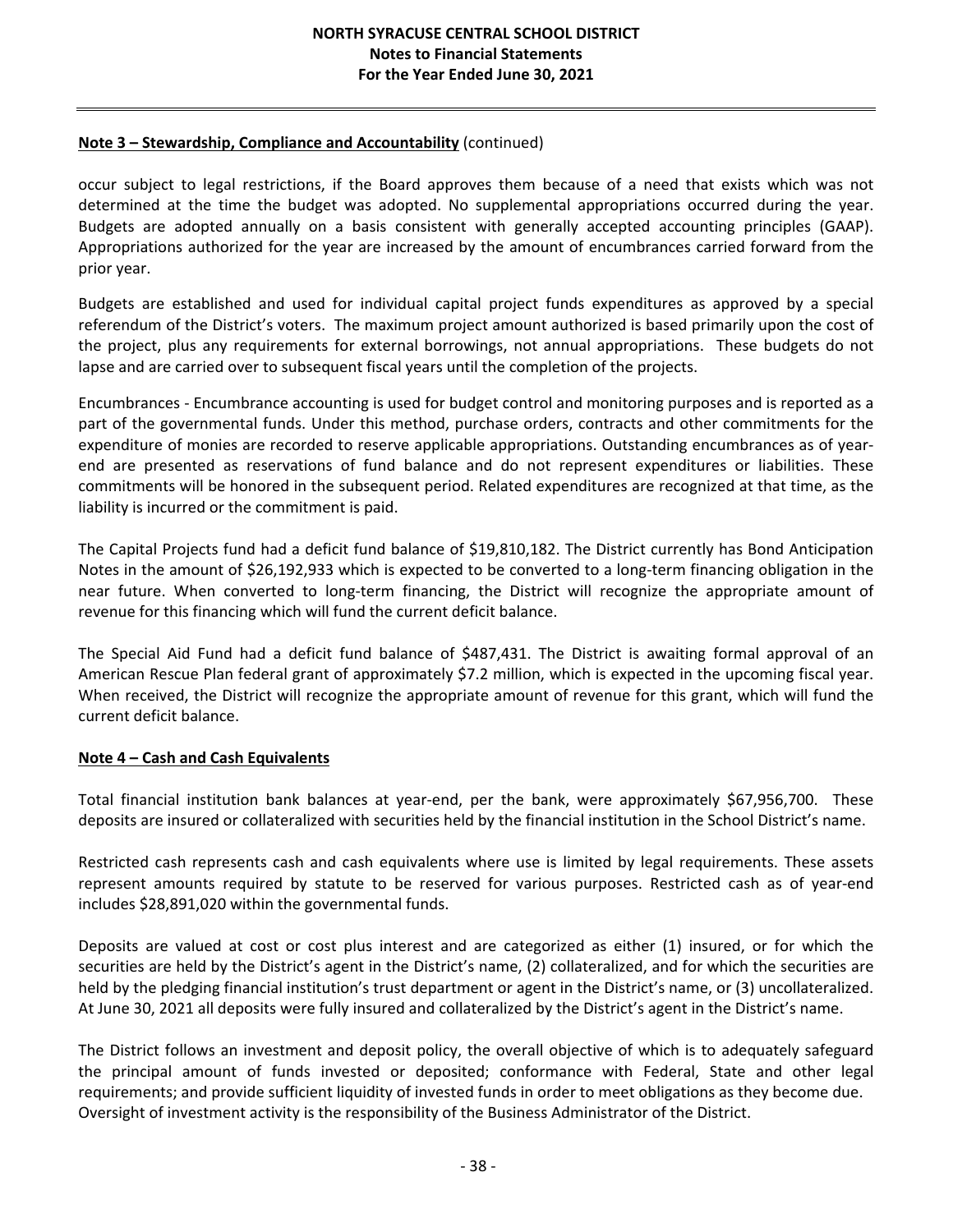**Note 3 – Stewardship, Compliance and Accountability** (continued)

occur subject to legal restrictions, if the Board approves them because of a need that exists which was not determined at the time the budget was adopted. No supplemental appropriations occurred during the year. Budgets are adopted annually on a basis consistent with generally accepted accounting principles (GAAP). Appropriations authorized for the year are increased by the amount of encumbrances carried forward from the prior year.

Budgets are established and used for individual capital project funds expenditures as approved by a special referendum of the District's voters. The maximum project amount authorized is based primarily upon the cost of the project, plus any requirements for external borrowings, not annual appropriations. These budgets do not lapse and are carried over to subsequent fiscal years until the completion of the projects.

Encumbrances - Encumbrance accounting is used for budget control and monitoring purposes and is reported as a part of the governmental funds. Under this method, purchase orders, contracts and other commitments for the expenditure of monies are recorded to reserve applicable appropriations. Outstanding encumbrances as of year-end are presented as reservations of fund balance and do not represent expenditures or liabilities. These commitments will be honored in the subsequent period. Related expenditures are recognized at that time, as the liability is incurred or the commitment is paid.

The Capital Projects fund had a deficit fund balance of $19,810,182. The District currently has Bond Anticipation Notes in the amount of $26,192,933 which is expected to be converted to a long-term financing obligation in the near future. When converted to long-term financing, the District will recognize the appropriate amount of revenue for this financing which will fund the current deficit balance.

The Special Aid Fund had a deficit fund balance of $487,431. The District is awaiting formal approval of an American Rescue Plan federal grant of approximately $7.2 million, which is expected in the upcoming fiscal year. When received, the District will recognize the appropriate amount of revenue for this grant, which will fund the current deficit balance.

**Note 4 – Cash and Cash Equivalents**

Total financial institution bank balances at year-end, per the bank, were approximately $67,956,700. These deposits are insured or collateralized with securities held by the financial institution in the School District's name.

Restricted cash represents cash and cash equivalents where use is limited by legal requirements. These assets represent amounts required by statute to be reserved for various purposes. Restricted cash as of year-end includes $28,891,020 within the governmental funds.

Deposits are valued at cost or cost plus interest and are categorized as either (1) insured, or for which the securities are held by the District's agent in the District's name, (2) collateralized, and for which the securities are held by the pledging financial institution's trust department or agent in the District's name, or (3) uncollateralized. At June 30, 2021 all deposits were fully insured and collateralized by the District's agent in the District's name.

The District follows an investment and deposit policy, the overall objective of which is to adequately safeguard the principal amount of funds invested or deposited; conformance with Federal, State and other legal requirements; and provide sufficient liquidity of invested funds in order to meet obligations as they become due. Oversight of investment activity is the responsibility of the Business Administrator of the District.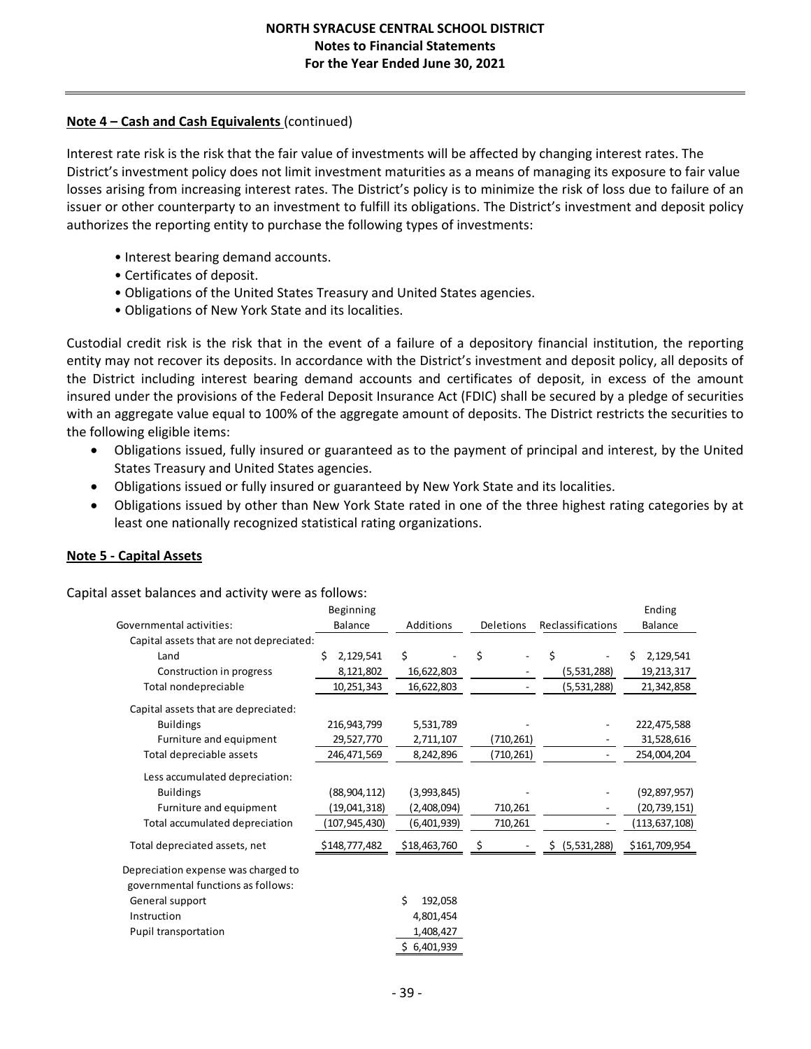**Note 4 – Cash and Cash Equivalents** (continued)

Interest rate risk is the risk that the fair value of investments will be affected by changing interest rates. The District's investment policy does not limit investment maturities as a means of managing its exposure to fair value losses arising from increasing interest rates. The District's policy is to minimize the risk of loss due to failure of an issuer or other counterparty to an investment to fulfill its obligations. The District's investment and deposit policy authorizes the reporting entity to purchase the following types of investments:

- Interest bearing demand accounts.
- Certificates of deposit.
- Obligations of the United States Treasury and United States agencies.
- Obligations of New York State and its localities.

Custodial credit risk is the risk that in the event of a failure of a depository financial institution, the reporting entity may not recover its deposits. In accordance with the District's investment and deposit policy, all deposits of the District including interest bearing demand accounts and certificates of deposit, in excess of the amount insured under the provisions of the Federal Deposit Insurance Act (FDIC) shall be secured by a pledge of securities with an aggregate value equal to 100% of the aggregate amount of deposits. The District restricts the securities to the following eligible items:

- Obligations issued, fully insured or guaranteed as to the payment of principal and interest, by the United States Treasury and United States agencies.
- Obligations issued or fully insured or guaranteed by New York State and its localities.
- Obligations issued by other than New York State rated in one of the three highest rating categories by at least one nationally recognized statistical rating organizations.

**Note 5 - Capital Assets**

Capital asset balances and activity were as follows:

| Governmental activities: | Beginning Balance | Additions | Deletions | Reclassifications | Ending Balance |
|---|---|---|---|---|---|
| Capital assets that are not depreciated: | | | | | |
| Land | $ 2,129,541 | $ - | $ - | $ - | $ 2,129,541 |
| Construction in progress | 8,121,802 | 16,622,803 | - | (5,531,288) | 19,213,317 |
| Total nondepreciable | 10,251,343 | 16,622,803 | - | (5,531,288) | 21,342,858 |
| Capital assets that are depreciated: | | | | | |
| Buildings | 216,943,799 | 5,531,789 | - | - | 222,475,588 |
| Furniture and equipment | 29,527,770 | 2,711,107 | (710,261) | - | 31,528,616 |
| Total depreciable assets | 246,471,569 | 8,242,896 | (710,261) | - | 254,004,204 |
| Less accumulated depreciation: | | | | | |
| Buildings | (88,904,112) | (3,993,845) | - | - | (92,897,957) |
| Furniture and equipment | (19,041,318) | (2,408,094) | 710,261 | - | (20,739,151) |
| Total accumulated depreciation | (107,945,430) | (6,401,939) | 710,261 | - | (113,637,108) |
| Total depreciated assets, net | $148,777,482 | $18,463,760 | $ - | $ (5,531,288) | $161,709,954 |

| Depreciation expense was charged to governmental functions as follows: | |
|---|---|
| General support | $ 192,058 |
| Instruction | 4,801,454 |
| Pupil transportation | 1,408,427 |
| | $ 6,401,939 |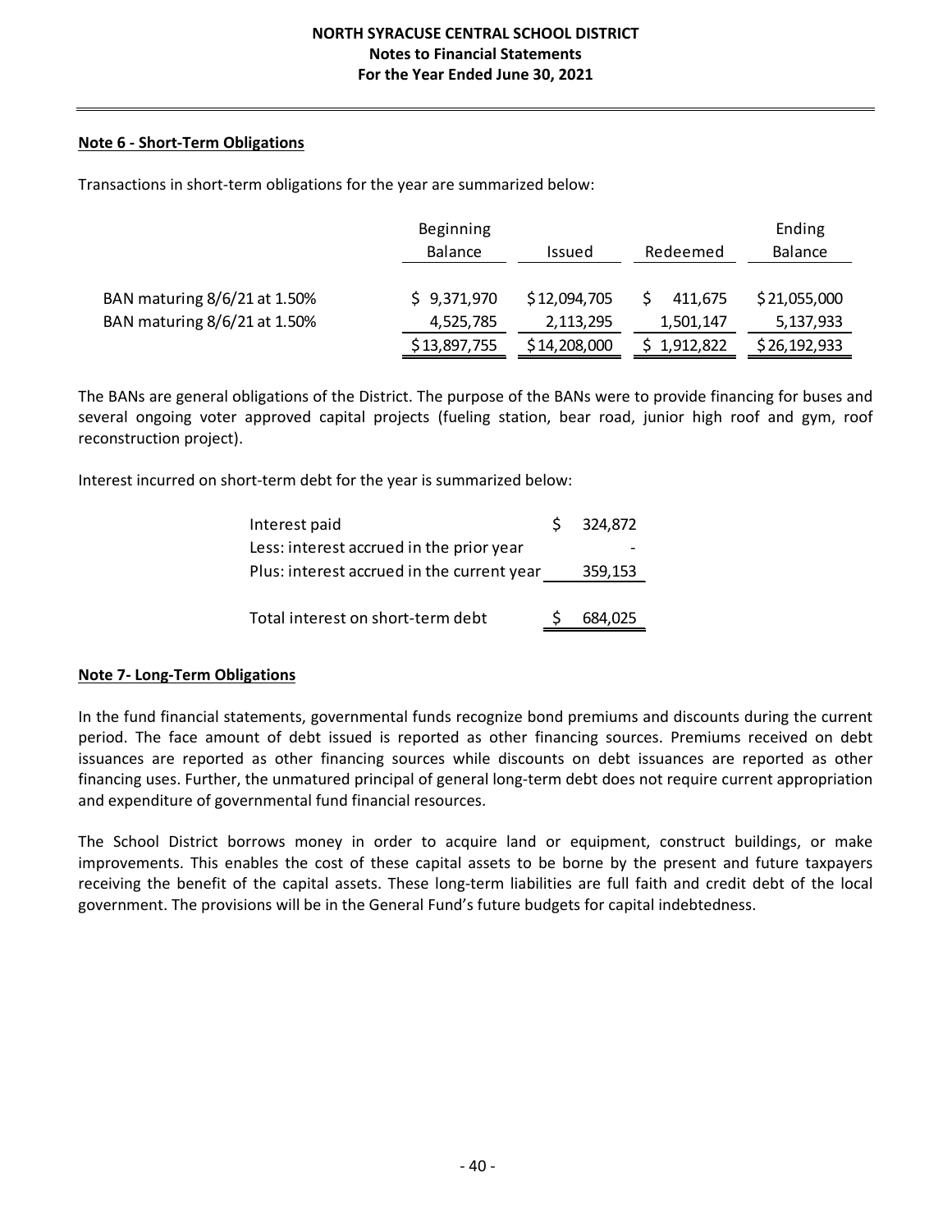## Note 6 - Short-Term Obligations

Transactions in short-term obligations for the year are summarized below:

| | Beginning Balance | Issued | Redeemed | Ending Balance |
|---|---|---|---|---|
| BAN maturing 8/6/21 at 1.50% | $ 9,371,970 | $ 12,094,705 | $ 411,675 | $ 21,055,000 |
| BAN maturing 8/6/21 at 1.50% | 4,525,785 | 2,113,295 | 1,501,147 | 5,137,933 |
| | $ 13,897,755 | $ 14,208,000 | $ 1,912,822 | $ 26,192,933 |

The BANs are general obligations of the District. The purpose of the BANs were to provide financing for buses and several ongoing voter approved capital projects (fueling station, bear road, junior high roof and gym, roof reconstruction project).

Interest incurred on short-term debt for the year is summarized below:

| | |
|---|---|
| Interest paid | $ 324,872 |
| Less: interest accrued in the prior year | - |
| Plus: interest accrued in the current year | 359,153 |
| Total interest on short-term debt | $ 684,025 |

## Note 7- Long-Term Obligations

In the fund financial statements, governmental funds recognize bond premiums and discounts during the current period. The face amount of debt issued is reported as other financing sources. Premiums received on debt issuances are reported as other financing sources while discounts on debt issuances are reported as other financing uses. Further, the unmatured principal of general long-term debt does not require current appropriation and expenditure of governmental fund financial resources.

The School District borrows money in order to acquire land or equipment, construct buildings, or make improvements. This enables the cost of these capital assets to be borne by the present and future taxpayers receiving the benefit of the capital assets. These long-term liabilities are full faith and credit debt of the local government. The provisions will be in the General Fund's future budgets for capital indebtedness.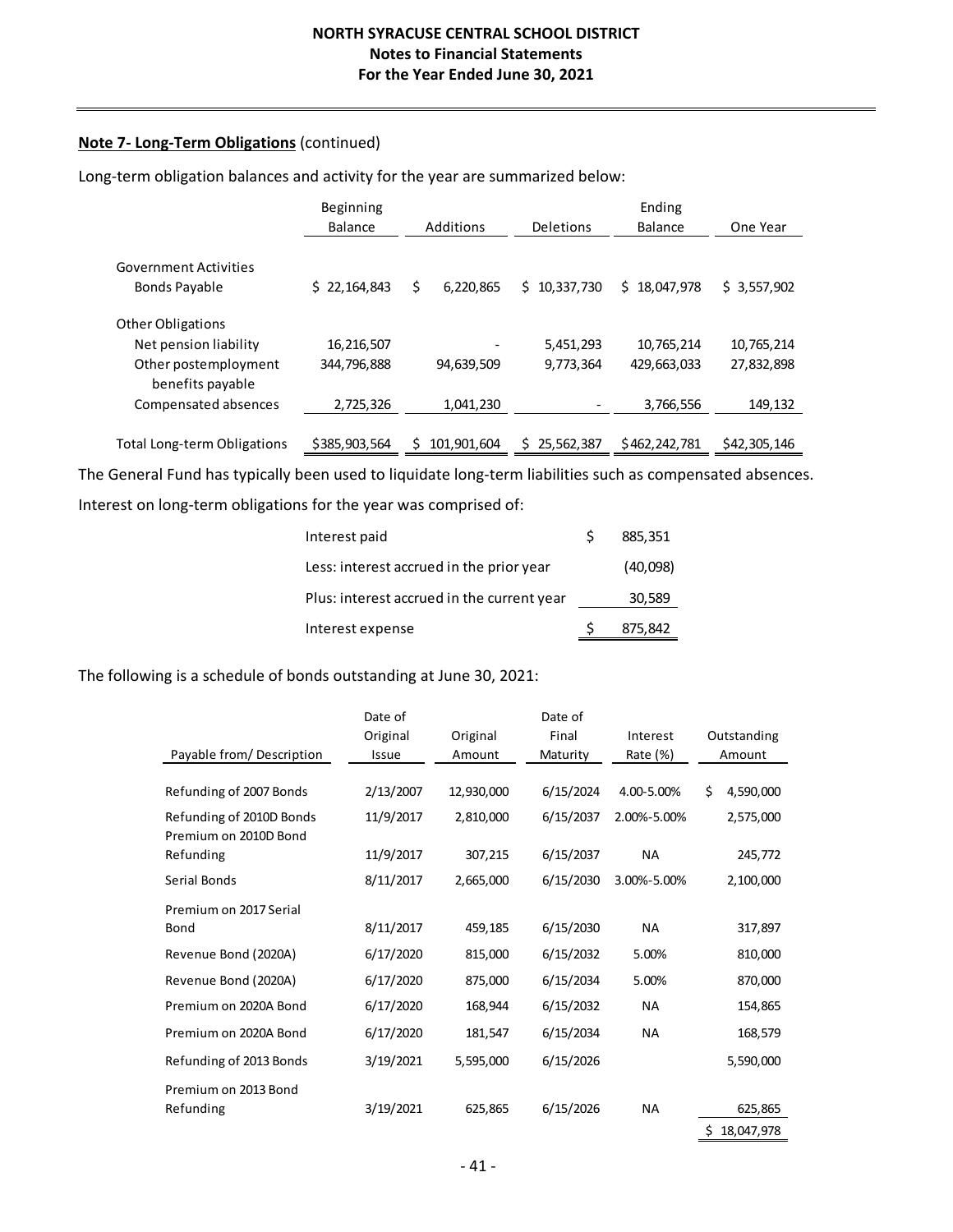**Note 7- Long-Term Obligations** (continued)

Long-term obligation balances and activity for the year are summarized below:

| | Beginning Balance | Additions | Deletions | Ending Balance | One Year |
|---|---|---|---|---|---|
| Government Activities | | | | | |
| Bonds Payable | $ 22,164,843 | $ 6,220,865 | $ 10,337,730 | $ 18,047,978 | $ 3,557,902 |
| Other Obligations | | | | | |
| Net pension liability | 16,216,507 | - | 5,451,293 | 10,765,214 | 10,765,214 |
| Other postemployment benefits payable | 344,796,888 | 94,639,509 | 9,773,364 | 429,663,033 | 27,832,898 |
| Compensated absences | 2,725,326 | 1,041,230 | - | 3,766,556 | 149,132 |
| Total Long-term Obligations | $385,903,564 | $ 101,901,604 | $ 25,562,387 | $462,242,781 | $42,305,146 |

The General Fund has typically been used to liquidate long-term liabilities such as compensated absences.

Interest on long-term obligations for the year was comprised of:

| | |
|---|---|
| Interest paid | $ 885,351 |
| Less: interest accrued in the prior year | (40,098) |
| Plus: interest accrued in the current year | 30,589 |
| Interest expense | $ 875,842 |

The following is a schedule of bonds outstanding at June 30, 2021:

| Payable from/ Description | Date of Original Issue | Original Amount | Date of Final Maturity | Interest Rate (%) | Outstanding Amount |
|---|---|---|---|---|---|
| Refunding of 2007 Bonds | 2/13/2007 | 12,930,000 | 6/15/2024 | 4.00-5.00% | $ 4,590,000 |
| Refunding of 2010D Bonds | 11/9/2017 | 2,810,000 | 6/15/2037 | 2.00%-5.00% | 2,575,000 |
| Premium on 2010D Bond Refunding | 11/9/2017 | 307,215 | 6/15/2037 | NA | 245,772 |
| Serial Bonds | 8/11/2017 | 2,665,000 | 6/15/2030 | 3.00%-5.00% | 2,100,000 |
| Premium on 2017 Serial Bond | 8/11/2017 | 459,185 | 6/15/2030 | NA | 317,897 |
| Revenue Bond (2020A) | 6/17/2020 | 815,000 | 6/15/2032 | 5.00% | 810,000 |
| Revenue Bond (2020A) | 6/17/2020 | 875,000 | 6/15/2034 | 5.00% | 870,000 |
| Premium on 2020A Bond | 6/17/2020 | 168,944 | 6/15/2032 | NA | 154,865 |
| Premium on 2020A Bond | 6/17/2020 | 181,547 | 6/15/2034 | NA | 168,579 |
| Refunding of 2013 Bonds | 3/19/2021 | 5,595,000 | 6/15/2026 | | 5,590,000 |
| Premium on 2013 Bond Refunding | 3/19/2021 | 625,865 | 6/15/2026 | NA | 625,865 |
| | | | | | $ 18,047,978 |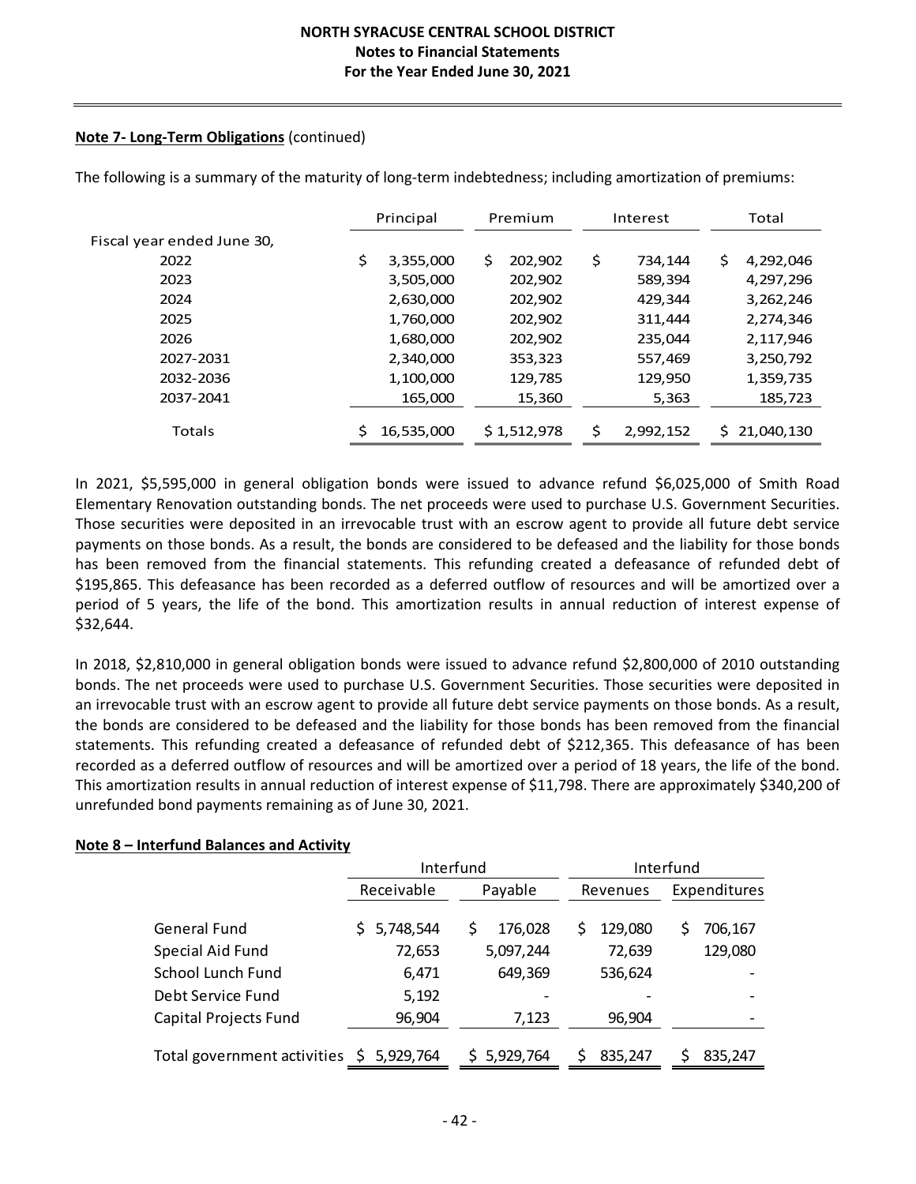**Note 7- Long-Term Obligations** (continued)

The following is a summary of the maturity of long-term indebtedness; including amortization of premiums:

| | Principal | Premium | Interest | Total |
|---|---|---|---|---|
| Fiscal year ended June 30, | | | | |
| 2022 | $ 3,355,000 | $ 202,902 | $ 734,144 | $ 4,292,046 |
| 2023 | 3,505,000 | 202,902 | 589,394 | 4,297,296 |
| 2024 | 2,630,000 | 202,902 | 429,344 | 3,262,246 |
| 2025 | 1,760,000 | 202,902 | 311,444 | 2,274,346 |
| 2026 | 1,680,000 | 202,902 | 235,044 | 2,117,946 |
| 2027-2031 | 2,340,000 | 353,323 | 557,469 | 3,250,792 |
| 2032-2036 | 1,100,000 | 129,785 | 129,950 | 1,359,735 |
| 2037-2041 | 165,000 | 15,360 | 5,363 | 185,723 |
| Totals | $ 16,535,000 | $ 1,512,978 | $ 2,992,152 | $ 21,040,130 |

In 2021, $5,595,000 in general obligation bonds were issued to advance refund $6,025,000 of Smith Road Elementary Renovation outstanding bonds. The net proceeds were used to purchase U.S. Government Securities. Those securities were deposited in an irrevocable trust with an escrow agent to provide all future debt service payments on those bonds. As a result, the bonds are considered to be defeased and the liability for those bonds has been removed from the financial statements. This refunding created a defeasance of refunded debt of $195,865. This defeasance has been recorded as a deferred outflow of resources and will be amortized over a period of 5 years, the life of the bond. This amortization results in annual reduction of interest expense of $32,644.

In 2018, $2,810,000 in general obligation bonds were issued to advance refund $2,800,000 of 2010 outstanding bonds. The net proceeds were used to purchase U.S. Government Securities. Those securities were deposited in an irrevocable trust with an escrow agent to provide all future debt service payments on those bonds. As a result, the bonds are considered to be defeased and the liability for those bonds has been removed from the financial statements. This refunding created a defeasance of refunded debt of $212,365. This defeasance of has been recorded as a deferred outflow of resources and will be amortized over a period of 18 years, the life of the bond. This amortization results in annual reduction of interest expense of $11,798. There are approximately $340,200 of unrefunded bond payments remaining as of June 30, 2021.

**Note 8 – Interfund Balances and Activity**

| | Interfund | | Interfund | |
|---|---|---|---|---|
| | Receivable | Payable | Revenues | Expenditures |
| General Fund | $ 5,748,544 | $ 176,028 | $ 129,080 | $ 706,167 |
| Special Aid Fund | 72,653 | 5,097,244 | 72,639 | 129,080 |
| School Lunch Fund | 6,471 | 649,369 | 536,624 | - |
| Debt Service Fund | 5,192 | - | - | - |
| Capital Projects Fund | 96,904 | 7,123 | 96,904 | - |
| Total government activities | $ 5,929,764 | $ 5,929,764 | $ 835,247 | $ 835,247 |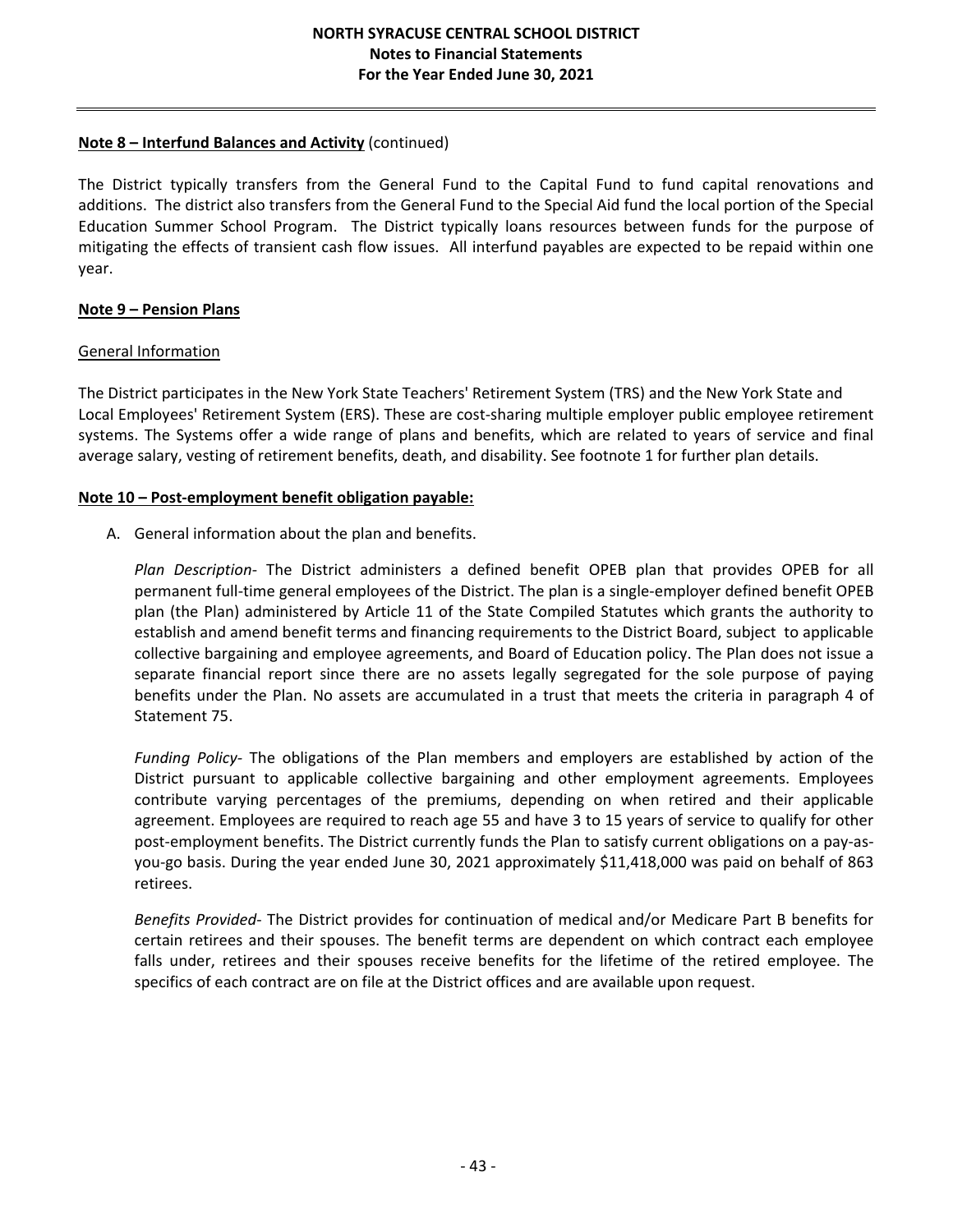**Note 8 – Interfund Balances and Activity** (continued)

The District typically transfers from the General Fund to the Capital Fund to fund capital renovations and additions. The district also transfers from the General Fund to the Special Aid fund the local portion of the Special Education Summer School Program. The District typically loans resources between funds for the purpose of mitigating the effects of transient cash flow issues. All interfund payables are expected to be repaid within one year.

**Note 9 – Pension Plans**

General Information

The District participates in the New York State Teachers' Retirement System (TRS) and the New York State and Local Employees' Retirement System (ERS). These are cost-sharing multiple employer public employee retirement systems. The Systems offer a wide range of plans and benefits, which are related to years of service and final average salary, vesting of retirement benefits, death, and disability. See footnote 1 for further plan details.

**Note 10 – Post-employment benefit obligation payable:**

A. General information about the plan and benefits.

*Plan Description*- The District administers a defined benefit OPEB plan that provides OPEB for all permanent full-time general employees of the District. The plan is a single-employer defined benefit OPEB plan (the Plan) administered by Article 11 of the State Compiled Statutes which grants the authority to establish and amend benefit terms and financing requirements to the District Board, subject to applicable collective bargaining and employee agreements, and Board of Education policy. The Plan does not issue a separate financial report since there are no assets legally segregated for the sole purpose of paying benefits under the Plan. No assets are accumulated in a trust that meets the criteria in paragraph 4 of Statement 75.

*Funding Policy*- The obligations of the Plan members and employers are established by action of the District pursuant to applicable collective bargaining and other employment agreements. Employees contribute varying percentages of the premiums, depending on when retired and their applicable agreement. Employees are required to reach age 55 and have 3 to 15 years of service to qualify for other post-employment benefits. The District currently funds the Plan to satisfy current obligations on a pay-as-you-go basis. During the year ended June 30, 2021 approximately $11,418,000 was paid on behalf of 863 retirees.

*Benefits Provided*- The District provides for continuation of medical and/or Medicare Part B benefits for certain retirees and their spouses. The benefit terms are dependent on which contract each employee falls under, retirees and their spouses receive benefits for the lifetime of the retired employee. The specifics of each contract are on file at the District offices and are available upon request.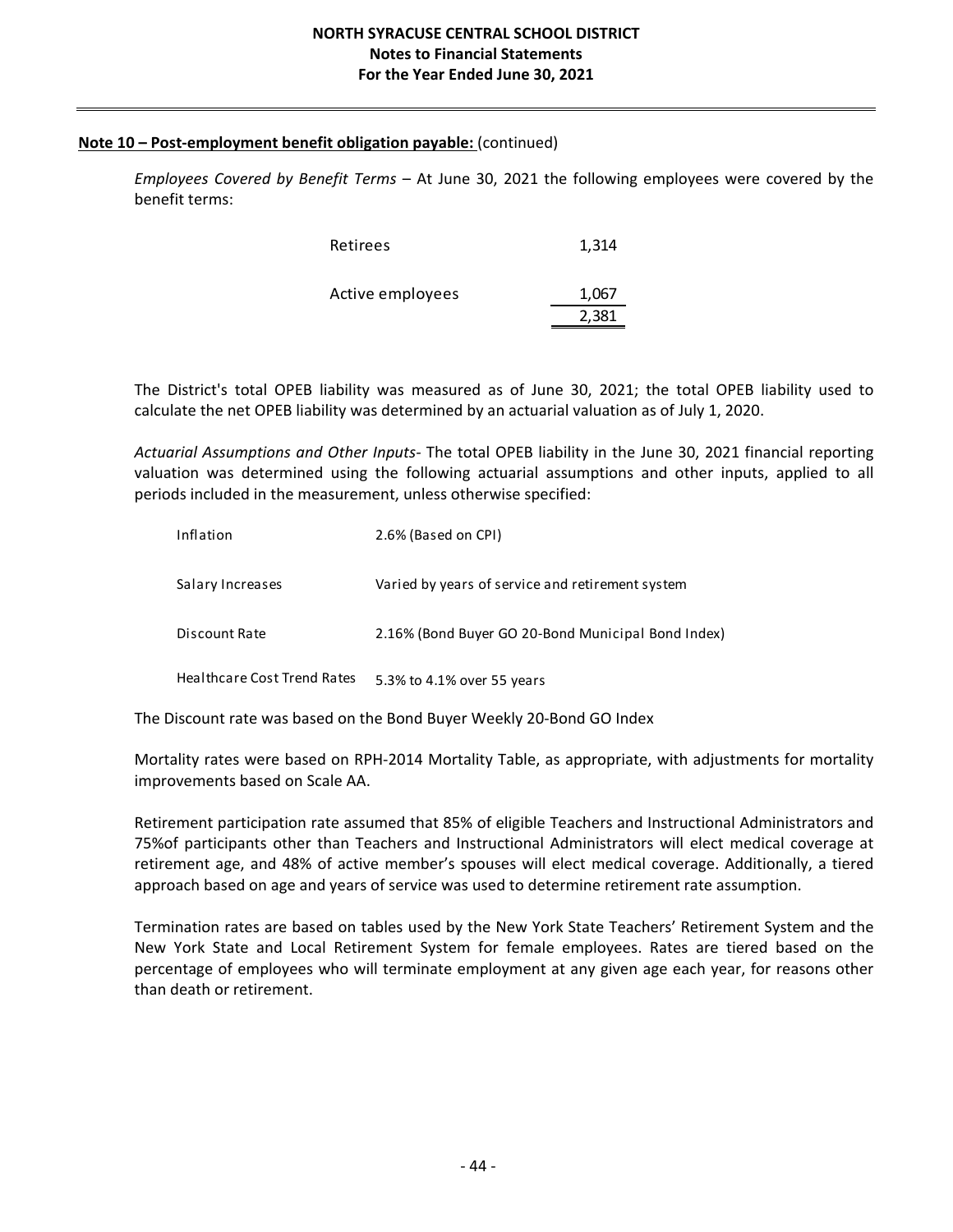**Note 10 – Post-employment benefit obligation payable:** (continued)

*Employees Covered by Benefit Terms* – At June 30, 2021 the following employees were covered by the benefit terms:

| | |
|---|---|
| Retirees | 1,314 |
| Active employees | 1,067 |
| | 2,381 |

The District's total OPEB liability was measured as of June 30, 2021; the total OPEB liability used to calculate the net OPEB liability was determined by an actuarial valuation as of July 1, 2020.

*Actuarial Assumptions and Other Inputs*- The total OPEB liability in the June 30, 2021 financial reporting valuation was determined using the following actuarial assumptions and other inputs, applied to all periods included in the measurement, unless otherwise specified:

| | |
|---|---|
| Inflation | 2.6% (Based on CPI) |
| Salary Increases | Varied by years of service and retirement system |
| Discount Rate | 2.16% (Bond Buyer GO 20-Bond Municipal Bond Index) |
| Healthcare Cost Trend Rates | 5.3% to 4.1% over 55 years |

The Discount rate was based on the Bond Buyer Weekly 20-Bond GO Index

Mortality rates were based on RPH-2014 Mortality Table, as appropriate, with adjustments for mortality improvements based on Scale AA.

Retirement participation rate assumed that 85% of eligible Teachers and Instructional Administrators and 75%of participants other than Teachers and Instructional Administrators will elect medical coverage at retirement age, and 48% of active member's spouses will elect medical coverage. Additionally, a tiered approach based on age and years of service was used to determine retirement rate assumption.

Termination rates are based on tables used by the New York State Teachers' Retirement System and the New York State and Local Retirement System for female employees. Rates are tiered based on the percentage of employees who will terminate employment at any given age each year, for reasons other than death or retirement.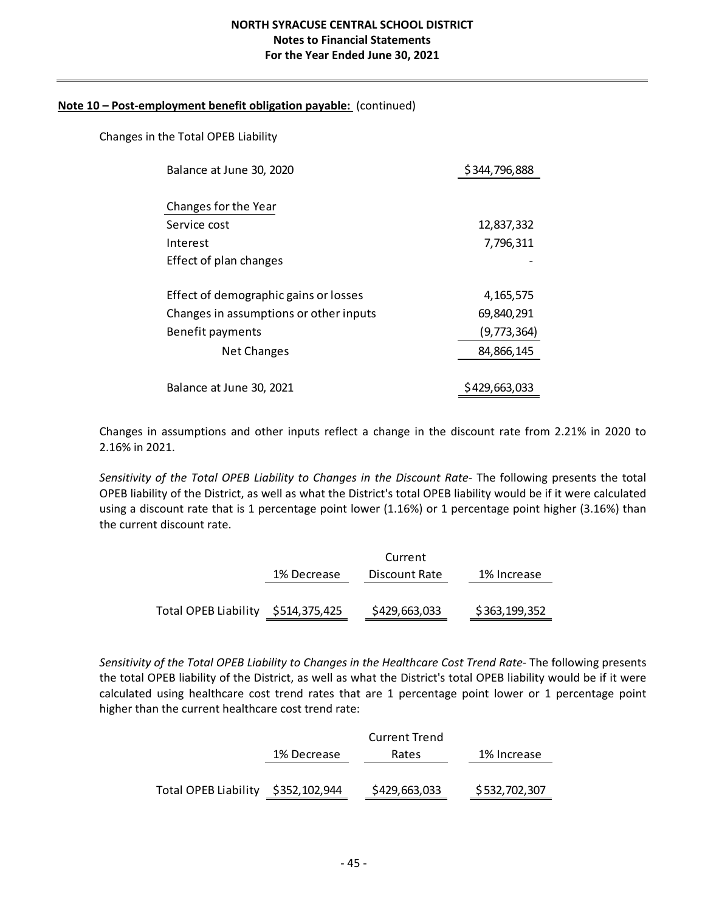**Note 10 – Post-employment benefit obligation payable:** (continued)

Changes in the Total OPEB Liability

| | |
|---|---|
| Balance at June 30, 2020 | $344,796,888 |
| **Changes for the Year** | |
| Service cost | 12,837,332 |
| Interest | 7,796,311 |
| Effect of plan changes | - |
| Effect of demographic gains or losses | 4,165,575 |
| Changes in assumptions or other inputs | 69,840,291 |
| Benefit payments | (9,773,364) |
| Net Changes | 84,866,145 |
| Balance at June 30, 2021 | $429,663,033 |

Changes in assumptions and other inputs reflect a change in the discount rate from 2.21% in 2020 to 2.16% in 2021.

*Sensitivity of the Total OPEB Liability to Changes in the Discount Rate*- The following presents the total OPEB liability of the District, as well as what the District's total OPEB liability would be if it were calculated using a discount rate that is 1 percentage point lower (1.16%) or 1 percentage point higher (3.16%) than the current discount rate.

| | 1% Decrease | Current Discount Rate | 1% Increase |
|---|---|---|---|
| Total OPEB Liability | $514,375,425 | $429,663,033 | $363,199,352 |

*Sensitivity of the Total OPEB Liability to Changes in the Healthcare Cost Trend Rate*- The following presents the total OPEB liability of the District, as well as what the District's total OPEB liability would be if it were calculated using healthcare cost trend rates that are 1 percentage point lower or 1 percentage point higher than the current healthcare cost trend rate:

| | 1% Decrease | Current Trend Rates | 1% Increase |
|---|---|---|---|
| Total OPEB Liability | $352,102,944 | $429,663,033 | $532,702,307 |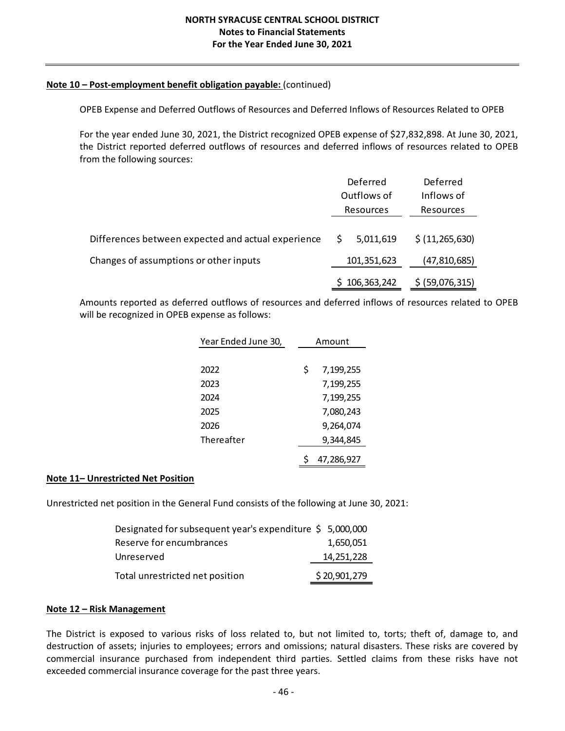**Note 10 – Post-employment benefit obligation payable:** (continued)

OPEB Expense and Deferred Outflows of Resources and Deferred Inflows of Resources Related to OPEB

For the year ended June 30, 2021, the District recognized OPEB expense of $27,832,898. At June 30, 2021, the District reported deferred outflows of resources and deferred inflows of resources related to OPEB from the following sources:

| | Deferred Outflows of Resources | Deferred Inflows of Resources |
|---|---|---|
| Differences between expected and actual experience | $ 5,011,619 | $ (11,265,630) |
| Changes of assumptions or other inputs | 101,351,623 | (47,810,685) |
| | $ 106,363,242 | $ (59,076,315) |

Amounts reported as deferred outflows of resources and deferred inflows of resources related to OPEB will be recognized in OPEB expense as follows:

| Year Ended June 30, | Amount |
|---|---|
| 2022 | $ 7,199,255 |
| 2023 | 7,199,255 |
| 2024 | 7,199,255 |
| 2025 | 7,080,243 |
| 2026 | 9,264,074 |
| Thereafter | 9,344,845 |
| | $ 47,286,927 |

**Note 11– Unrestricted Net Position**

Unrestricted net position in the General Fund consists of the following at June 30, 2021:

| | |
|---|---|
| Designated for subsequent year's expenditure | $ 5,000,000 |
| Reserve for encumbrances | 1,650,051 |
| Unreserved | 14,251,228 |
| Total unrestricted net position | $ 20,901,279 |

**Note 12 – Risk Management**

The District is exposed to various risks of loss related to, but not limited to, torts; theft of, damage to, and destruction of assets; injuries to employees; errors and omissions; natural disasters. These risks are covered by commercial insurance purchased from independent third parties. Settled claims from these risks have not exceeded commercial insurance coverage for the past three years.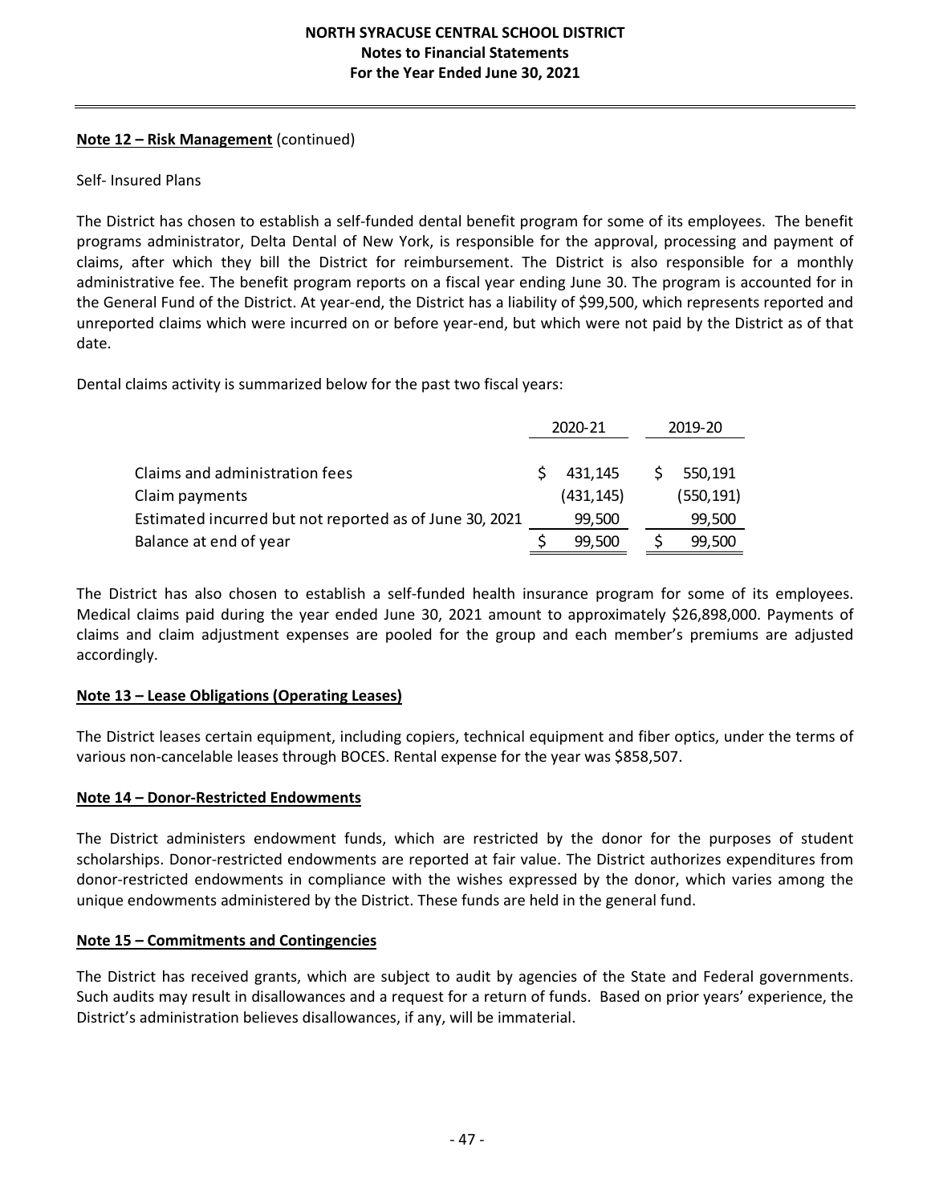**Note 12 – Risk Management** (continued)

Self- Insured Plans

The District has chosen to establish a self-funded dental benefit program for some of its employees. The benefit programs administrator, Delta Dental of New York, is responsible for the approval, processing and payment of claims, after which they bill the District for reimbursement. The District is also responsible for a monthly administrative fee. The benefit program reports on a fiscal year ending June 30. The program is accounted for in the General Fund of the District. At year-end, the District has a liability of $99,500, which represents reported and unreported claims which were incurred on or before year-end, but which were not paid by the District as of that date.

Dental claims activity is summarized below for the past two fiscal years:

| | 2020-21 | 2019-20 |
|---|---|---|
| Claims and administration fees | $ 431,145 | $ 550,191 |
| Claim payments | (431,145) | (550,191) |
| Estimated incurred but not reported as of June 30, 2021 | 99,500 | 99,500 |
| Balance at end of year | $ 99,500 | $ 99,500 |

The District has also chosen to establish a self-funded health insurance program for some of its employees. Medical claims paid during the year ended June 30, 2021 amount to approximately $26,898,000. Payments of claims and claim adjustment expenses are pooled for the group and each member's premiums are adjusted accordingly.

**Note 13 – Lease Obligations (Operating Leases)**

The District leases certain equipment, including copiers, technical equipment and fiber optics, under the terms of various non-cancelable leases through BOCES. Rental expense for the year was $858,507.

**Note 14 – Donor-Restricted Endowments**

The District administers endowment funds, which are restricted by the donor for the purposes of student scholarships. Donor-restricted endowments are reported at fair value. The District authorizes expenditures from donor-restricted endowments in compliance with the wishes expressed by the donor, which varies among the unique endowments administered by the District. These funds are held in the general fund.

**Note 15 – Commitments and Contingencies**

The District has received grants, which are subject to audit by agencies of the State and Federal governments. Such audits may result in disallowances and a request for a return of funds. Based on prior years' experience, the District's administration believes disallowances, if any, will be immaterial.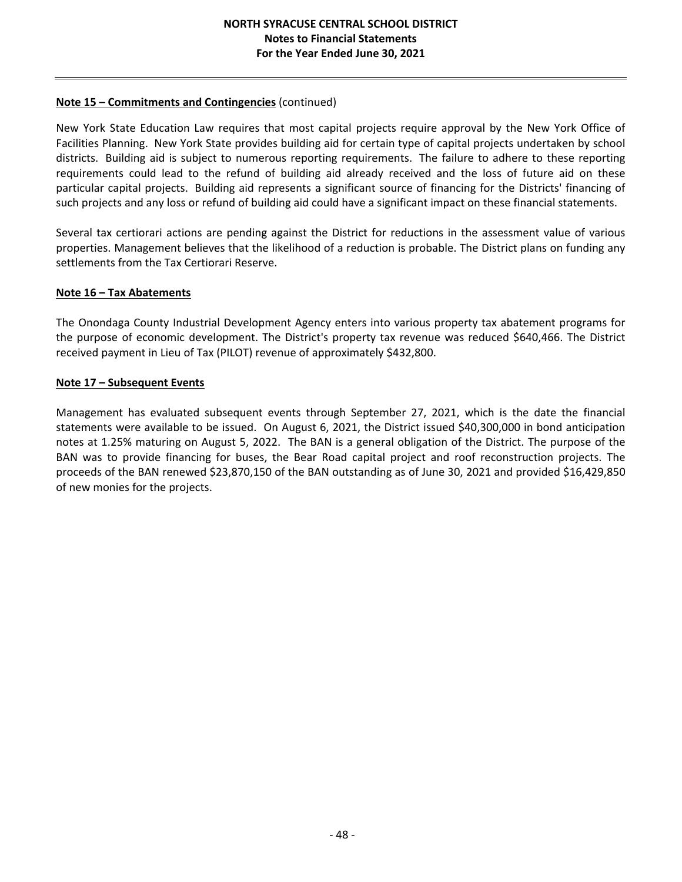**Note 15 – Commitments and Contingencies** (continued)

New York State Education Law requires that most capital projects require approval by the New York Office of Facilities Planning. New York State provides building aid for certain type of capital projects undertaken by school districts. Building aid is subject to numerous reporting requirements. The failure to adhere to these reporting requirements could lead to the refund of building aid already received and the loss of future aid on these particular capital projects. Building aid represents a significant source of financing for the Districts' financing of such projects and any loss or refund of building aid could have a significant impact on these financial statements.

Several tax certiorari actions are pending against the District for reductions in the assessment value of various properties. Management believes that the likelihood of a reduction is probable. The District plans on funding any settlements from the Tax Certiorari Reserve.

**Note 16 – Tax Abatements**

The Onondaga County Industrial Development Agency enters into various property tax abatement programs for the purpose of economic development. The District's property tax revenue was reduced $640,466. The District received payment in Lieu of Tax (PILOT) revenue of approximately $432,800.

**Note 17 – Subsequent Events**

Management has evaluated subsequent events through September 27, 2021, which is the date the financial statements were available to be issued. On August 6, 2021, the District issued $40,300,000 in bond anticipation notes at 1.25% maturing on August 5, 2022. The BAN is a general obligation of the District. The purpose of the BAN was to provide financing for buses, the Bear Road capital project and roof reconstruction projects. The proceeds of the BAN renewed $23,870,150 of the BAN outstanding as of June 30, 2021 and provided $16,429,850 of new monies for the projects.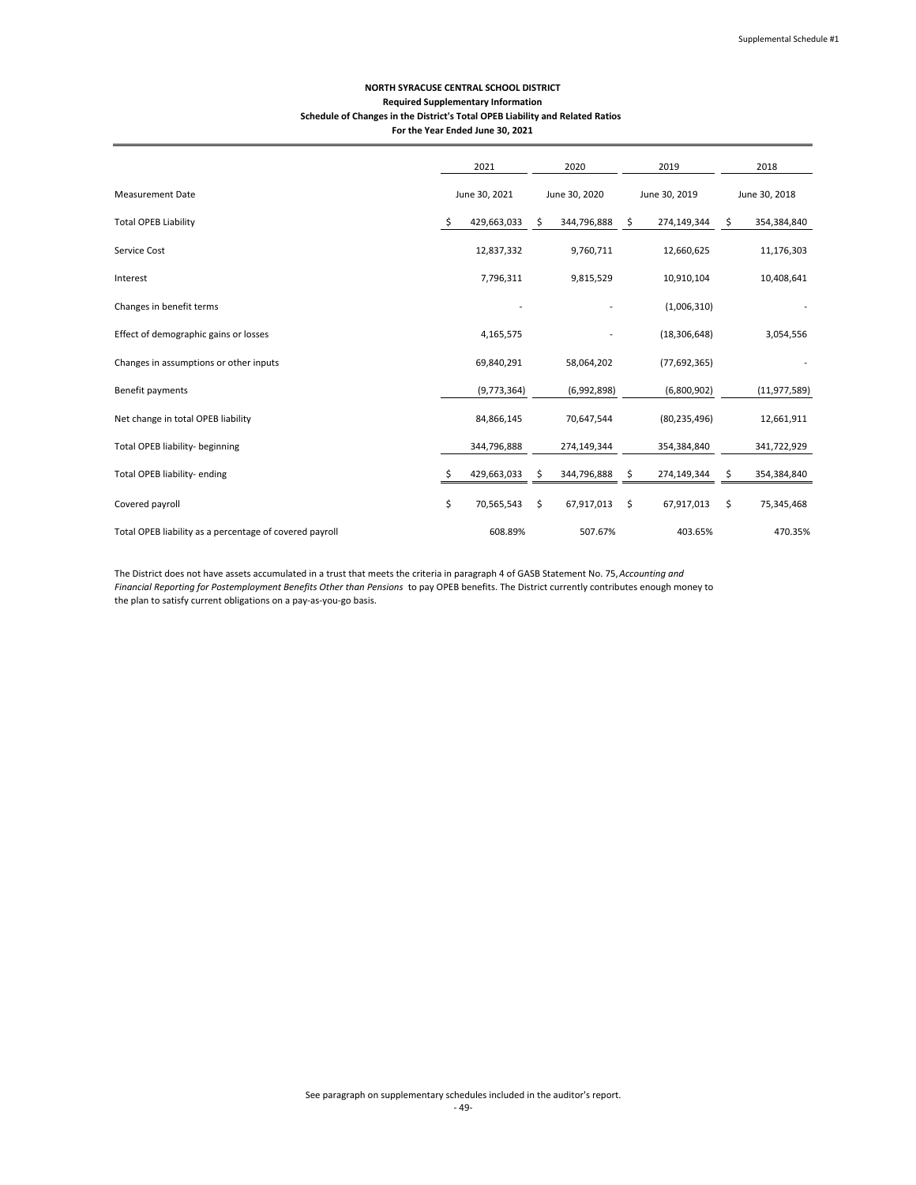Supplemental Schedule #1

**NORTH SYRACUSE CENTRAL SCHOOL DISTRICT**

**Required Supplementary Information**

**Schedule of Changes in the District's Total OPEB Liability and Related Ratios**

**For the Year Ended June 30, 2021**

| | 2021 | 2020 | 2019 | 2018 |
|---|---|---|---|---|
| Measurement Date | June 30, 2021 | June 30, 2020 | June 30, 2019 | June 30, 2018 |
| Total OPEB Liability | $ 429,663,033 | $ 344,796,888 | $ 274,149,344 | $ 354,384,840 |
| Service Cost | 12,837,332 | 9,760,711 | 12,660,625 | 11,176,303 |
| Interest | 7,796,311 | 9,815,529 | 10,910,104 | 10,408,641 |
| Changes in benefit terms | - | - | (1,006,310) | - |
| Effect of demographic gains or losses | 4,165,575 | - | (18,306,648) | 3,054,556 |
| Changes in assumptions or other inputs | 69,840,291 | 58,064,202 | (77,692,365) | - |
| Benefit payments | (9,773,364) | (6,992,898) | (6,800,902) | (11,977,589) |
| Net change in total OPEB liability | 84,866,145 | 70,647,544 | (80,235,496) | 12,661,911 |
| Total OPEB liability- beginning | 344,796,888 | 274,149,344 | 354,384,840 | 341,722,929 |
| Total OPEB liability- ending | $ 429,663,033 | $ 344,796,888 | $ 274,149,344 | $ 354,384,840 |
| Covered payroll | $ 70,565,543 | $ 67,917,013 | $ 67,917,013 | $ 75,345,468 |
| Total OPEB liability as a percentage of covered payroll | 608.89% | 507.67% | 403.65% | 470.35% |

The District does not have assets accumulated in a trust that meets the criteria in paragraph 4 of GASB Statement No. 75, *Accounting and Financial Reporting for Postemployment Benefits Other than Pensions* to pay OPEB benefits. The District currently contributes enough money to the plan to satisfy current obligations on a pay-as-you-go basis.

See paragraph on supplementary schedules included in the auditor's report.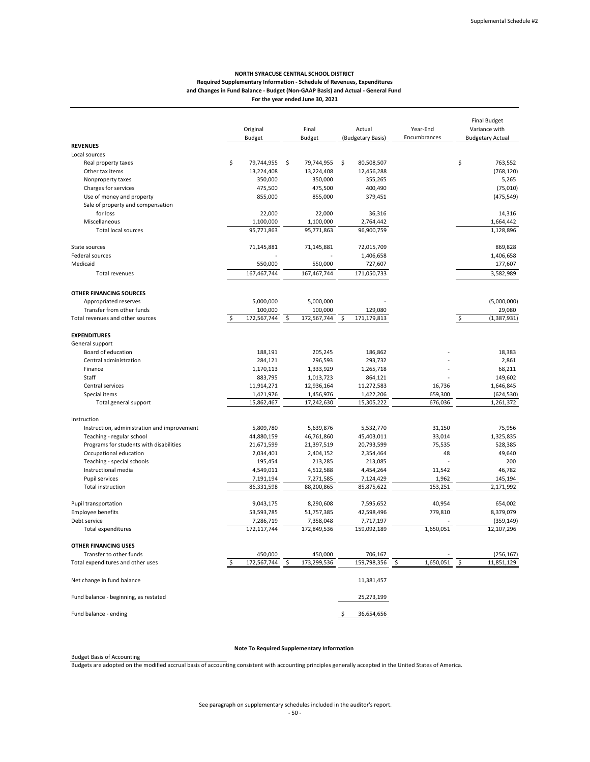Supplemental Schedule #2

**NORTH SYRACUSE CENTRAL SCHOOL DISTRICT**
**Required Supplementary Information - Schedule of Revenues, Expenditures and Changes in Fund Balance - Budget (Non-GAAP Basis) and Actual - General Fund**
**For the year ended June 30, 2021**

| | Original Budget | Final Budget | Actual (Budgetary Basis) | Year-End Encumbrances | Final Budget Variance with Budgetary Actual |
|---|---|---|---|---|---|
| **REVENUES** | | | | | |
| Local sources | | | | | |
| Real property taxes | $ 79,744,955 | $ 79,744,955 | $ 80,508,507 | | $ 763,552 |
| Other tax items | 13,224,408 | 13,224,408 | 12,456,288 | | (768,120) |
| Nonproperty taxes | 350,000 | 350,000 | 355,265 | | 5,265 |
| Charges for services | 475,500 | 475,500 | 400,490 | | (75,010) |
| Use of money and property | 855,000 | 855,000 | 379,451 | | (475,549) |
| Sale of property and compensation for loss | 22,000 | 22,000 | 36,316 | | 14,316 |
| Miscellaneous | 1,100,000 | 1,100,000 | 2,764,442 | | 1,664,442 |
| Total local sources | 95,771,863 | 95,771,863 | 96,900,759 | | 1,128,896 |
| State sources | 71,145,881 | 71,145,881 | 72,015,709 | | 869,828 |
| Federal sources | - | - | 1,406,658 | | 1,406,658 |
| Medicaid | 550,000 | 550,000 | 727,607 | | 177,607 |
| Total revenues | 167,467,744 | 167,467,744 | 171,050,733 | | 3,582,989 |
| **OTHER FINANCING SOURCES** | | | | | |
| Appropriated reserves | 5,000,000 | 5,000,000 | - | | (5,000,000) |
| Transfer from other funds | 100,000 | 100,000 | 129,080 | | 29,080 |
| Total revenues and other sources | $ 172,567,744 | $ 172,567,744 | $ 171,179,813 | | $ (1,387,931) |
| **EXPENDITURES** | | | | | |
| General support | | | | | |
| Board of education | 188,191 | 205,245 | 186,862 | - | 18,383 |
| Central administration | 284,121 | 296,593 | 293,732 | - | 2,861 |
| Finance | 1,170,113 | 1,333,929 | 1,265,718 | - | 68,211 |
| Staff | 883,795 | 1,013,723 | 864,121 | - | 149,602 |
| Central services | 11,914,271 | 12,936,164 | 11,272,583 | 16,736 | 1,646,845 |
| Special items | 1,421,976 | 1,456,976 | 1,422,206 | 659,300 | (624,530) |
| Total general support | 15,862,467 | 17,242,630 | 15,305,222 | 676,036 | 1,261,372 |
| Instruction | | | | | |
| Instruction, administration and improvement | 5,809,780 | 5,639,876 | 5,532,770 | 31,150 | 75,956 |
| Teaching - regular school | 44,880,159 | 46,761,860 | 45,403,011 | 33,014 | 1,325,835 |
| Programs for students with disabilities | 21,671,599 | 21,397,519 | 20,793,599 | 75,535 | 528,385 |
| Occupational education | 2,034,401 | 2,404,152 | 2,354,464 | 48 | 49,640 |
| Teaching - special schools | 195,454 | 213,285 | 213,085 | - | 200 |
| Instructional media | 4,549,011 | 4,512,588 | 4,454,264 | 11,542 | 46,782 |
| Pupil services | 7,191,194 | 7,271,585 | 7,124,429 | 1,962 | 145,194 |
| Total instruction | 86,331,598 | 88,200,865 | 85,875,622 | 153,251 | 2,171,992 |
| Pupil transportation | 9,043,175 | 8,290,608 | 7,595,652 | 40,954 | 654,002 |
| Employee benefits | 53,593,785 | 51,757,385 | 42,598,496 | 779,810 | 8,379,079 |
| Debt service | 7,286,719 | 7,358,048 | 7,717,197 | - | (359,149) |
| Total expenditures | 172,117,744 | 172,849,536 | 159,092,189 | 1,650,051 | 12,107,296 |
| **OTHER FINANCING USES** | | | | | |
| Transfer to other funds | 450,000 | 450,000 | 706,167 | - | (256,167) |
| Total expenditures and other uses | $ 172,567,744 | $ 173,299,536 | 159,798,356 | $ 1,650,051 | $ 11,851,129 |
| Net change in fund balance | | | 11,381,457 | | |
| Fund balance - beginning, as restated | | | 25,273,199 | | |
| Fund balance - ending | | | $ 36,654,656 | | |

**Note To Required Supplementary Information**

Budget Basis of Accounting

Budgets are adopted on the modified accrual basis of accounting consistent with accounting principles generally accepted in the United States of America.

See paragraph on supplementary schedules included in the auditor's report.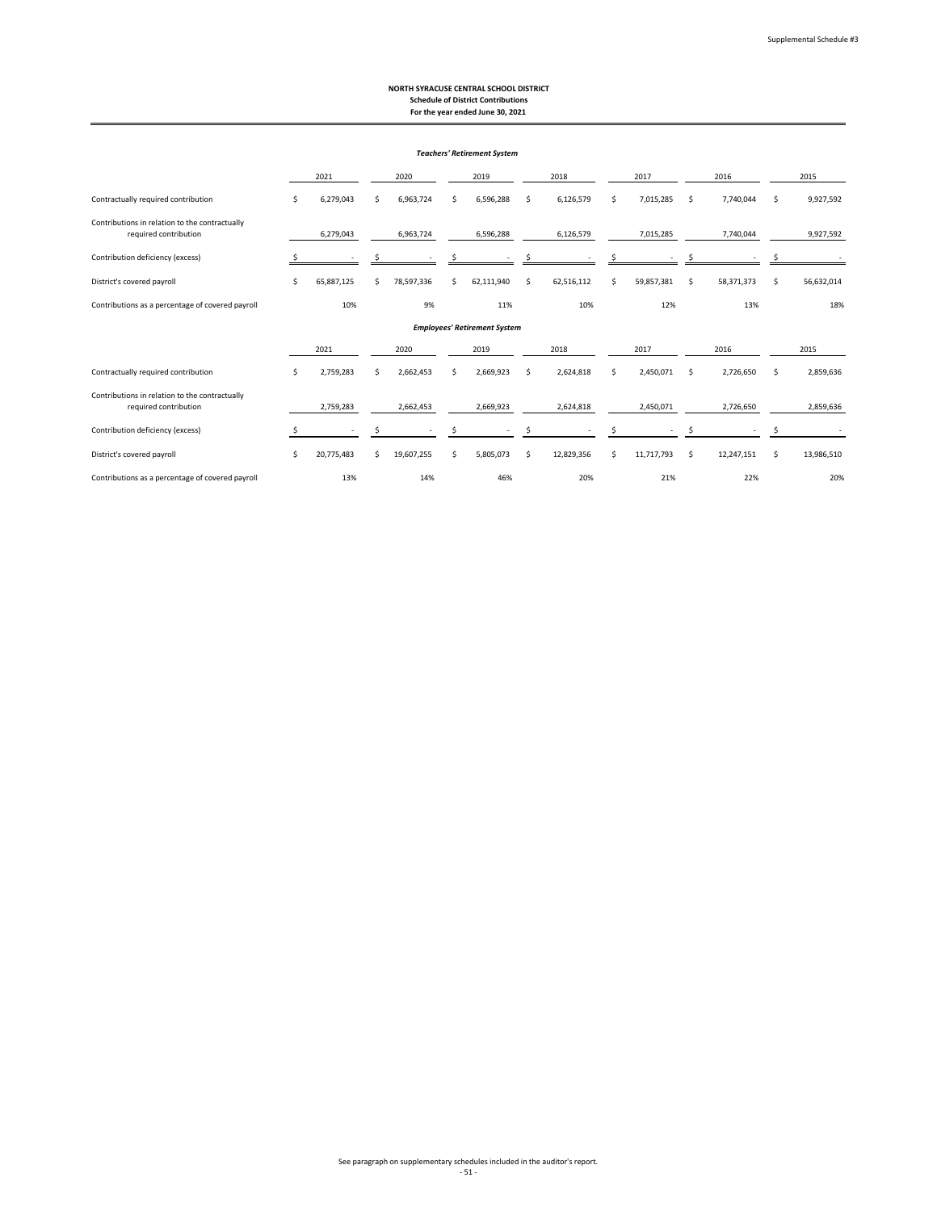Supplemental Schedule #3

# NORTH SYRACUSE CENTRAL SCHOOL DISTRICT
## Schedule of District Contributions
### For the year ended June 30, 2021

***Teachers' Retirement System***

| | 2021 | 2020 | 2019 | 2018 | 2017 | 2016 | 2015 |
|---|---|---|---|---|---|---|---|
| Contractually required contribution | $ 6,279,043 | $ 6,963,724 | $ 6,596,288 | $ 6,126,579 | $ 7,015,285 | $ 7,740,044 | $ 9,927,592 |
| Contributions in relation to the contractually required contribution | 6,279,043 | 6,963,724 | 6,596,288 | 6,126,579 | 7,015,285 | 7,740,044 | 9,927,592 |
| Contribution deficiency (excess) | $ - | $ - | $ - | $ - | $ - | $ - | $ - |
| District's covered payroll | $ 65,887,125 | $ 78,597,336 | $ 62,111,940 | $ 62,516,112 | $ 59,857,381 | $ 58,371,373 | $ 56,632,014 |
| Contributions as a percentage of covered payroll | 10% | 9% | 11% | 10% | 12% | 13% | 18% |

***Employees' Retirement System***

| | 2021 | 2020 | 2019 | 2018 | 2017 | 2016 | 2015 |
|---|---|---|---|---|---|---|---|
| Contractually required contribution | $ 2,759,283 | $ 2,662,453 | $ 2,669,923 | $ 2,624,818 | $ 2,450,071 | $ 2,726,650 | $ 2,859,636 |
| Contributions in relation to the contractually required contribution | 2,759,283 | 2,662,453 | 2,669,923 | 2,624,818 | 2,450,071 | 2,726,650 | 2,859,636 |
| Contribution deficiency (excess) | $ - | $ - | $ - | $ - | $ - | $ - | $ - |
| District's covered payroll | $ 20,775,483 | $ 19,607,255 | $ 5,805,073 | $ 12,829,356 | $ 11,717,793 | $ 12,247,151 | $ 13,986,510 |
| Contributions as a percentage of covered payroll | 13% | 14% | 46% | 20% | 21% | 22% | 20% |

See paragraph on supplementary schedules included in the auditor's report.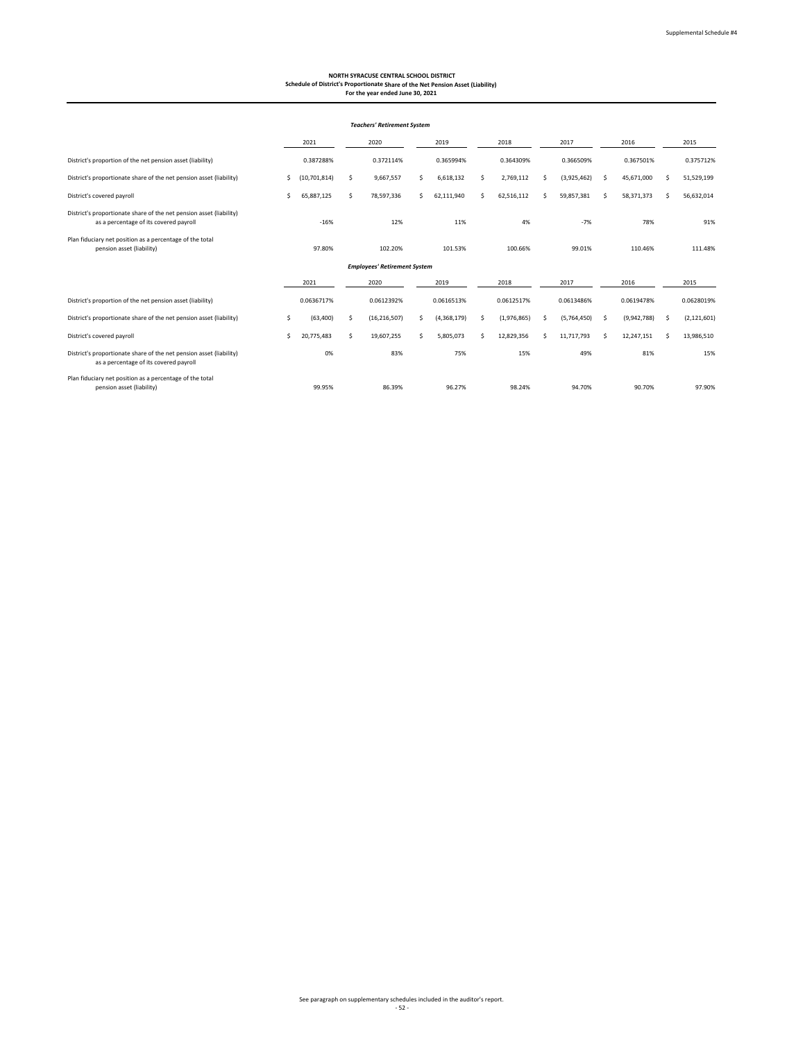Supplemental Schedule #4

**NORTH SYRACUSE CENTRAL SCHOOL DISTRICT**
**Schedule of District's Proportionate Share of the Net Pension Asset (Liability)**
**For the year ended June 30, 2021**

***Teachers' Retirement System***

| | 2021 | 2020 | 2019 | 2018 | 2017 | 2016 | 2015 |
|---|---|---|---|---|---|---|---|
| District's proportion of the net pension asset (liability) | 0.387288% | 0.372114% | 0.365994% | 0.364309% | 0.366509% | 0.367501% | 0.375712% |
| District's proportionate share of the net pension asset (liability) | $ (10,701,814) | $ 9,667,557 | $ 6,618,132 | $ 2,769,112 | $ (3,925,462) | $ 45,671,000 | $ 51,529,199 |
| District's covered payroll | $ 65,887,125 | $ 78,597,336 | $ 62,111,940 | $ 62,516,112 | $ 59,857,381 | $ 58,371,373 | $ 56,632,014 |
| District's proportionate share of the net pension asset (liability) as a percentage of its covered payroll | -16% | 12% | 11% | 4% | -7% | 78% | 91% |
| Plan fiduciary net position as a percentage of the total pension asset (liability) | 97.80% | 102.20% | 101.53% | 100.66% | 99.01% | 110.46% | 111.48% |

***Employees' Retirement System***

| | 2021 | 2020 | 2019 | 2018 | 2017 | 2016 | 2015 |
|---|---|---|---|---|---|---|---|
| District's proportion of the net pension asset (liability) | 0.0636717% | 0.0612392% | 0.0616513% | 0.0612517% | 0.0613486% | 0.0619478% | 0.0628019% |
| District's proportionate share of the net pension asset (liability) | $ (63,400) | $ (16,216,507) | $ (4,368,179) | $ (1,976,865) | $ (5,764,450) | $ (9,942,788) | $ (2,121,601) |
| District's covered payroll | $ 20,775,483 | $ 19,607,255 | $ 5,805,073 | $ 12,829,356 | $ 11,717,793 | $ 12,247,151 | $ 13,986,510 |
| District's proportionate share of the net pension asset (liability) as a percentage of its covered payroll | 0% | 83% | 75% | 15% | 49% | 81% | 15% |
| Plan fiduciary net position as a percentage of the total pension asset (liability) | 99.95% | 86.39% | 96.27% | 98.24% | 94.70% | 90.70% | 97.90% |

See paragraph on supplementary schedules included in the auditor's report.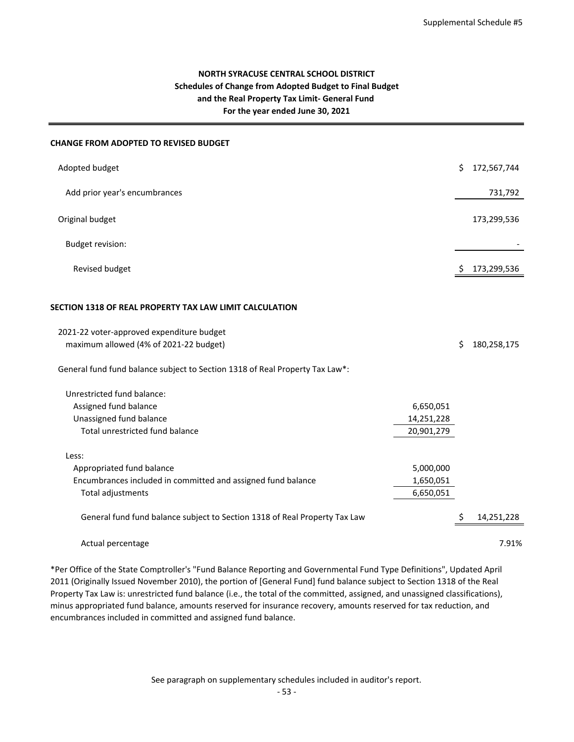Supplemental Schedule #5

**NORTH SYRACUSE CENTRAL SCHOOL DISTRICT**
**Schedules of Change from Adopted Budget to Final Budget**
**and the Real Property Tax Limit- General Fund**
**For the year ended June 30, 2021**

**CHANGE FROM ADOPTED TO REVISED BUDGET**

| | | |
|---|---|---|
| Adopted budget | | $ 172,567,744 |
| Add prior year's encumbrances | | 731,792 |
| Original budget | | 173,299,536 |
| Budget revision: | | - |
| Revised budget | | $ 173,299,536 |

**SECTION 1318 OF REAL PROPERTY TAX LAW LIMIT CALCULATION**

| | | |
|---|---|---|
| 2021-22 voter-approved expenditure budget maximum allowed (4% of 2021-22 budget) | | $ 180,258,175 |
| General fund fund balance subject to Section 1318 of Real Property Tax Law*: | | |
| Unrestricted fund balance: | | |
| Assigned fund balance | 6,650,051 | |
| Unassigned fund balance | 14,251,228 | |
| Total unrestricted fund balance | 20,901,279 | |
| Less: | | |
| Appropriated fund balance | 5,000,000 | |
| Encumbrances included in committed and assigned fund balance | 1,650,051 | |
| Total adjustments | 6,650,051 | |
| General fund fund balance subject to Section 1318 of Real Property Tax Law | | $ 14,251,228 |
| Actual percentage | | 7.91% |

*Per Office of the State Comptroller's "Fund Balance Reporting and Governmental Fund Type Definitions", Updated April 2011 (Originally Issued November 2010), the portion of [General Fund] fund balance subject to Section 1318 of the Real Property Tax Law is: unrestricted fund balance (i.e., the total of the committed, assigned, and unassigned classifications), minus appropriated fund balance, amounts reserved for insurance recovery, amounts reserved for tax reduction, and encumbrances included in committed and assigned fund balance.

See paragraph on supplementary schedules included in auditor's report.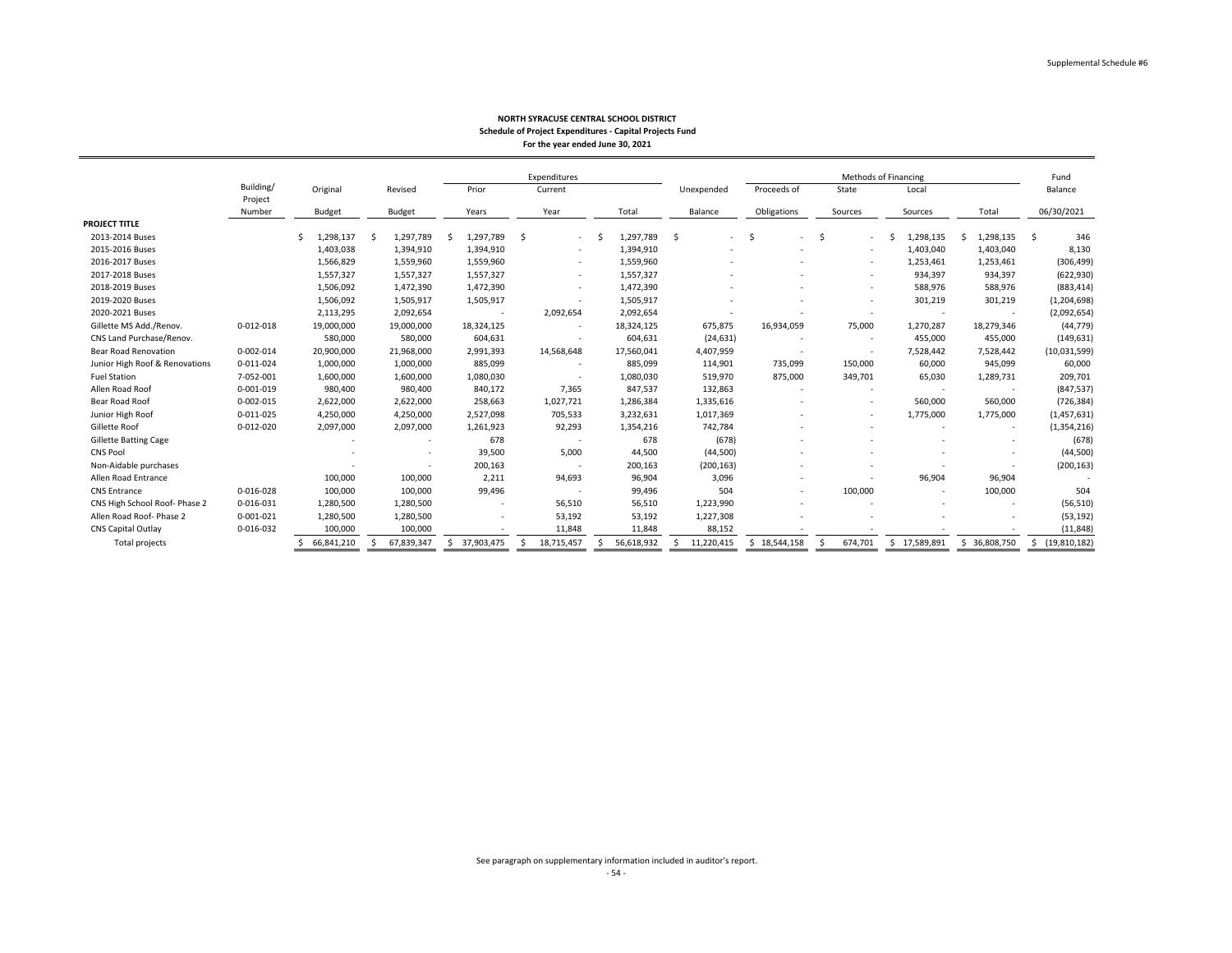Supplemental Schedule #6

**NORTH SYRACUSE CENTRAL SCHOOL DISTRICT**
**Schedule of Project Expenditures - Capital Projects Fund**
**For the year ended June 30, 2021**

| | Building/ Project Number | Original Budget | Revised Budget | Expenditures | | | Unexpended Balance | Methods of Financing | | | | Fund Balance |
|---|---|---|---|---|---|---|---|---|---|---|---|---|
| | | | | Prior Years | Current Year | Total | | Proceeds of Obligations | State Sources | Local Sources | Total | 06/30/2021 |
| **PROJECT TITLE** | | | | | | | | | | | | |
| 2013-2014 Buses | | $ 1,298,137 | $ 1,297,789 | $ 1,297,789 | $ - | $ 1,297,789 | $ - | $ - | $ - | $ 1,298,135 | $ 1,298,135 | $ 346 |
| 2015-2016 Buses | | 1,403,038 | 1,394,910 | 1,394,910 | - | 1,394,910 | - | - | - | 1,403,040 | 1,403,040 | 8,130 |
| 2016-2017 Buses | | 1,566,829 | 1,559,960 | 1,559,960 | - | 1,559,960 | - | - | - | 1,253,461 | 1,253,461 | (306,499) |
| 2017-2018 Buses | | 1,557,327 | 1,557,327 | 1,557,327 | - | 1,557,327 | - | - | - | 934,397 | 934,397 | (622,930) |
| 2018-2019 Buses | | 1,506,092 | 1,472,390 | 1,472,390 | - | 1,472,390 | - | - | - | 588,976 | 588,976 | (883,414) |
| 2019-2020 Buses | | 1,506,092 | 1,505,917 | 1,505,917 | - | 1,505,917 | - | - | - | 301,219 | 301,219 | (1,204,698) |
| 2020-2021 Buses | | 2,113,295 | 2,092,654 | - | 2,092,654 | 2,092,654 | - | - | - | - | - | (2,092,654) |
| Gillette MS Add./Renov. | 0-012-018 | 19,000,000 | 19,000,000 | 18,324,125 | - | 18,324,125 | 675,875 | 16,934,059 | 75,000 | 1,270,287 | 18,279,346 | (44,779) |
| CNS Land Purchase/Renov. | | 580,000 | 580,000 | 604,631 | - | 604,631 | (24,631) | - | - | 455,000 | 455,000 | (149,631) |
| Bear Road Renovation | 0-002-014 | 20,900,000 | 21,968,000 | 2,991,393 | 14,568,648 | 17,560,041 | 4,407,959 | - | - | 7,528,442 | 7,528,442 | (10,031,599) |
| Junior High Roof & Renovations | 0-011-024 | 1,000,000 | 1,000,000 | 885,099 | - | 885,099 | 114,901 | 735,099 | 150,000 | 60,000 | 945,099 | 60,000 |
| Fuel Station | 7-052-001 | 1,600,000 | 1,600,000 | 1,080,030 | - | 1,080,030 | 519,970 | 875,000 | 349,701 | 65,030 | 1,289,731 | 209,701 |
| Allen Road Roof | 0-001-019 | 980,400 | 980,400 | 840,172 | 7,365 | 847,537 | 132,863 | - | - | - | - | (847,537) |
| Bear Road Roof | 0-002-015 | 2,622,000 | 2,622,000 | 258,663 | 1,027,721 | 1,286,384 | 1,335,616 | - | - | 560,000 | 560,000 | (726,384) |
| Junior High Roof | 0-011-025 | 4,250,000 | 4,250,000 | 2,527,098 | 705,533 | 3,232,631 | 1,017,369 | - | - | 1,775,000 | 1,775,000 | (1,457,631) |
| Gillette Roof | 0-012-020 | 2,097,000 | 2,097,000 | 1,261,923 | 92,293 | 1,354,216 | 742,784 | - | - | - | - | (1,354,216) |
| Gillette Batting Cage | | - | - | 678 | - | 678 | (678) | - | - | - | - | (678) |
| CNS Pool | | - | - | 39,500 | 5,000 | 44,500 | (44,500) | - | - | - | - | (44,500) |
| Non-Aidable purchases | | - | - | 200,163 | - | 200,163 | (200,163) | - | - | - | - | (200,163) |
| Allen Road Entrance | | 100,000 | 100,000 | 2,211 | 94,693 | 96,904 | 3,096 | - | - | 96,904 | 96,904 | - |
| CNS Entrance | 0-016-028 | 100,000 | 100,000 | 99,496 | - | 99,496 | 504 | - | 100,000 | - | 100,000 | 504 |
| CNS High School Roof- Phase 2 | 0-016-031 | 1,280,500 | 1,280,500 | - | 56,510 | 56,510 | 1,223,990 | - | - | - | - | (56,510) |
| Allen Road Roof- Phase 2 | 0-001-021 | 1,280,500 | 1,280,500 | - | 53,192 | 53,192 | 1,227,308 | - | - | - | - | (53,192) |
| CNS Capital Outlay | 0-016-032 | 100,000 | 100,000 | - | 11,848 | 11,848 | 88,152 | - | - | - | - | (11,848) |
| Total projects | | $ 66,841,210 | $ 67,839,347 | $ 37,903,475 | $ 18,715,457 | $ 56,618,932 | $ 11,220,415 | $ 18,544,158 | $ 674,701 | $ 17,589,891 | $ 36,808,750 | $ (19,810,182) |

See paragraph on supplementary information included in auditor's report.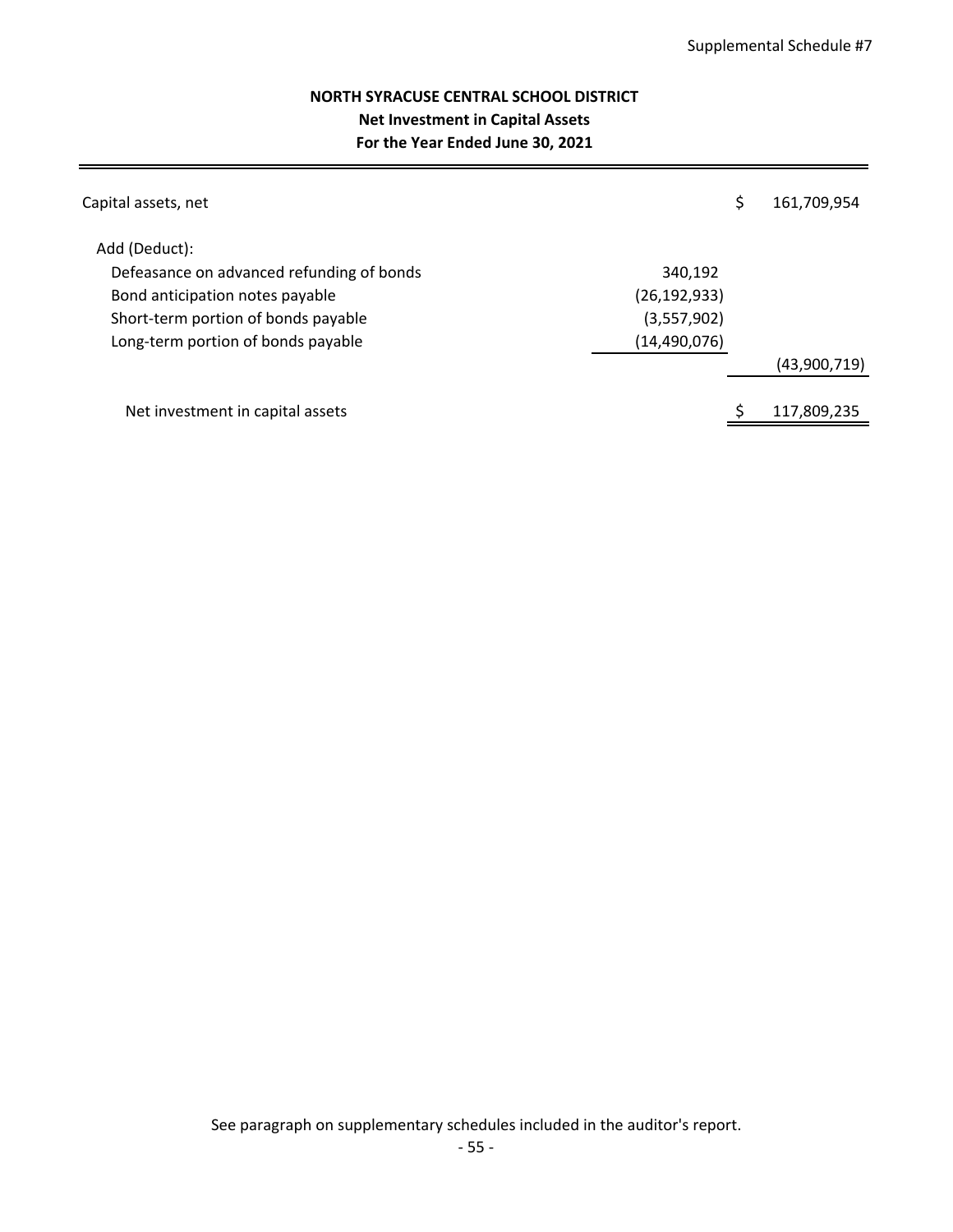Supplemental Schedule #7

**NORTH SYRACUSE CENTRAL SCHOOL DISTRICT**
**Net Investment in Capital Assets**
**For the Year Ended June 30, 2021**

| | | |
|---|---|---|
| Capital assets, net | | $ 161,709,954 |
| Add (Deduct): | | |
| Defeasance on advanced refunding of bonds | 340,192 | |
| Bond anticipation notes payable | (26,192,933) | |
| Short-term portion of bonds payable | (3,557,902) | |
| Long-term portion of bonds payable | (14,490,076) | |
| | | (43,900,719) |
| Net investment in capital assets | | $ 117,809,235 |

See paragraph on supplementary schedules included in the auditor's report.